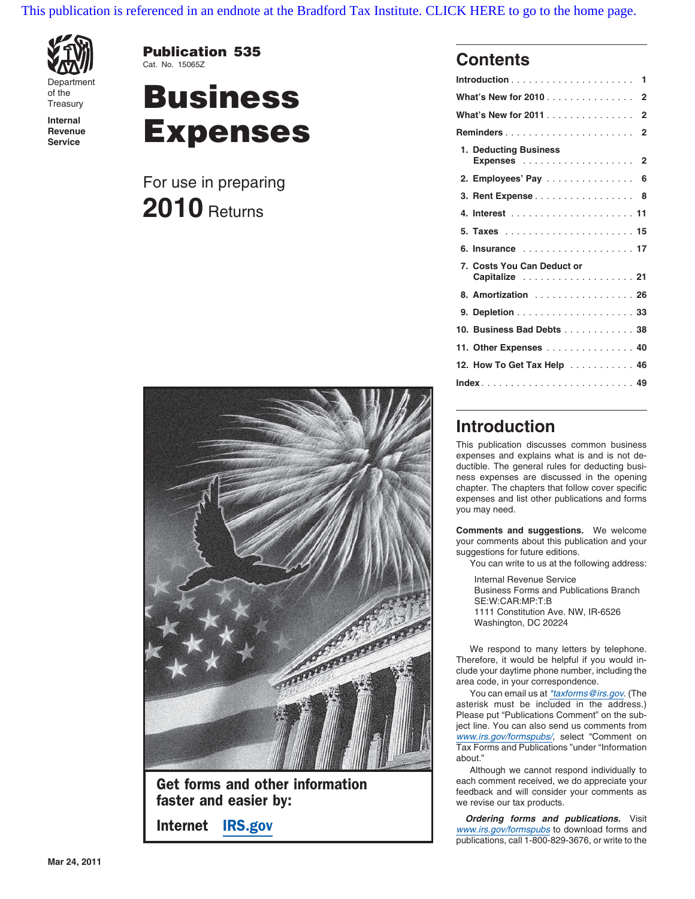This publication is referenced in an endnote at the Bradford Tax Institute. CLICK HERE to go to the home page.

Department of the Treasury
Internal Revenue Service

**Publication 535**
Cat. No. 15065Z

# Business Expenses

For use in preparing

**2010** Returns

**Get forms and other information faster and easier by:**

**Internet IRS.gov**

Mar 24, 2011

## Contents

| | |
|---|---|
| Introduction | 1 |
| What's New for 2010 | 2 |
| What's New for 2011 | 2 |
| Reminders | 2 |
| 1. Deducting Business Expenses | 2 |
| 2. Employees' Pay | 6 |
| 3. Rent Expense | 8 |
| 4. Interest | 11 |
| 5. Taxes | 15 |
| 6. Insurance | 17 |
| 7. Costs You Can Deduct or Capitalize | 21 |
| 8. Amortization | 26 |
| 9. Depletion | 33 |
| 10. Business Bad Debts | 38 |
| 11. Other Expenses | 40 |
| 12. How To Get Tax Help | 46 |
| Index | 49 |

## Introduction

This publication discusses common business expenses and explains what is and is not deductible. The general rules for deducting business expenses are discussed in the opening chapter. The chapters that follow cover specific expenses and list other publications and forms you may need.

**Comments and suggestions.** We welcome your comments about this publication and your suggestions for future editions.

You can write to us at the following address:

Internal Revenue Service
Business Forms and Publications Branch
SE:W:CAR:MP:T:B
1111 Constitution Ave. NW, IR-6526
Washington, DC 20224

We respond to many letters by telephone. Therefore, it would be helpful if you would include your daytime phone number, including the area code, in your correspondence.

You can email us at *taxforms@irs.gov*. (The asterisk must be included in the address.) Please put "Publications Comment" on the subject line. You can also send us comments from *www.irs.gov/formspubs/*, select "Comment on Tax Forms and Publications" under "Information about."

Although we cannot respond individually to each comment received, we do appreciate your feedback and will consider your comments as we revise our tax products.

***Ordering forms and publications.*** Visit *www.irs.gov/formspubs* to download forms and publications, call 1-800-829-3676, or write to the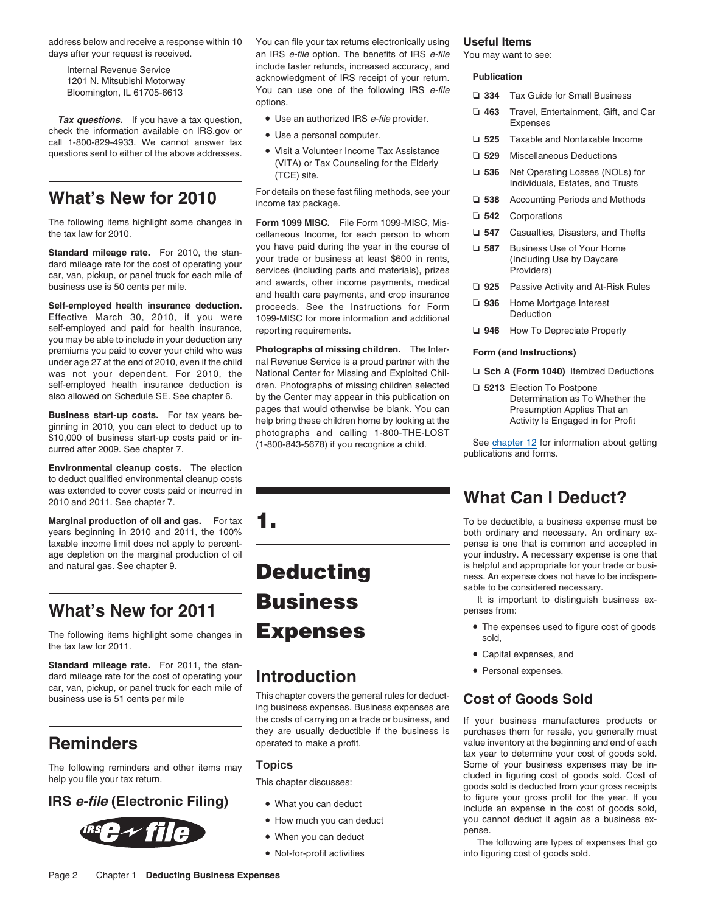address below and receive a response within 10 days after your request is received.

Internal Revenue Service
1201 N. Mitsubishi Motorway
Bloomington, IL 61705-6613

***Tax questions.*** If you have a tax question, check the information available on IRS.gov or call 1-800-829-4933. We cannot answer tax questions sent to either of the above addresses.

# What's New for 2010

The following items highlight some changes in the tax law for 2010.

**Standard mileage rate.** For 2010, the standard mileage rate for the cost of operating your car, van, pickup, or panel truck for each mile of business use is 50 cents per mile.

**Self-employed health insurance deduction.** Effective March 30, 2010, if you were self-employed and paid for health insurance, you may be able to include in your deduction any premiums you paid to cover your child who was under age 27 at the end of 2010, even if the child was not your dependent. For 2010, the self-employed health insurance deduction is also allowed on Schedule SE. See chapter 6.

**Business start-up costs.** For tax years beginning in 2010, you can elect to deduct up to $10,000 of business start-up costs paid or incurred after 2009. See chapter 7.

**Environmental cleanup costs.** The election to deduct qualified environmental cleanup costs was extended to cover costs paid or incurred in 2010 and 2011. See chapter 7.

**Marginal production of oil and gas.** For tax years beginning in 2010 and 2011, the 100% taxable income limit does not apply to percentage depletion on the marginal production of oil and natural gas. See chapter 9.

# What's New for 2011

The following items highlight some changes in the tax law for 2011.

**Standard mileage rate.** For 2011, the standard mileage rate for the cost of operating your car, van, pickup, or panel truck for each mile of business use is 51 cents per mile

# Reminders

The following reminders and other items may help you file your tax return.

## IRS *e-file* (Electronic Filing)

You can file your tax returns electronically using an IRS *e-file* option. The benefits of IRS *e-file* include faster refunds, increased accuracy, and acknowledgment of IRS receipt of your return. You can use one of the following IRS *e-file* options.

- Use an authorized IRS *e-file* provider.
- Use a personal computer.
- Visit a Volunteer Income Tax Assistance (VITA) or Tax Counseling for the Elderly (TCE) site.

For details on these fast filing methods, see your income tax package.

**Form 1099 MISC.** File Form 1099-MISC, Miscellaneous Income, for each person to whom you have paid during the year in the course of your trade or business at least $600 in rents, services (including parts and materials), prizes and awards, other income payments, medical and health care payments, and crop insurance proceeds. See the Instructions for Form 1099-MISC for more information and additional reporting requirements.

**Photographs of missing children.** The Internal Revenue Service is a proud partner with the National Center for Missing and Exploited Children. Photographs of missing children selected by the Center may appear in this publication on pages that would otherwise be blank. You can help bring these children home by looking at the photographs and calling 1-800-THE-LOST (1-800-843-5678) if you recognize a child.

# 1. Deducting Business Expenses

## Introduction

This chapter covers the general rules for deducting business expenses. Business expenses are the costs of carrying on a trade or business, and they are usually deductible if the business is operated to make a profit.

### Topics

This chapter discusses:

- What you can deduct
- How much you can deduct
- When you can deduct
- Not-for-profit activities

### Useful Items

You may want to see:

**Publication**

- ❑ **334** Tax Guide for Small Business
- ❑ **463** Travel, Entertainment, Gift, and Car Expenses
- ❑ **525** Taxable and Nontaxable Income
- ❑ **529** Miscellaneous Deductions
- ❑ **536** Net Operating Losses (NOLs) for Individuals, Estates, and Trusts
- ❑ **538** Accounting Periods and Methods
- ❑ **542** Corporations
- ❑ **547** Casualties, Disasters, and Thefts
- ❑ **587** Business Use of Your Home (Including Use by Daycare Providers)
- ❑ **925** Passive Activity and At-Risk Rules
- ❑ **936** Home Mortgage Interest Deduction
- ❑ **946** How To Depreciate Property

**Form (and Instructions)**

- ❑ **Sch A (Form 1040)** Itemized Deductions
- ❑ **5213** Election To Postpone Determination as To Whether the Presumption Applies That an Activity Is Engaged in for Profit

See chapter 12 for information about getting publications and forms.

# What Can I Deduct?

To be deductible, a business expense must be both ordinary and necessary. An ordinary expense is one that is common and accepted in your industry. A necessary expense is one that is helpful and appropriate for your trade or business. An expense does not have to be indispensable to be considered necessary.

It is important to distinguish business expenses from:

- The expenses used to figure cost of goods sold,
- Capital expenses, and
- Personal expenses.

## Cost of Goods Sold

If your business manufactures products or purchases them for resale, you generally must value inventory at the beginning and end of each tax year to determine your cost of goods sold. Some of your business expenses may be included in figuring cost of goods sold. Cost of goods sold is deducted from your gross receipts to figure your gross profit for the year. If you include an expense in the cost of goods sold, you cannot deduct it again as a business expense.

The following are types of expenses that go into figuring cost of goods sold.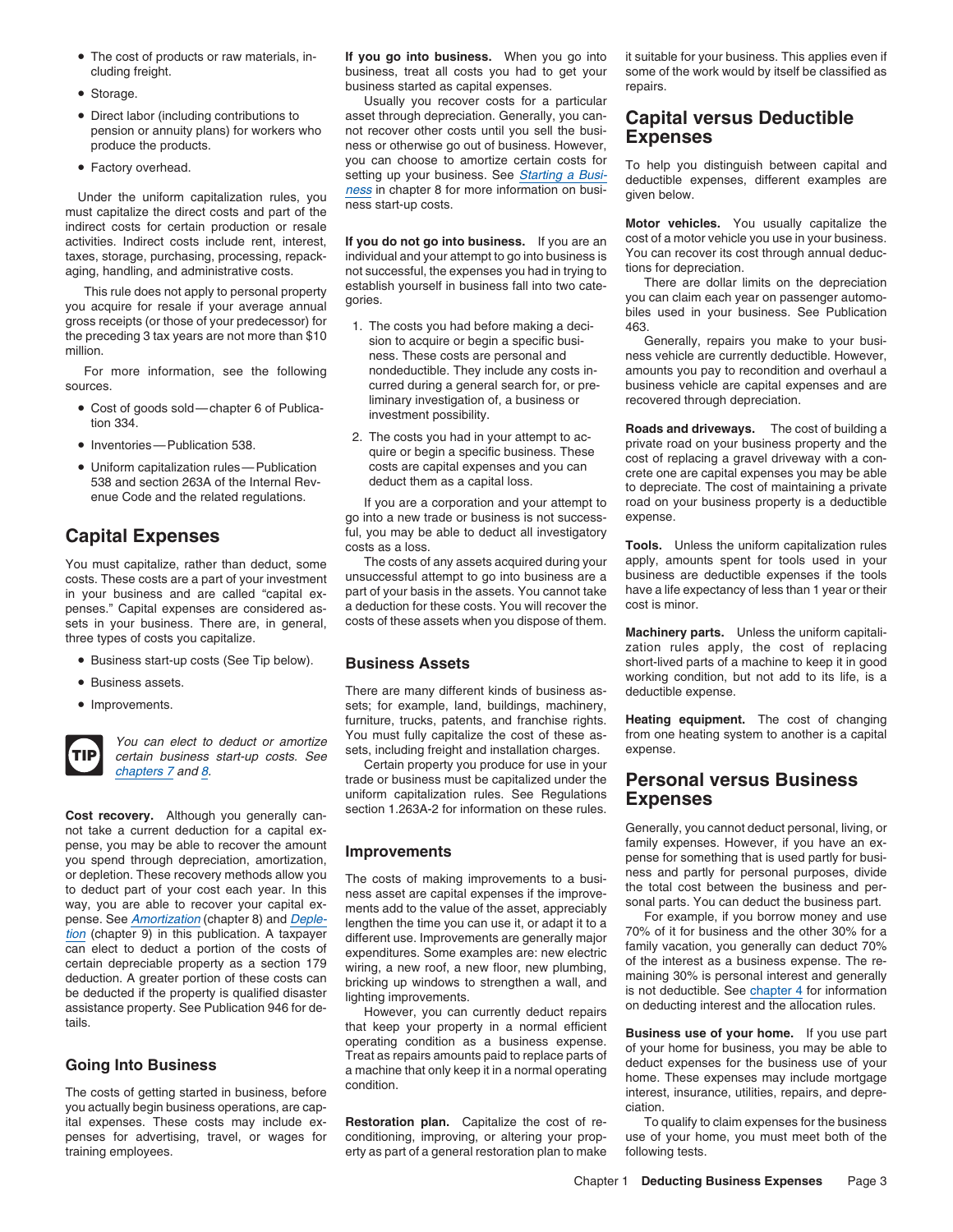- The cost of products or raw materials, including freight.
- Storage.
- Direct labor (including contributions to pension or annuity plans) for workers who produce the products.
- Factory overhead.

Under the uniform capitalization rules, you must capitalize the direct costs and part of the indirect costs for certain production or resale activities. Indirect costs include rent, interest, taxes, storage, purchasing, processing, repackaging, handling, and administrative costs.

This rule does not apply to personal property you acquire for resale if your average annual gross receipts (or those of your predecessor) for the preceding 3 tax years are not more than $10 million.

For more information, see the following sources.

- Cost of goods sold—chapter 6 of Publication 334.
- Inventories—Publication 538.
- Uniform capitalization rules—Publication 538 and section 263A of the Internal Revenue Code and the related regulations.

## Capital Expenses

You must capitalize, rather than deduct, some costs. These costs are a part of your investment in your business and are called "capital expenses." Capital expenses are considered assets in your business. There are, in general, three types of costs you capitalize.

- Business start-up costs (See Tip below).
- Business assets.
- Improvements.

**TIP** *You can elect to deduct or amortize certain business start-up costs. See chapters 7 and 8.*

**Cost recovery.** Although you generally cannot take a current deduction for a capital expense, you may be able to recover the amount you spend through depreciation, amortization, or depletion. These recovery methods allow you to deduct part of your cost each year. In this way, you are able to recover your capital expense. See *Amortization* (chapter 8) and *Depletion* (chapter 9) in this publication. A taxpayer can elect to deduct a portion of the costs of certain depreciable property as a section 179 deduction. A greater portion of these costs can be deducted if the property is qualified disaster assistance property. See Publication 946 for details.

### Going Into Business

The costs of getting started in business, before you actually begin business operations, are capital expenses. These costs may include expenses for advertising, travel, or wages for training employees.

**If you go into business.** When you go into business, treat all costs you had to get your business started as capital expenses.

Usually you recover costs for a particular asset through depreciation. Generally, you cannot recover other costs until you sell the business or otherwise go out of business. However, you can choose to amortize certain costs for setting up your business. See *Starting a Business* in chapter 8 for more information on business start-up costs.

**If you do not go into business.** If you are an individual and your attempt to go into business is not successful, the expenses you had in trying to establish yourself in business fall into two categories.

1. The costs you had before making a decision to acquire or begin a specific business. These costs are personal and nondeductible. They include any costs incurred during a general search for, or preliminary investigation of, a business or investment possibility.
2. The costs you had in your attempt to acquire or begin a specific business. These costs are capital expenses and you can deduct them as a capital loss.

If you are a corporation and your attempt to go into a new trade or business is not successful, you may be able to deduct all investigatory costs as a loss.

The costs of any assets acquired during your unsuccessful attempt to go into business are a part of your basis in the assets. You cannot take a deduction for these costs. You will recover the costs of these assets when you dispose of them.

### Business Assets

There are many different kinds of business assets; for example, land, buildings, machinery, furniture, trucks, patents, and franchise rights. You must fully capitalize the cost of these assets, including freight and installation charges.

Certain property you produce for use in your trade or business must be capitalized under the uniform capitalization rules. See Regulations section 1.263A-2 for information on these rules.

### Improvements

The costs of making improvements to a business asset are capital expenses if the improvements add to the value of the asset, appreciably lengthen the time you can use it, or adapt it to a different use. Improvements are generally major expenditures. Some examples are: new electric wiring, a new roof, a new floor, new plumbing, bricking up windows to strengthen a wall, and lighting improvements.

However, you can currently deduct repairs that keep your property in a normal efficient operating condition as a business expense. Treat as repairs amounts paid to replace parts of a machine that only keep it in a normal operating condition.

**Restoration plan.** Capitalize the cost of reconditioning, improving, or altering your property as part of a general restoration plan to make it suitable for your business. This applies even if some of the work would by itself be classified as repairs.

## Capital versus Deductible Expenses

To help you distinguish between capital and deductible expenses, different examples are given below.

**Motor vehicles.** You usually capitalize the cost of a motor vehicle you use in your business. You can recover its cost through annual deductions for depreciation.

There are dollar limits on the depreciation you can claim each year on passenger automobiles used in your business. See Publication 463.

Generally, repairs you make to your business vehicle are currently deductible. However, amounts you pay to recondition and overhaul a business vehicle are capital expenses and are recovered through depreciation.

**Roads and driveways.** The cost of building a private road on your business property and the cost of replacing a gravel driveway with a concrete one are capital expenses you may be able to depreciate. The cost of maintaining a private road on your business property is a deductible expense.

**Tools.** Unless the uniform capitalization rules apply, amounts spent for tools used in your business are deductible expenses if the tools have a life expectancy of less than 1 year or their cost is minor.

**Machinery parts.** Unless the uniform capitalization rules apply, the cost of replacing short-lived parts of a machine to keep it in good working condition, but not add to its life, is a deductible expense.

**Heating equipment.** The cost of changing from one heating system to another is a capital expense.

## Personal versus Business Expenses

Generally, you cannot deduct personal, living, or family expenses. However, if you have an expense for something that is used partly for business and partly for personal purposes, divide the total cost between the business and personal parts. You can deduct the business part.

For example, if you borrow money and use 70% of it for business and the other 30% for a family vacation, you generally can deduct 70% of the interest as a business expense. The remaining 30% is personal interest and generally is not deductible. See chapter 4 for information on deducting interest and the allocation rules.

**Business use of your home.** If you use part of your home for business, you may be able to deduct expenses for the business use of your home. These expenses may include mortgage interest, insurance, utilities, repairs, and depreciation.

To qualify to claim expenses for the business use of your home, you must meet both of the following tests.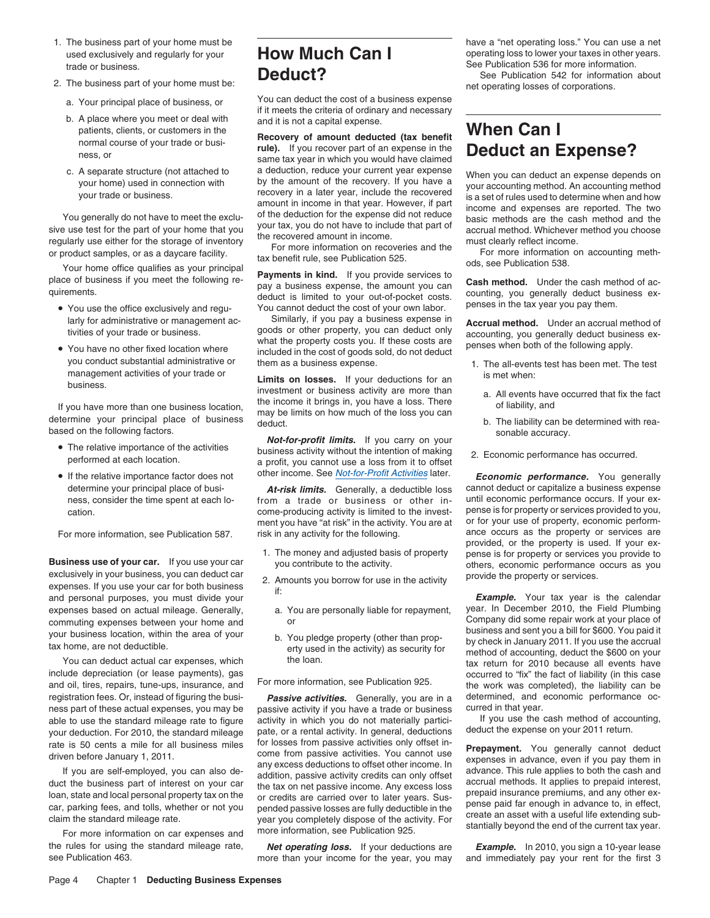1. The business part of your home must be used exclusively and regularly for your trade or business.
2. The business part of your home must be:
   a. Your principal place of business, or
   b. A place where you meet or deal with patients, clients, or customers in the normal course of your trade or business, or
   c. A separate structure (not attached to your home) used in connection with your trade or business.

You generally do not have to meet the exclusive use test for the part of your home that you regularly use either for the storage of inventory or product samples, or as a daycare facility.

Your home office qualifies as your principal place of business if you meet the following requirements.

- You use the office exclusively and regularly for administrative or management activities of your trade or business.
- You have no other fixed location where you conduct substantial administrative or management activities of your trade or business.

If you have more than one business location, determine your principal place of business based on the following factors.

- The relative importance of the activities performed at each location.
- If the relative importance factor does not determine your principal place of business, consider the time spent at each location.

For more information, see Publication 587.

**Business use of your car.** If you use your car exclusively in your business, you can deduct car expenses. If you use your car for both business and personal purposes, you must divide your expenses based on actual mileage. Generally, commuting expenses between your home and your business location, within the area of your tax home, are not deductible.

You can deduct actual car expenses, which include depreciation (or lease payments), gas and oil, tires, repairs, tune-ups, insurance, and registration fees. Or, instead of figuring the business part of these actual expenses, you may be able to use the standard mileage rate to figure your deduction. For 2010, the standard mileage rate is 50 cents a mile for all business miles driven before January 1, 2011.

If you are self-employed, you can also deduct the business part of interest on your car loan, state and local personal property tax on the car, parking fees, and tolls, whether or not you claim the standard mileage rate.

For more information on car expenses and the rules for using the standard mileage rate, see Publication 463.

# How Much Can I Deduct?

You can deduct the cost of a business expense if it meets the criteria of ordinary and necessary and it is not a capital expense.

**Recovery of amount deducted (tax benefit rule).** If you recover part of an expense in the same tax year in which you would have claimed a deduction, reduce your current year expense by the amount of the recovery. If you have a recovery in a later year, include the recovered amount in income in that year. However, if part of the deduction for the expense did not reduce your tax, you do not have to include that part of the recovered amount in income.

For more information on recoveries and the tax benefit rule, see Publication 525.

**Payments in kind.** If you provide services to pay a business expense, the amount you can deduct is limited to your out-of-pocket costs. You cannot deduct the cost of your own labor.

Similarly, if you pay a business expense in goods or other property, you can deduct only what the property costs you. If these costs are included in the cost of goods sold, do not deduct them as a business expense.

**Limits on losses.** If your deductions for an investment or business activity are more than the income it brings in, you have a loss. There may be limits on how much of the loss you can deduct.

***Not-for-profit limits.*** If you carry on your business activity without the intention of making a profit, you cannot use a loss from it to offset other income. See Not-for-Profit Activities later.

***At-risk limits.*** Generally, a deductible loss from a trade or business or other income-producing activity is limited to the investment you have "at risk" in the activity. You are at risk in any activity for the following.

1. The money and adjusted basis of property you contribute to the activity.
2. Amounts you borrow for use in the activity if:
   a. You are personally liable for repayment, or
   b. You pledge property (other than property used in the activity) as security for the loan.

For more information, see Publication 925.

***Passive activities.*** Generally, you are in a passive activity if you have a trade or business activity in which you do not materially participate, or a rental activity. In general, deductions for losses from passive activities only offset income from passive activities. You cannot use any excess deductions to offset other income. In addition, passive activity credits can only offset the tax on net passive income. Any excess loss or credits are carried over to later years. Suspended passive losses are fully deductible in the year you completely dispose of the activity. For more information, see Publication 925.

***Net operating loss.*** If your deductions are more than your income for the year, you may have a "net operating loss." You can use a net operating loss to lower your taxes in other years. See Publication 536 for more information.

See Publication 542 for information about net operating losses of corporations.

# When Can I Deduct an Expense?

When you can deduct an expense depends on your accounting method. An accounting method is a set of rules used to determine when and how income and expenses are reported. The two basic methods are the cash method and the accrual method. Whichever method you choose must clearly reflect income.

For more information on accounting methods, see Publication 538.

**Cash method.** Under the cash method of accounting, you generally deduct business expenses in the tax year you pay them.

**Accrual method.** Under an accrual method of accounting, you generally deduct business expenses when both of the following apply.

1. The all-events test has been met. The test is met when:
   a. All events have occurred that fix the fact of liability, and
   b. The liability can be determined with reasonable accuracy.
2. Economic performance has occurred.

***Economic performance.*** You generally cannot deduct or capitalize a business expense until economic performance occurs. If your expense is for property or services provided to you, or for your use of property, economic performance occurs as the property or services are provided, or the property is used. If your expense is for property or services you provide to others, economic performance occurs as you provide the property or services.

***Example.*** Your tax year is the calendar year. In December 2010, the Field Plumbing Company did some repair work at your place of business and sent you a bill for $600. You paid it by check in January 2011. If you use the accrual method of accounting, deduct the $600 on your tax return for 2010 because all events have occurred to "fix" the fact of liability (in this case the work was completed), the liability can be determined, and economic performance occurred in that year.

If you use the cash method of accounting, deduct the expense on your 2011 return.

**Prepayment.** You generally cannot deduct expenses in advance, even if you pay them in advance. This rule applies to both the cash and accrual methods. It applies to prepaid interest, prepaid insurance premiums, and any other expense paid far enough in advance to, in effect, create an asset with a useful life extending substantially beyond the end of the current tax year.

***Example.*** In 2010, you sign a 10-year lease and immediately pay your rent for the first 3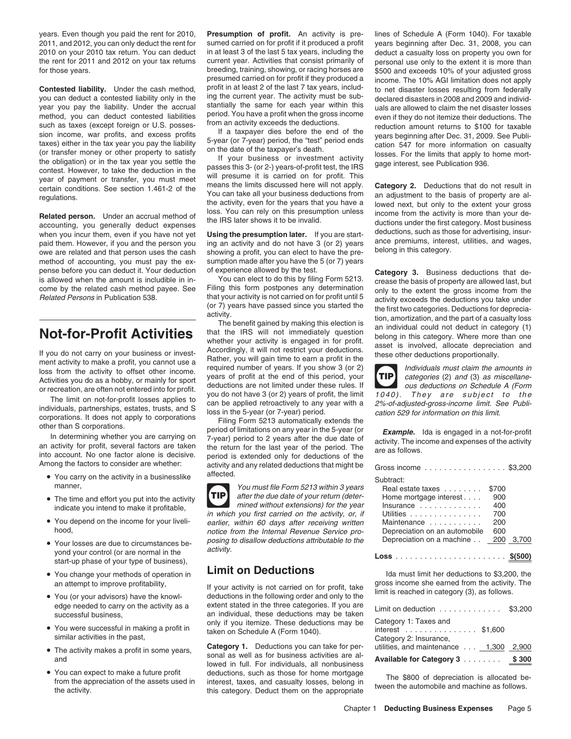years. Even though you paid the rent for 2010, 2011, and 2012, you can only deduct the rent for 2010 on your 2010 tax return. You can deduct the rent for 2011 and 2012 on your tax returns for those years.

**Contested liability.** Under the cash method, you can deduct a contested liability only in the year you pay the liability. Under the accrual method, you can deduct contested liabilities such as taxes (except foreign or U.S. possession income, war profits, and excess profits taxes) either in the tax year you pay the liability (or transfer money or other property to satisfy the obligation) or in the tax year you settle the contest. However, to take the deduction in the year of payment or transfer, you must meet certain conditions. See section 1.461-2 of the regulations.

**Related person.** Under an accrual method of accounting, you generally deduct expenses when you incur them, even if you have not yet paid them. However, if you and the person you owe are related and that person uses the cash method of accounting, you must pay the expense before you can deduct it. Your deduction is allowed when the amount is includible in income by the related cash method payee. See *Related Persons* in Publication 538.

# Not-for-Profit Activities

If you do not carry on your business or investment activity to make a profit, you cannot use a loss from the activity to offset other income. Activities you do as a hobby, or mainly for sport or recreation, are often not entered into for profit.

The limit on not-for-profit losses applies to individuals, partnerships, estates, trusts, and S corporations. It does not apply to corporations other than S corporations.

In determining whether you are carrying on an activity for profit, several factors are taken into account. No one factor alone is decisive. Among the factors to consider are whether:

- You carry on the activity in a businesslike manner,
- The time and effort you put into the activity indicate you intend to make it profitable,
- You depend on the income for your livelihood,
- Your losses are due to circumstances beyond your control (or are normal in the start-up phase of your type of business),
- You change your methods of operation in an attempt to improve profitability,
- You (or your advisors) have the knowledge needed to carry on the activity as a successful business,
- You were successful in making a profit in similar activities in the past,
- The activity makes a profit in some years, and
- You can expect to make a future profit from the appreciation of the assets used in the activity.

**Presumption of profit.** An activity is presumed carried on for profit if it produced a profit in at least 3 of the last 5 tax years, including the current year. Activities that consist primarily of breeding, training, showing, or racing horses are presumed carried on for profit if they produced a profit in at least 2 of the last 7 tax years, including the current year. The activity must be substantially the same for each year within this period. You have a profit when the gross income from an activity exceeds the deductions.

If a taxpayer dies before the end of the 5-year (or 7-year) period, the "test" period ends on the date of the taxpayer's death.

If your business or investment activity passes this 3- (or 2-) years-of-profit test, the IRS will presume it is carried on for profit. This means the limits discussed here will not apply. You can take all your business deductions from the activity, even for the years that you have a loss. You can rely on this presumption unless the IRS later shows it to be invalid.

**Using the presumption later.** If you are starting an activity and do not have 3 (or 2) years showing a profit, you can elect to have the presumption made after you have the 5 (or 7) years of experience allowed by the test.

You can elect to do this by filing Form 5213. Filing this form postpones any determination that your activity is not carried on for profit until 5 (or 7) years have passed since you started the activity.

The benefit gained by making this election is that the IRS will not immediately question whether your activity is engaged in for profit. Accordingly, it will not restrict your deductions. Rather, you will gain time to earn a profit in the required number of years. If you show 3 (or 2) years of profit at the end of this period, your deductions are not limited under these rules. If you do not have 3 (or 2) years of profit, the limit can be applied retroactively to any year with a loss in the 5-year (or 7-year) period.

Filing Form 5213 automatically extends the period of limitations on any year in the 5-year (or 7-year) period to 2 years after the due date of the return for the last year of the period. The period is extended only for deductions of the activity and any related deductions that might be affected.

**TIP** *You must file Form 5213 within 3 years after the due date of your return (determined without extensions) for the year in which you first carried on the activity, or, if earlier, within 60 days after receiving written notice from the Internal Revenue Service proposing to disallow deductions attributable to the activity.*

## Limit on Deductions

If your activity is not carried on for profit, take deductions in the following order and only to the extent stated in the three categories. If you are an individual, these deductions may be taken only if you itemize. These deductions may be taken on Schedule A (Form 1040).

**Category 1.** Deductions you can take for personal as well as for business activities are allowed in full. For individuals, all nonbusiness deductions, such as those for home mortgage interest, taxes, and casualty losses, belong in this category. Deduct them on the appropriate lines of Schedule A (Form 1040). For taxable years beginning after Dec. 31, 2008, you can deduct a casualty loss on property you own for personal use only to the extent it is more than $500 and exceeds 10% of your adjusted gross income. The 10% AGI limitation does not apply to net disaster losses resulting from federally declared disasters in 2008 and 2009 and individuals are allowed to claim the net disaster losses even if they do not itemize their deductions. The reduction amount returns to $100 for taxable years beginning after Dec. 31, 2009. See Publication 547 for more information on casualty losses. For the limits that apply to home mortgage interest, see Publication 936.

**Category 2.** Deductions that do not result in an adjustment to the basis of property are allowed next, but only to the extent your gross income from the activity is more than your deductions under the first category. Most business deductions, such as those for advertising, insurance premiums, interest, utilities, and wages, belong in this category.

**Category 3.** Business deductions that decrease the basis of property are allowed last, but only to the extent the gross income from the activity exceeds the deductions you take under the first two categories. Deductions for depreciation, amortization, and the part of a casualty loss an individual could not deduct in category (1) belong in this category. Where more than one asset is involved, allocate depreciation and these other deductions proportionally.

**TIP** *Individuals must claim the amounts in categories (2) and (3) as miscellaneous deductions on Schedule A (Form 1040). They are subject to the 2%-of-adjusted-gross-income limit. See Publication 529 for information on this limit.*

***Example.*** Ida is engaged in a not-for-profit activity. The income and expenses of the activity are as follows.

| | | |
|---|---|---|
| Gross income | | $3,200 |
| Subtract: | | |
| Real estate taxes | $700 | |
| Home mortgage interest | 900 | |
| Insurance | 400 | |
| Utilities | 700 | |
| Maintenance | 200 | |
| Depreciation on an automobile | 600 | |
| Depreciation on a machine | 200 | 3,700 |
| **Loss** | | **$(500)** |

Ida must limit her deductions to $3,200, the gross income she earned from the activity. The limit is reached in category (3), as follows.

| | | |
|---|---|---|
| Limit on deduction | | $3,200 |
| Category 1: Taxes and interest | $1,600 | |
| Category 2: Insurance, utilities, and maintenance | 1,300 | 2,900 |
| **Available for Category 3** | | **$ 300** |

The $800 of depreciation is allocated between the automobile and machine as follows.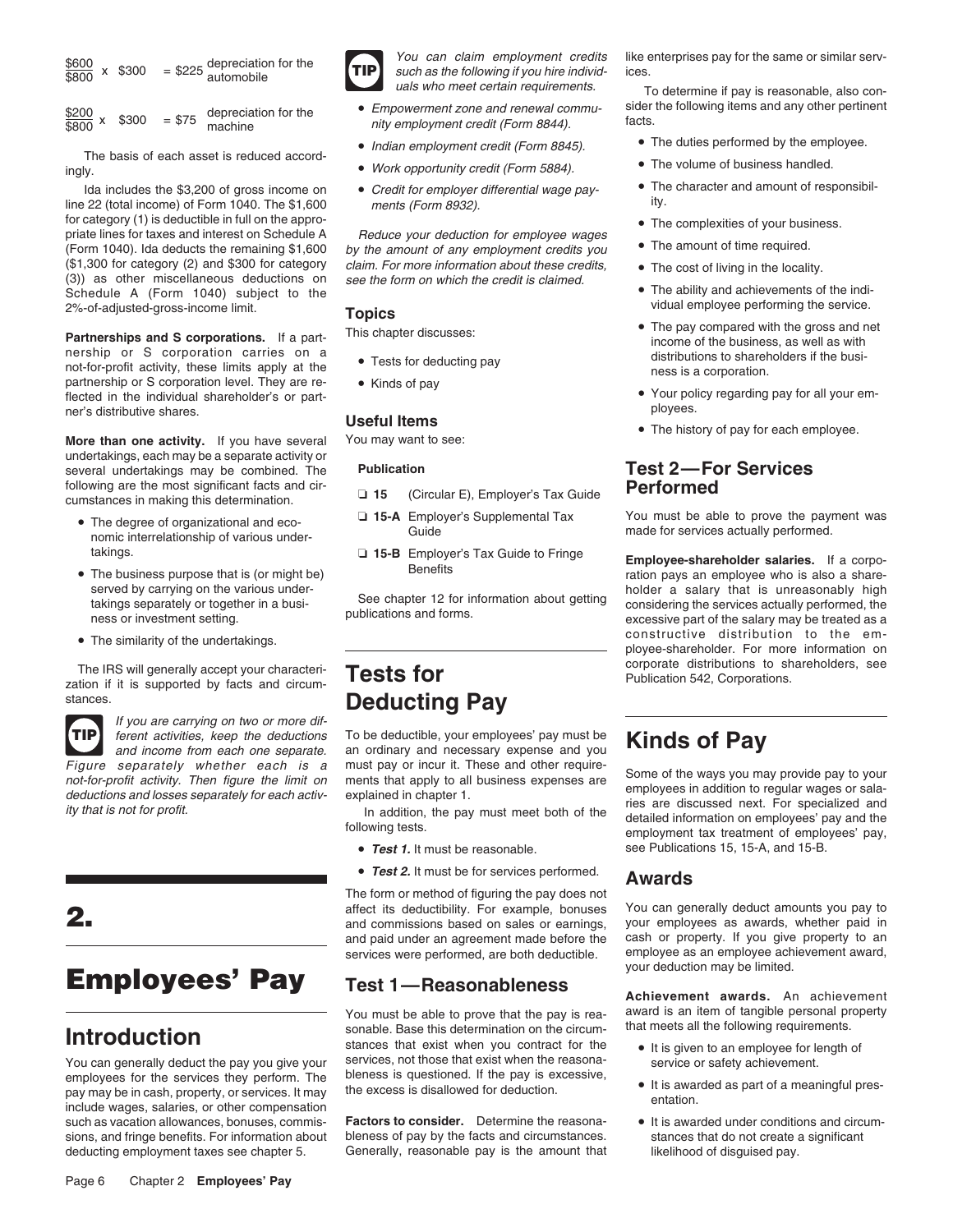$\frac{\$600}{\$800}$ x \$300 = \$225 depreciation for the automobile

$\frac{\$200}{\$800}$ x \$300 = \$75 depreciation for the machine

The basis of each asset is reduced accordingly.

Ida includes the \$3,200 of gross income on line 22 (total income) of Form 1040. The \$1,600 for category (1) is deductible in full on the appropriate lines for taxes and interest on Schedule A (Form 1040). Ida deducts the remaining \$1,600 (\$1,300 for category (2) and \$300 for category (3)) as other miscellaneous deductions on Schedule A (Form 1040) subject to the 2%-of-adjusted-gross-income limit.

**Partnerships and S corporations.** If a partnership or S corporation carries on a not-for-profit activity, these limits apply at the partnership or S corporation level. They are reflected in the individual shareholder's or partner's distributive shares.

**More than one activity.** If you have several undertakings, each may be a separate activity or several undertakings may be combined. The following are the most significant facts and circumstances in making this determination.

- The degree of organizational and economic interrelationship of various undertakings.
- The business purpose that is (or might be) served by carrying on the various undertakings separately or together in a business or investment setting.
- The similarity of the undertakings.

The IRS will generally accept your characterization if it is supported by facts and circumstances.

**TIP** *If you are carrying on two or more different activities, keep the deductions and income from each one separate. Figure separately whether each is a not-for-profit activity. Then figure the limit on deductions and losses separately for each activity that is not for profit.*

# 2. Employees' Pay

## Introduction

You can generally deduct the pay you give your employees for the services they perform. The pay may be in cash, property, or services. It may include wages, salaries, or other compensation such as vacation allowances, bonuses, commissions, and fringe benefits. For information about deducting employment taxes see chapter 5.

**TIP** *You can claim employment credits such as the following if you hire individuals who meet certain requirements.*

- *Empowerment zone and renewal community employment credit (Form 8844).*
- *Indian employment credit (Form 8845).*
- *Work opportunity credit (Form 5884).*
- *Credit for employer differential wage payments (Form 8932).*

*Reduce your deduction for employee wages by the amount of any employment credits you claim. For more information about these credits, see the form on which the credit is claimed.*

## Topics

This chapter discusses:

- Tests for deducting pay
- Kinds of pay

## Useful Items

You may want to see:

**Publication**

- ❑ **15** (Circular E), Employer's Tax Guide
- ❑ **15-A** Employer's Supplemental Tax Guide
- ❑ **15-B** Employer's Tax Guide to Fringe Benefits

See chapter 12 for information about getting publications and forms.

# Tests for Deducting Pay

To be deductible, your employees' pay must be an ordinary and necessary expense and you must pay or incur it. These and other requirements that apply to all business expenses are explained in chapter 1.

In addition, the pay must meet both of the following tests.

- ***Test 1.*** It must be reasonable.
- ***Test 2.*** It must be for services performed.

The form or method of figuring the pay does not affect its deductibility. For example, bonuses and commissions based on sales or earnings, and paid under an agreement made before the services were performed, are both deductible.

## Test 1—Reasonableness

You must be able to prove that the pay is reasonable. Base this determination on the circumstances that exist when you contract for the services, not those that exist when the reasonableness is questioned. If the pay is excessive, the excess is disallowed for deduction.

**Factors to consider.** Determine the reasonableness of pay by the facts and circumstances. Generally, reasonable pay is the amount that like enterprises pay for the same or similar services.

To determine if pay is reasonable, also consider the following items and any other pertinent facts.

- The duties performed by the employee.
- The volume of business handled.
- The character and amount of responsibility.
- The complexities of your business.
- The amount of time required.
- The cost of living in the locality.
- The ability and achievements of the individual employee performing the service.
- The pay compared with the gross and net income of the business, as well as with distributions to shareholders if the business is a corporation.
- Your policy regarding pay for all your employees.
- The history of pay for each employee.

## Test 2—For Services Performed

You must be able to prove the payment was made for services actually performed.

**Employee-shareholder salaries.** If a corporation pays an employee who is also a shareholder a salary that is unreasonably high considering the services actually performed, the excessive part of the salary may be treated as a constructive distribution to the employee-shareholder. For more information on corporate distributions to shareholders, see Publication 542, Corporations.

# Kinds of Pay

Some of the ways you may provide pay to your employees in addition to regular wages or salaries are discussed next. For specialized and detailed information on employees' pay and the employment tax treatment of employees' pay, see Publications 15, 15-A, and 15-B.

## Awards

You can generally deduct amounts you pay to your employees as awards, whether paid in cash or property. If you give property to an employee as an employee achievement award, your deduction may be limited.

**Achievement awards.** An achievement award is an item of tangible personal property that meets all the following requirements.

- It is given to an employee for length of service or safety achievement.
- It is awarded as part of a meaningful presentation.
- It is awarded under conditions and circumstances that do not create a significant likelihood of disguised pay.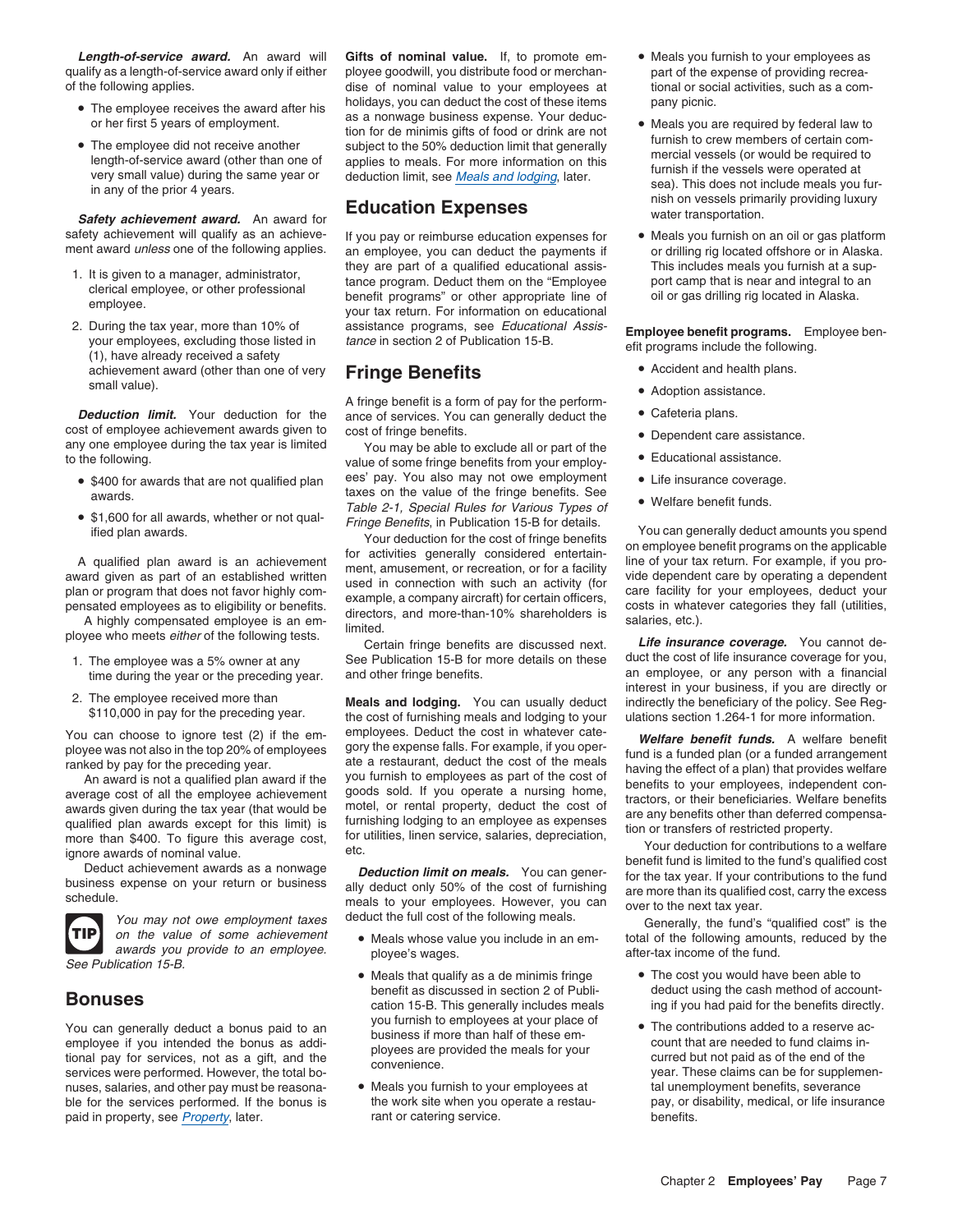***Length-of-service award.*** An award will qualify as a length-of-service award only if either of the following applies.

- The employee receives the award after his or her first 5 years of employment.
- The employee did not receive another length-of-service award (other than one of very small value) during the same year or in any of the prior 4 years.

***Safety achievement award.*** An award for safety achievement will qualify as an achievement award *unless* one of the following applies.

1. It is given to a manager, administrator, clerical employee, or other professional employee.
2. During the tax year, more than 10% of your employees, excluding those listed in (1), have already received a safety achievement award (other than one of very small value).

***Deduction limit.*** Your deduction for the cost of employee achievement awards given to any one employee during the tax year is limited to the following.

- $400 for awards that are not qualified plan awards.
- $1,600 for all awards, whether or not qualified plan awards.

A qualified plan award is an achievement award given as part of an established written plan or program that does not favor highly compensated employees as to eligibility or benefits.

A highly compensated employee is an employee who meets *either* of the following tests.

1. The employee was a 5% owner at any time during the year or the preceding year.
2. The employee received more than $110,000 in pay for the preceding year.

You can choose to ignore test (2) if the employee was not also in the top 20% of employees ranked by pay for the preceding year.

An award is not a qualified plan award if the average cost of all the employee achievement awards given during the tax year (that would be qualified plan awards except for this limit) is more than $400. To figure this average cost, ignore awards of nominal value.

Deduct achievement awards as a nonwage business expense on your return or business schedule.

**TIP** *You may not owe employment taxes on the value of some achievement awards you provide to an employee. See Publication 15-B.*

## Bonuses

You can generally deduct a bonus paid to an employee if you intended the bonus as additional pay for services, not as a gift, and the services were performed. However, the total bonuses, salaries, and other pay must be reasonable for the services performed. If the bonus is paid in property, see *Property*, later.

**Gifts of nominal value.** If, to promote employee goodwill, you distribute food or merchandise of nominal value to your employees at holidays, you can deduct the cost of these items as a nonwage business expense. Your deduction for de minimis gifts of food or drink are not subject to the 50% deduction limit that generally applies to meals. For more information on this deduction limit, see *Meals and lodging*, later.

## Education Expenses

If you pay or reimburse education expenses for an employee, you can deduct the payments if they are part of a qualified educational assistance program. Deduct them on the "Employee benefit programs" or other appropriate line of your tax return. For information on educational assistance programs, see *Educational Assistance* in section 2 of Publication 15-B.

## Fringe Benefits

A fringe benefit is a form of pay for the performance of services. You can generally deduct the cost of fringe benefits.

You may be able to exclude all or part of the value of some fringe benefits from your employees' pay. You also may not owe employment taxes on the value of the fringe benefits. See *Table 2-1, Special Rules for Various Types of Fringe Benefits*, in Publication 15-B for details.

Your deduction for the cost of fringe benefits for activities generally considered entertainment, amusement, or recreation, or for a facility used in connection with such an activity (for example, a company aircraft) for certain officers, directors, and more-than-10% shareholders is limited.

Certain fringe benefits are discussed next. See Publication 15-B for more details on these and other fringe benefits.

**Meals and lodging.** You can usually deduct the cost of furnishing meals and lodging to your employees. Deduct the cost in whatever category the expense falls. For example, if you operate a restaurant, deduct the cost of the meals you furnish to employees as part of the cost of goods sold. If you operate a nursing home, motel, or rental property, deduct the cost of furnishing lodging to an employee as expenses for utilities, linen service, salaries, depreciation, etc.

***Deduction limit on meals.*** You can generally deduct only 50% of the cost of furnishing meals to your employees. However, you can deduct the full cost of the following meals.

- Meals whose value you include in an employee's wages.
- Meals that qualify as a de minimis fringe benefit as discussed in section 2 of Publication 15-B. This generally includes meals you furnish to employees at your place of business if more than half of these employees are provided the meals for your convenience.
- Meals you furnish to your employees at the work site when you operate a restaurant or catering service.
- Meals you furnish to your employees as part of the expense of providing recreational or social activities, such as a company picnic.
- Meals you are required by federal law to furnish to crew members of certain commercial vessels (or would be required to furnish if the vessels were operated at sea). This does not include meals you furnish on vessels primarily providing luxury water transportation.
- Meals you furnish on an oil or gas platform or drilling rig located offshore or in Alaska. This includes meals you furnish at a support camp that is near and integral to an oil or gas drilling rig located in Alaska.

**Employee benefit programs.** Employee benefit programs include the following.

- Accident and health plans.
- Adoption assistance.
- Cafeteria plans.
- Dependent care assistance.
- Educational assistance.
- Life insurance coverage.
- Welfare benefit funds.

You can generally deduct amounts you spend on employee benefit programs on the applicable line of your tax return. For example, if you provide dependent care by operating a dependent care facility for your employees, deduct your costs in whatever categories they fall (utilities, salaries, etc.).

***Life insurance coverage.*** You cannot deduct the cost of life insurance coverage for you, an employee, or any person with a financial interest in your business, if you are directly or indirectly the beneficiary of the policy. See Regulations section 1.264-1 for more information.

***Welfare benefit funds.*** A welfare benefit fund is a funded plan (or a funded arrangement having the effect of a plan) that provides welfare benefits to your employees, independent contractors, or their beneficiaries. Welfare benefits are any benefits other than deferred compensation or transfers of restricted property.

Your deduction for contributions to a welfare benefit fund is limited to the fund's qualified cost for the tax year. If your contributions to the fund are more than its qualified cost, carry the excess over to the next tax year.

Generally, the fund's "qualified cost" is the total of the following amounts, reduced by the after-tax income of the fund.

- The cost you would have been able to deduct using the cash method of accounting if you had paid for the benefits directly.
- The contributions added to a reserve account that are needed to fund claims incurred but not paid as of the end of the year. These claims can be for supplemental unemployment benefits, severance pay, or disability, medical, or life insurance benefits.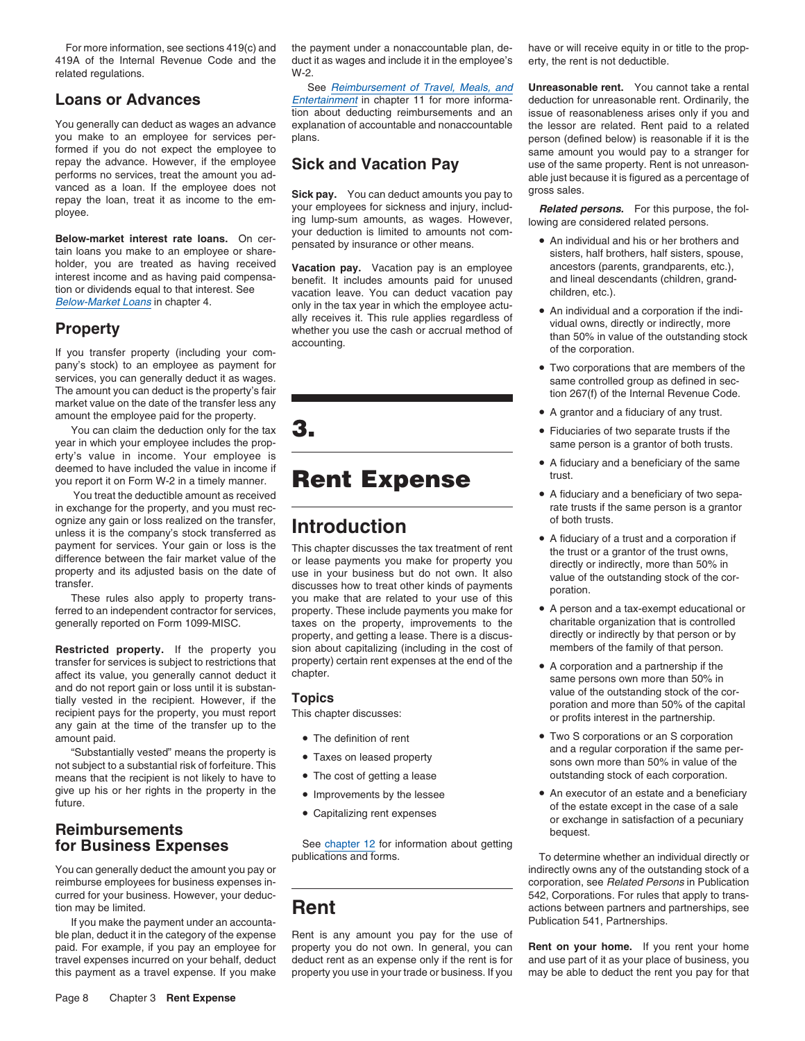For more information, see sections 419(c) and 419A of the Internal Revenue Code and the related regulations.

## Loans or Advances

You generally can deduct as wages an advance you make to an employee for services performed if you do not expect the employee to repay the advance. However, if the employee performs no services, treat the amount you advanced as a loan. If the employee does not repay the loan, treat it as income to the employee.

**Below-market interest rate loans.** On certain loans you make to an employee or shareholder, you are treated as having received interest income and as having paid compensation or dividends equal to that interest. See *Below-Market Loans* in chapter 4.

## Property

If you transfer property (including your company's stock) to an employee as payment for services, you can generally deduct it as wages. The amount you can deduct is the property's fair market value on the date of the transfer less any amount the employee paid for the property.

You can claim the deduction only for the tax year in which your employee includes the property's value in income. Your employee is deemed to have included the value in income if you report it on Form W-2 in a timely manner.

You treat the deductible amount as received in exchange for the property, and you must recognize any gain or loss realized on the transfer, unless it is the company's stock transferred as payment for services. Your gain or loss is the difference between the fair market value of the property and its adjusted basis on the date of transfer.

These rules also apply to property transferred to an independent contractor for services, generally reported on Form 1099-MISC.

**Restricted property.** If the property you transfer for services is subject to restrictions that affect its value, you generally cannot deduct it and do not report gain or loss until it is substantially vested in the recipient. However, if the recipient pays for the property, you must report any gain at the time of the transfer up to the amount paid.

"Substantially vested" means the property is not subject to a substantial risk of forfeiture. This means that the recipient is not likely to have to give up his or her rights in the property in the future.

## Reimbursements for Business Expenses

You can generally deduct the amount you pay or reimburse employees for business expenses incurred for your business. However, your deduction may be limited.

If you make the payment under an accountable plan, deduct it in the category of the expense paid. For example, if you pay an employee for travel expenses incurred on your behalf, deduct this payment as a travel expense. If you make the payment under a nonaccountable plan, deduct it as wages and include it in the employee's W-2.

See *Reimbursement of Travel, Meals, and Entertainment* in chapter 11 for more information about deducting reimbursements and an explanation of accountable and nonaccountable plans.

## Sick and Vacation Pay

**Sick pay.** You can deduct amounts you pay to your employees for sickness and injury, including lump-sum amounts, as wages. However, your deduction is limited to amounts not compensated by insurance or other means.

**Vacation pay.** Vacation pay is an employee benefit. It includes amounts paid for unused vacation leave. You can deduct vacation pay only in the tax year in which the employee actually receives it. This rule applies regardless of whether you use the cash or accrual method of accounting.

# 3. Rent Expense

## Introduction

This chapter discusses the tax treatment of rent or lease payments you make for property you use in your business but do not own. It also discusses how to treat other kinds of payments you make that are related to your use of this property. These include payments you make for taxes on the property, improvements to the property, and getting a lease. There is a discussion about capitalizing (including in the cost of property) certain rent expenses at the end of the chapter.

### Topics

This chapter discusses:

- The definition of rent
- Taxes on leased property
- The cost of getting a lease
- Improvements by the lessee
- Capitalizing rent expenses

See chapter 12 for information about getting publications and forms.

## Rent

Rent is any amount you pay for the use of property you do not own. In general, you can deduct rent as an expense only if the rent is for property you use in your trade or business. If you have or will receive equity in or title to the property, the rent is not deductible.

**Unreasonable rent.** You cannot take a rental deduction for unreasonable rent. Ordinarily, the issue of reasonableness arises only if you and the lessor are related. Rent paid to a related person (defined below) is reasonable if it is the same amount you would pay to a stranger for use of the same property. Rent is not unreasonable just because it is figured as a percentage of gross sales.

***Related persons.*** For this purpose, the following are considered related persons.

- An individual and his or her brothers and sisters, half brothers, half sisters, spouse, ancestors (parents, grandparents, etc.), and lineal descendants (children, grandchildren, etc.).
- An individual and a corporation if the individual owns, directly or indirectly, more than 50% in value of the outstanding stock of the corporation.
- Two corporations that are members of the same controlled group as defined in section 267(f) of the Internal Revenue Code.
- A grantor and a fiduciary of any trust.
- Fiduciaries of two separate trusts if the same person is a grantor of both trusts.
- A fiduciary and a beneficiary of the same trust.
- A fiduciary and a beneficiary of two separate trusts if the same person is a grantor of both trusts.
- A fiduciary of a trust and a corporation if the trust or a grantor of the trust owns, directly or indirectly, more than 50% in value of the outstanding stock of the corporation.
- A person and a tax-exempt educational or charitable organization that is controlled directly or indirectly by that person or by members of the family of that person.
- A corporation and a partnership if the same persons own more than 50% in value of the outstanding stock of the corporation and more than 50% of the capital or profits interest in the partnership.
- Two S corporations or an S corporation and a regular corporation if the same persons own more than 50% in value of the outstanding stock of each corporation.
- An executor of an estate and a beneficiary of the estate except in the case of a sale or exchange in satisfaction of a pecuniary bequest.

To determine whether an individual directly or indirectly owns any of the outstanding stock of a corporation, see *Related Persons* in Publication 542, Corporations. For rules that apply to transactions between partners and partnerships, see Publication 541, Partnerships.

**Rent on your home.** If you rent your home and use part of it as your place of business, you may be able to deduct the rent you pay for that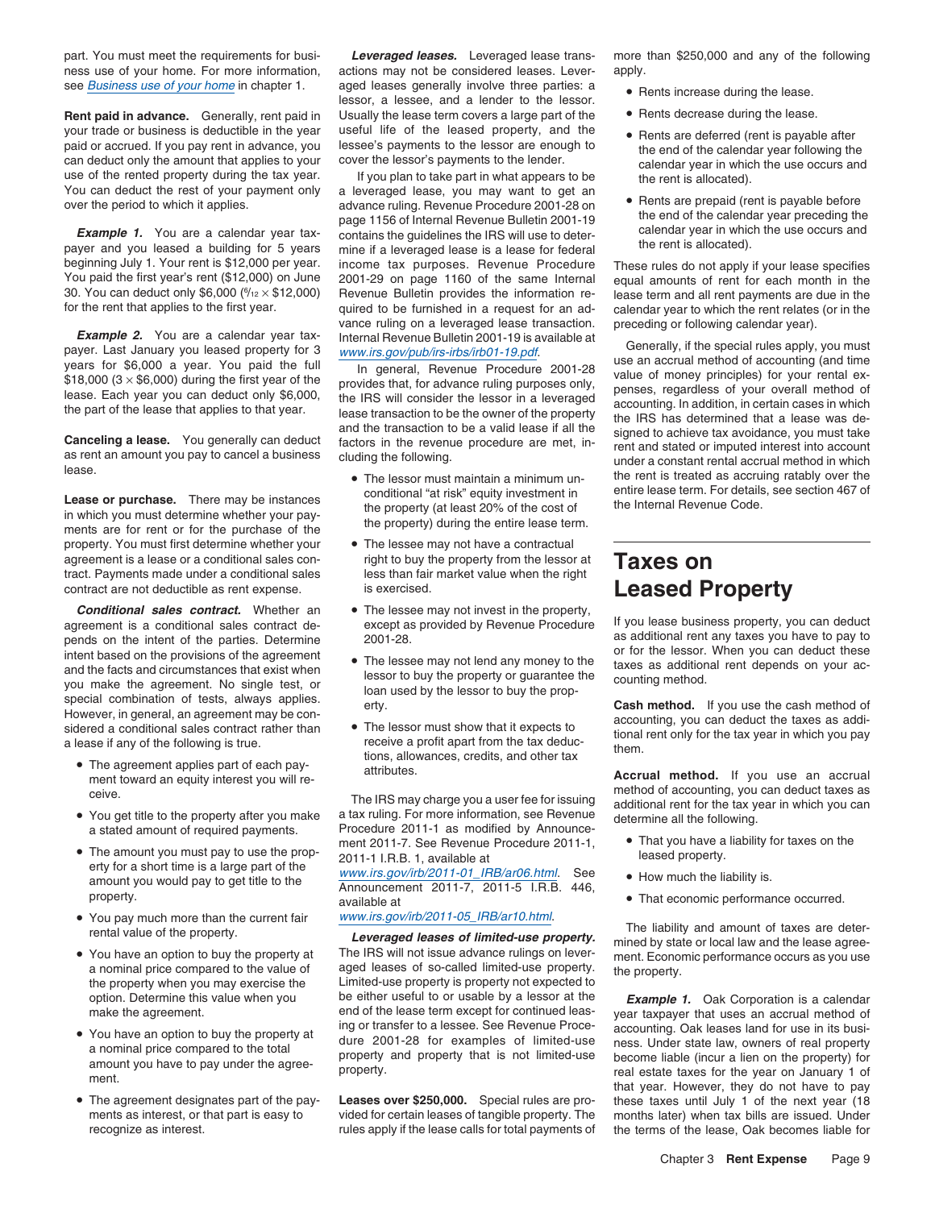part. You must meet the requirements for business use of your home. For more information, see *Business use of your home* in chapter 1.

**Rent paid in advance.** Generally, rent paid in your trade or business is deductible in the year paid or accrued. If you pay rent in advance, you can deduct only the amount that applies to your use of the rented property during the tax year. You can deduct the rest of your payment only over the period to which it applies.

***Example 1.*** You are a calendar year taxpayer and you leased a building for 5 years beginning July 1. Your rent is $12,000 per year. You paid the first year's rent ($12,000) on June 30. You can deduct only $6,000 ($^6/_{12} \times \$12,000$) for the rent that applies to the first year.

***Example 2.*** You are a calendar year taxpayer. Last January you leased property for 3 years for $6,000 a year. You paid the full $18,000 ($3 \times \$6,000$) during the first year of the lease. Each year you can deduct only $6,000, the part of the lease that applies to that year.

**Canceling a lease.** You generally can deduct as rent an amount you pay to cancel a business lease.

**Lease or purchase.** There may be instances in which you must determine whether your payments are for rent or for the purchase of the property. You must first determine whether your agreement is a lease or a conditional sales contract. Payments made under a conditional sales contract are not deductible as rent expense.

***Conditional sales contract.*** Whether an agreement is a conditional sales contract depends on the intent of the parties. Determine intent based on the provisions of the agreement and the facts and circumstances that exist when you make the agreement. No single test, or special combination of tests, always applies. However, in general, an agreement may be considered a conditional sales contract rather than a lease if any of the following is true.

- The agreement applies part of each payment toward an equity interest you will receive.
- You get title to the property after you make a stated amount of required payments.
- The amount you must pay to use the property for a short time is a large part of the amount you would pay to get title to the property.
- You pay much more than the current fair rental value of the property.
- You have an option to buy the property at a nominal price compared to the value of the property when you may exercise the option. Determine this value when you make the agreement.
- You have an option to buy the property at a nominal price compared to the total amount you have to pay under the agreement.
- The agreement designates part of the payments as interest, or that part is easy to recognize as interest.

***Leveraged leases.*** Leveraged lease transactions may not be considered leases. Leveraged leases generally involve three parties: a lessor, a lessee, and a lender to the lessor. Usually the lease term covers a large part of the useful life of the leased property, and the lessee's payments to the lessor are enough to cover the lessor's payments to the lender.

If you plan to take part in what appears to be a leveraged lease, you may want to get an advance ruling. Revenue Procedure 2001-28 on page 1156 of Internal Revenue Bulletin 2001-19 contains the guidelines the IRS will use to determine if a leveraged lease is a lease for federal income tax purposes. Revenue Procedure 2001-29 on page 1160 of the same Internal Revenue Bulletin provides the information required to be furnished in a request for an advance ruling on a leveraged lease transaction. Internal Revenue Bulletin 2001-19 is available at *www.irs.gov/pub/irs-irbs/irb01-19.pdf*.

In general, Revenue Procedure 2001-28 provides that, for advance ruling purposes only, the IRS will consider the lessor in a leveraged lease transaction to be the owner of the property and the transaction to be a valid lease if all the factors in the revenue procedure are met, including the following.

- The lessor must maintain a minimum unconditional "at risk" equity investment in the property (at least 20% of the cost of the property) during the entire lease term.
- The lessee may not have a contractual right to buy the property from the lessor at less than fair market value when the right is exercised.
- The lessee may not invest in the property, except as provided by Revenue Procedure 2001-28.
- The lessee may not lend any money to the lessor to buy the property or guarantee the loan used by the lessor to buy the property.
- The lessor must show that it expects to receive a profit apart from the tax deductions, allowances, credits, and other tax attributes.

The IRS may charge you a user fee for issuing a tax ruling. For more information, see Revenue Procedure 2011-1 as modified by Announcement 2011-7. See Revenue Procedure 2011-1, 2011-1 I.R.B. 1, available at *www.irs.gov/irb/2011-01_IRB/ar06.html*. See Announcement 2011-7, 2011-5 I.R.B. 446, available at *www.irs.gov/irb/2011-05_IRB/ar10.html*.

***Leveraged leases of limited-use property.*** The IRS will not issue advance rulings on leveraged leases of so-called limited-use property. Limited-use property is property not expected to be either useful to or usable by a lessor at the end of the lease term except for continued leasing or transfer to a lessee. See Revenue Procedure 2001-28 for examples of limited-use property and property that is not limited-use property.

**Leases over $250,000.** Special rules are provided for certain leases of tangible property. The rules apply if the lease calls for total payments of more than $250,000 and any of the following apply.

- Rents increase during the lease.
- Rents decrease during the lease.
- Rents are deferred (rent is payable after the end of the calendar year following the calendar year in which the use occurs and the rent is allocated).
- Rents are prepaid (rent is payable before the end of the calendar year preceding the calendar year in which the use occurs and the rent is allocated).

These rules do not apply if your lease specifies equal amounts of rent for each month in the lease term and all rent payments are due in the calendar year to which the rent relates (or in the preceding or following calendar year).

Generally, if the special rules apply, you must use an accrual method of accounting (and time value of money principles) for your rental expenses, regardless of your overall method of accounting. In addition, in certain cases in which the IRS has determined that a lease was designed to achieve tax avoidance, you must take rent and stated or imputed interest into account under a constant rental accrual method in which the rent is treated as accruing ratably over the entire lease term. For details, see section 467 of the Internal Revenue Code.

# Taxes on Leased Property

If you lease business property, you can deduct as additional rent any taxes you have to pay to or for the lessor. When you can deduct these taxes as additional rent depends on your accounting method.

**Cash method.** If you use the cash method of accounting, you can deduct the taxes as additional rent only for the tax year in which you pay them.

**Accrual method.** If you use an accrual method of accounting, you can deduct taxes as additional rent for the tax year in which you can determine all the following.

- That you have a liability for taxes on the leased property.
- How much the liability is.
- That economic performance occurred.

The liability and amount of taxes are determined by state or local law and the lease agreement. Economic performance occurs as you use the property.

***Example 1.*** Oak Corporation is a calendar year taxpayer that uses an accrual method of accounting. Oak leases land for use in its business. Under state law, owners of real property become liable (incur a lien on the property) for real estate taxes for the year on January 1 of that year. However, they do not have to pay these taxes until July 1 of the next year (18 months later) when tax bills are issued. Under the terms of the lease, Oak becomes liable for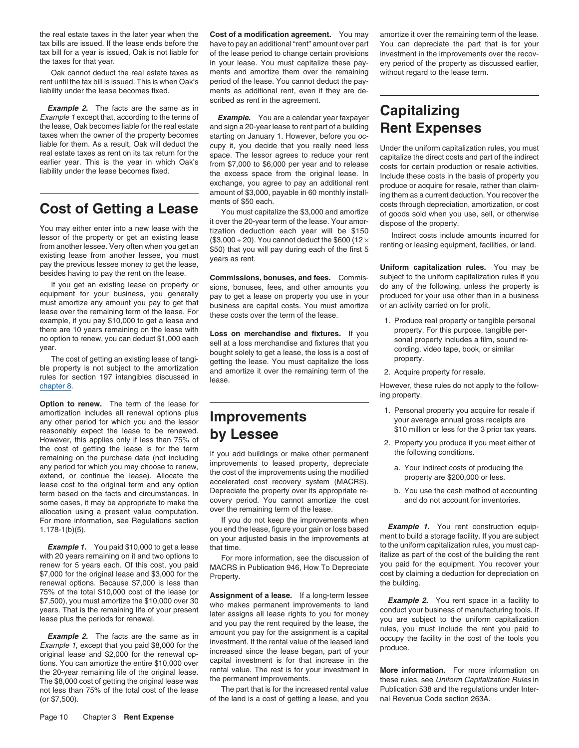the real estate taxes in the later year when the tax bills are issued. If the lease ends before the tax bill for a year is issued, Oak is not liable for the taxes for that year.

Oak cannot deduct the real estate taxes as rent until the tax bill is issued. This is when Oak's liability under the lease becomes fixed.

***Example 2.*** The facts are the same as in *Example 1* except that, according to the terms of the lease, Oak becomes liable for the real estate taxes when the owner of the property becomes liable for them. As a result, Oak will deduct the real estate taxes as rent on its tax return for the earlier year. This is the year in which Oak's liability under the lease becomes fixed.

# Cost of Getting a Lease

You may either enter into a new lease with the lessor of the property or get an existing lease from another lessee. Very often when you get an existing lease from another lessee, you must pay the previous lessee money to get the lease, besides having to pay the rent on the lease.

If you get an existing lease on property or equipment for your business, you generally must amortize any amount you pay to get that lease over the remaining term of the lease. For example, if you pay $10,000 to get a lease and there are 10 years remaining on the lease with no option to renew, you can deduct $1,000 each year.

The cost of getting an existing lease of tangible property is not subject to the amortization rules for section 197 intangibles discussed in chapter 8.

**Option to renew.** The term of the lease for amortization includes all renewal options plus any other period for which you and the lessor reasonably expect the lease to be renewed. However, this applies only if less than 75% of the cost of getting the lease is for the term remaining on the purchase date (not including any period for which you may choose to renew, extend, or continue the lease). Allocate the lease cost to the original term and any option term based on the facts and circumstances. In some cases, it may be appropriate to make the allocation using a present value computation. For more information, see Regulations section 1.178-1(b)(5).

***Example 1.*** You paid $10,000 to get a lease with 20 years remaining on it and two options to renew for 5 years each. Of this cost, you paid $7,000 for the original lease and $3,000 for the renewal options. Because $7,000 is less than 75% of the total $10,000 cost of the lease (or $7,500), you must amortize the $10,000 over 30 years. That is the remaining life of your present lease plus the periods for renewal.

***Example 2.*** The facts are the same as in *Example 1*, except that you paid $8,000 for the original lease and $2,000 for the renewal options. You can amortize the entire $10,000 over the 20-year remaining life of the original lease. The $8,000 cost of getting the original lease was not less than 75% of the total cost of the lease (or $7,500).

**Cost of a modification agreement.** You may have to pay an additional "rent" amount over part of the lease period to change certain provisions in your lease. You must capitalize these payments and amortize them over the remaining period of the lease. You cannot deduct the payments as additional rent, even if they are described as rent in the agreement.

***Example.*** You are a calendar year taxpayer and sign a 20-year lease to rent part of a building starting on January 1. However, before you occupy it, you decide that you really need less space. The lessor agrees to reduce your rent from $7,000 to $6,000 per year and to release the excess space from the original lease. In exchange, you agree to pay an additional rent amount of $3,000, payable in 60 monthly installments of $50 each.

You must capitalize the $3,000 and amortize it over the 20-year term of the lease. Your amortization deduction each year will be $150 ($3,000 ÷ 20). You cannot deduct the $600 (12 × $50) that you will pay during each of the first 5 years as rent.

**Commissions, bonuses, and fees.** Commissions, bonuses, fees, and other amounts you pay to get a lease on property you use in your business are capital costs. You must amortize these costs over the term of the lease.

**Loss on merchandise and fixtures.** If you sell at a loss merchandise and fixtures that you bought solely to get a lease, the loss is a cost of getting the lease. You must capitalize the loss and amortize it over the remaining term of the lease.

# Improvements by Lessee

If you add buildings or make other permanent improvements to leased property, depreciate the cost of the improvements using the modified accelerated cost recovery system (MACRS). Depreciate the property over its appropriate recovery period. You cannot amortize the cost over the remaining term of the lease.

If you do not keep the improvements when you end the lease, figure your gain or loss based on your adjusted basis in the improvements at that time.

For more information, see the discussion of MACRS in Publication 946, How To Depreciate Property.

**Assignment of a lease.** If a long-term lessee who makes permanent improvements to land later assigns all lease rights to you for money and you pay the rent required by the lease, the amount you pay for the assignment is a capital investment. If the rental value of the leased land increased since the lease began, part of your capital investment is for that increase in the rental value. The rest is for your investment in the permanent improvements.

The part that is for the increased rental value of the land is a cost of getting a lease, and you amortize it over the remaining term of the lease. You can depreciate the part that is for your investment in the improvements over the recovery period of the property as discussed earlier, without regard to the lease term.

# Capitalizing Rent Expenses

Under the uniform capitalization rules, you must capitalize the direct costs and part of the indirect costs for certain production or resale activities. Include these costs in the basis of property you produce or acquire for resale, rather than claiming them as a current deduction. You recover the costs through depreciation, amortization, or cost of goods sold when you use, sell, or otherwise dispose of the property.

Indirect costs include amounts incurred for renting or leasing equipment, facilities, or land.

**Uniform capitalization rules.** You may be subject to the uniform capitalization rules if you do any of the following, unless the property is produced for your use other than in a business or an activity carried on for profit.

1. Produce real property or tangible personal property. For this purpose, tangible personal property includes a film, sound recording, video tape, book, or similar property.
2. Acquire property for resale.

However, these rules do not apply to the following property.

1. Personal property you acquire for resale if your average annual gross receipts are $10 million or less for the 3 prior tax years.
2. Property you produce if you meet either of the following conditions.
   a. Your indirect costs of producing the property are $200,000 or less.
   b. You use the cash method of accounting and do not account for inventories.

***Example 1.*** You rent construction equipment to build a storage facility. If you are subject to the uniform capitalization rules, you must capitalize as part of the cost of the building the rent you paid for the equipment. You recover your cost by claiming a deduction for depreciation on the building.

***Example 2.*** You rent space in a facility to conduct your business of manufacturing tools. If you are subject to the uniform capitalization rules, you must include the rent you paid to occupy the facility in the cost of the tools you produce.

**More information.** For more information on these rules, see *Uniform Capitalization Rules* in Publication 538 and the regulations under Internal Revenue Code section 263A.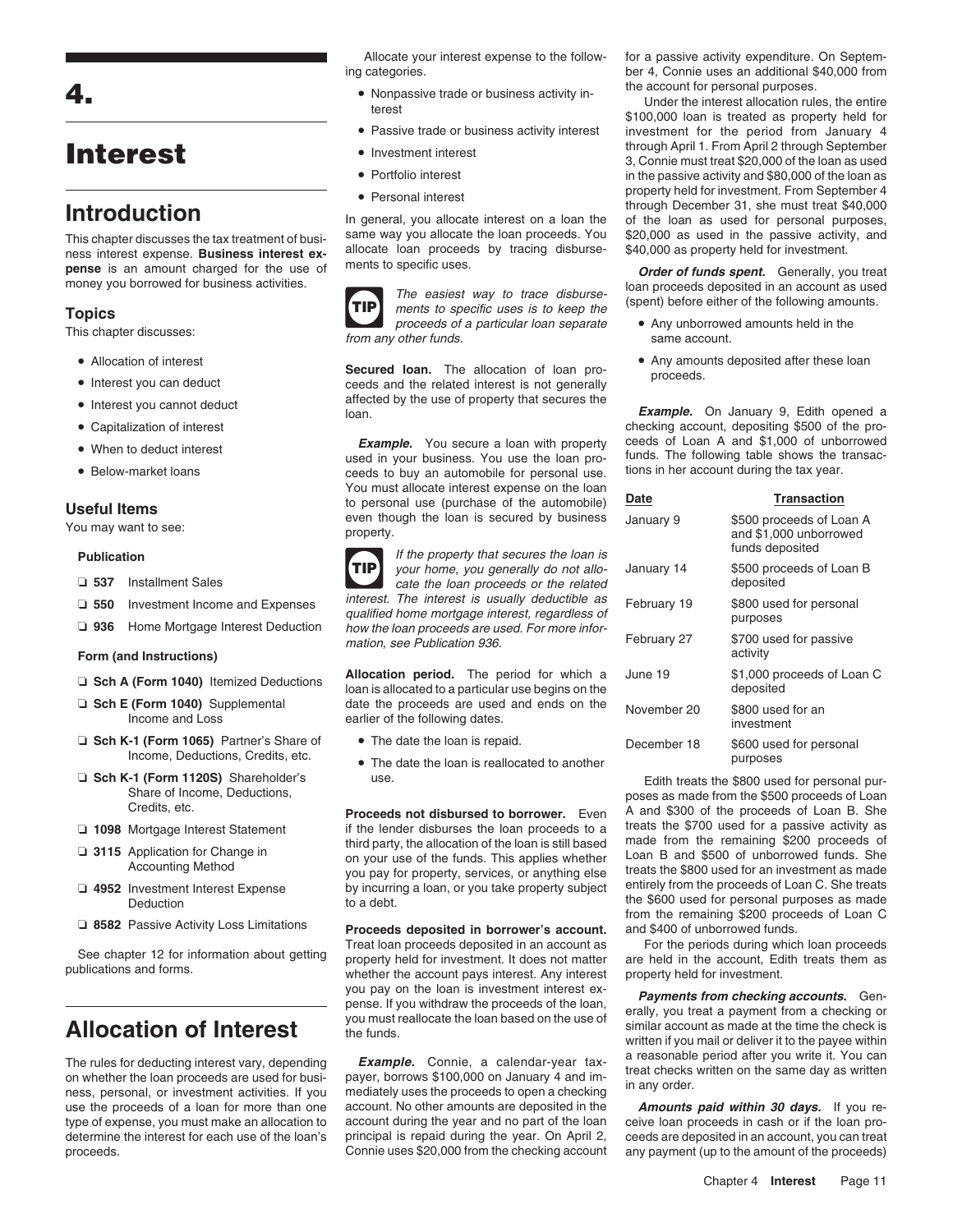# 4. Interest

## Introduction

This chapter discusses the tax treatment of business interest expense. **Business interest expense** is an amount charged for the use of money you borrowed for business activities.

### Topics

This chapter discusses:

- Allocation of interest
- Interest you can deduct
- Interest you cannot deduct
- Capitalization of interest
- When to deduct interest
- Below-market loans

### Useful Items

You may want to see:

**Publication**

- ❑ **537** Installment Sales
- ❑ **550** Investment Income and Expenses
- ❑ **936** Home Mortgage Interest Deduction

**Form (and Instructions)**

- ❑ **Sch A (Form 1040)** Itemized Deductions
- ❑ **Sch E (Form 1040)** Supplemental Income and Loss
- ❑ **Sch K-1 (Form 1065)** Partner's Share of Income, Deductions, Credits, etc.
- ❑ **Sch K-1 (Form 1120S)** Shareholder's Share of Income, Deductions, Credits, etc.
- ❑ **1098** Mortgage Interest Statement
- ❑ **3115** Application for Change in Accounting Method
- ❑ **4952** Investment Interest Expense Deduction
- ❑ **8582** Passive Activity Loss Limitations

See chapter 12 for information about getting publications and forms.

## Allocation of Interest

The rules for deducting interest vary, depending on whether the loan proceeds are used for business, personal, or investment activities. If you use the proceeds of a loan for more than one type of expense, you must make an allocation to determine the interest for each use of the loan's proceeds.

Allocate your interest expense to the following categories.

- Nonpassive trade or business activity interest
- Passive trade or business activity interest
- Investment interest
- Portfolio interest
- Personal interest

In general, you allocate interest on a loan the same way you allocate the loan proceeds. You allocate loan proceeds by tracing disbursements to specific uses.

**TIP** *The easiest way to trace disbursements to specific uses is to keep the proceeds of a particular loan separate from any other funds.*

**Secured loan.** The allocation of loan proceeds and the related interest is not generally affected by the use of property that secures the loan.

***Example.*** You secure a loan with property used in your business. You use the loan proceeds to buy an automobile for personal use. You must allocate interest expense on the loan to personal use (purchase of the automobile) even though the loan is secured by business property.

**TIP** *If the property that secures the loan is your home, you generally do not allocate the loan proceeds or the related interest. The interest is usually deductible as qualified home mortgage interest, regardless of how the loan proceeds are used. For more information, see Publication 936.*

**Allocation period.** The period for which a loan is allocated to a particular use begins on the date the proceeds are used and ends on the earlier of the following dates.

- The date the loan is repaid.
- The date the loan is reallocated to another use.

**Proceeds not disbursed to borrower.** Even if the lender disburses the loan proceeds to a third party, the allocation of the loan is still based on your use of the funds. This applies whether you pay for property, services, or anything else by incurring a loan, or you take property subject to a debt.

**Proceeds deposited in borrower's account.** Treat loan proceeds deposited in an account as property held for investment. It does not matter whether the account pays interest. Any interest you pay on the loan is investment interest expense. If you withdraw the proceeds of the loan, you must reallocate the loan based on the use of the funds.

***Example.*** Connie, a calendar-year taxpayer, borrows $100,000 on January 4 and immediately uses the proceeds to open a checking account. No other amounts are deposited in the account during the year and no part of the loan principal is repaid during the year. On April 2, Connie uses $20,000 from the checking account for a passive activity expenditure. On September 4, Connie uses an additional $40,000 from the account for personal purposes.

Under the interest allocation rules, the entire $100,000 loan is treated as property held for investment for the period from January 4 through April 1. From April 2 through September 3, Connie must treat $20,000 of the loan as used in the passive activity and $80,000 of the loan as property held for investment. From September 4 through December 31, she must treat $40,000 of the loan as used for personal purposes, $20,000 as used in the passive activity, and $40,000 as property held for investment.

***Order of funds spent.*** Generally, you treat loan proceeds deposited in an account as used (spent) before either of the following amounts.

- Any unborrowed amounts held in the same account.
- Any amounts deposited after these loan proceeds.

***Example.*** On January 9, Edith opened a checking account, depositing $500 of the proceeds of Loan A and $1,000 of unborrowed funds. The following table shows the transactions in her account during the tax year.

| Date | Transaction |
|---|---|
| January 9 | $500 proceeds of Loan A and $1,000 unborrowed funds deposited |
| January 14 | $500 proceeds of Loan B deposited |
| February 19 | $800 used for personal purposes |
| February 27 | $700 used for passive activity |
| June 19 | $1,000 proceeds of Loan C deposited |
| November 20 | $800 used for an investment |
| December 18 | $600 used for personal purposes |

Edith treats the $800 used for personal purposes as made from the $500 proceeds of Loan A and $300 of the proceeds of Loan B. She treats the $700 used for a passive activity as made from the remaining $200 proceeds of Loan B and $500 of unborrowed funds. She treats the $800 used for an investment as made entirely from the proceeds of Loan C. She treats the $600 used for personal purposes as made from the remaining $200 proceeds of Loan C and $400 of unborrowed funds.

For the periods during which loan proceeds are held in the account, Edith treats them as property held for investment.

***Payments from checking accounts.*** Generally, you treat a payment from a checking or similar account as made at the time the check is written if you mail or deliver it to the payee within a reasonable period after you write it. You can treat checks written on the same day as written in any order.

***Amounts paid within 30 days.*** If you receive loan proceeds in cash or if the loan proceeds are deposited in an account, you can treat any payment (up to the amount of the proceeds)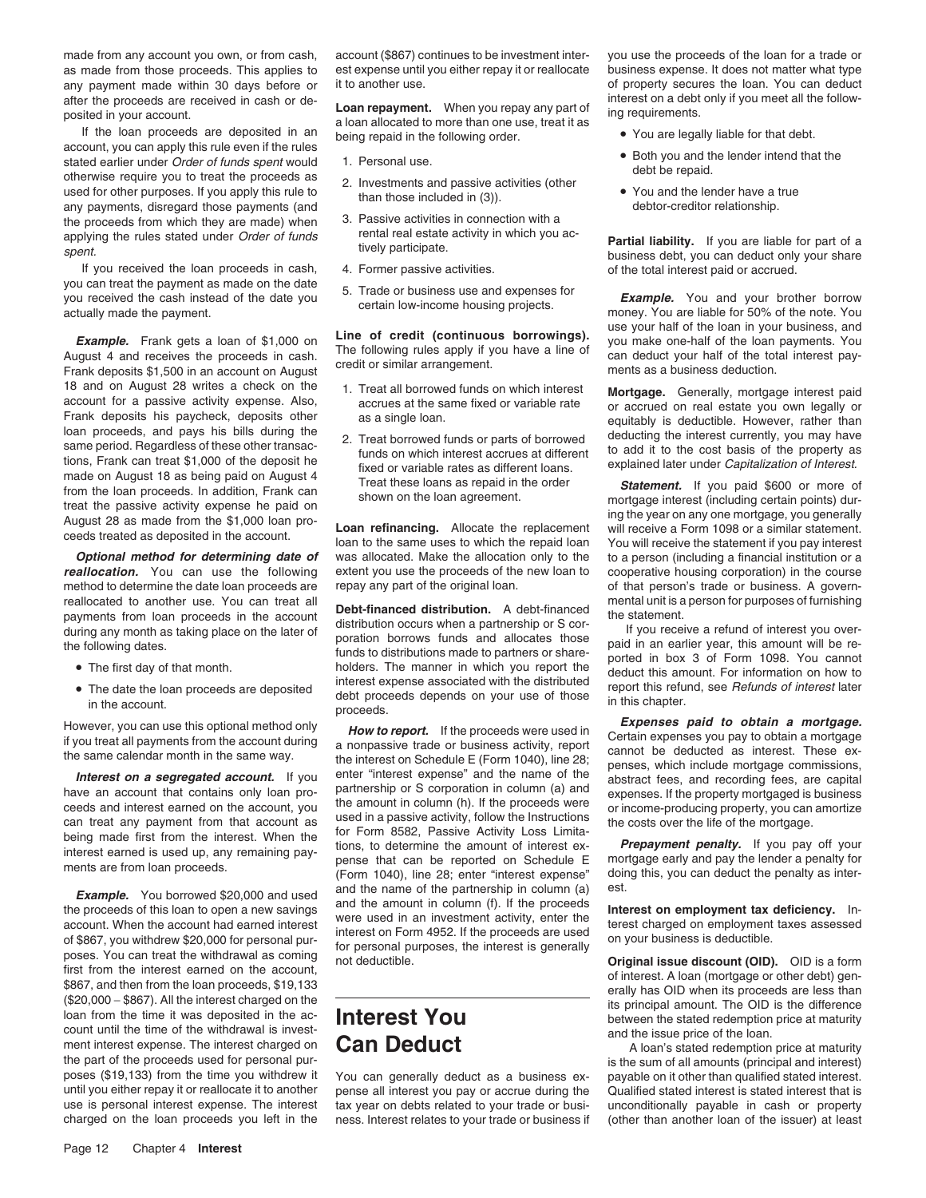made from any account you own, or from cash, as made from those proceeds. This applies to any payment made within 30 days before or after the proceeds are received in cash or deposited in your account.

If the loan proceeds are deposited in an account, you can apply this rule even if the rules stated earlier under *Order of funds spent* would otherwise require you to treat the proceeds as used for other purposes. If you apply this rule to any payments, disregard those payments (and the proceeds from which they are made) when applying the rules stated under *Order of funds spent.*

If you received the loan proceeds in cash, you can treat the payment as made on the date you received the cash instead of the date you actually made the payment.

***Example.*** Frank gets a loan of $1,000 on August 4 and receives the proceeds in cash. Frank deposits $1,500 in an account on August 18 and on August 28 writes a check on the account for a passive activity expense. Also, Frank deposits his paycheck, deposits other loan proceeds, and pays his bills during the same period. Regardless of these other transactions, Frank can treat $1,000 of the deposit he made on August 18 as being paid on August 4 from the loan proceeds. In addition, Frank can treat the passive activity expense he paid on August 28 as made from the $1,000 loan proceeds treated as deposited in the account.

***Optional method for determining date of reallocation.*** You can use the following method to determine the date loan proceeds are reallocated to another use. You can treat all payments from loan proceeds in the account during any month as taking place on the later of the following dates.

- The first day of that month.
- The date the loan proceeds are deposited in the account.

However, you can use this optional method only if you treat all payments from the account during the same calendar month in the same way.

***Interest on a segregated account.*** If you have an account that contains only loan proceeds and interest earned on the account, you can treat any payment from that account as being made first from the interest. When the interest earned is used up, any remaining payments are from loan proceeds.

***Example.*** You borrowed $20,000 and used the proceeds of this loan to open a new savings account. When the account had earned interest of $867, you withdrew $20,000 for personal purposes. You can treat the withdrawal as coming first from the interest earned on the account, $867, and then from the loan proceeds, $19,133 ($20,000 − $867). All the interest charged on the loan from the time it was deposited in the account until the time of the withdrawal is investment interest expense. The interest charged on the part of the proceeds used for personal purposes ($19,133) from the time you withdrew it until you either repay it or reallocate it to another use is personal interest expense. The interest charged on the loan proceeds you left in the account ($867) continues to be investment interest expense until you either repay it or reallocate it to another use.

**Loan repayment.** When you repay any part of a loan allocated to more than one use, treat it as being repaid in the following order.

1. Personal use.
2. Investments and passive activities (other than those included in (3)).
3. Passive activities in connection with a rental real estate activity in which you actively participate.
4. Former passive activities.
5. Trade or business use and expenses for certain low-income housing projects.

**Line of credit (continuous borrowings).** The following rules apply if you have a line of credit or similar arrangement.

1. Treat all borrowed funds on which interest accrues at the same fixed or variable rate as a single loan.
2. Treat borrowed funds or parts of borrowed funds on which interest accrues at different fixed or variable rates as different loans. Treat these loans as repaid in the order shown on the loan agreement.

**Loan refinancing.** Allocate the replacement loan to the same uses to which the repaid loan was allocated. Make the allocation only to the extent you use the proceeds of the new loan to repay any part of the original loan.

**Debt-financed distribution.** A debt-financed distribution occurs when a partnership or S corporation borrows funds and allocates those funds to distributions made to partners or shareholders. The manner in which you report the interest expense associated with the distributed debt proceeds depends on your use of those proceeds.

***How to report.*** If the proceeds were used in a nonpassive trade or business activity, report the interest on Schedule E (Form 1040), line 28; enter "interest expense" and the name of the partnership or S corporation in column (a) and the amount in column (h). If the proceeds were used in a passive activity, follow the Instructions for Form 8582, Passive Activity Loss Limitations, to determine the amount of interest expense that can be reported on Schedule E (Form 1040), line 28; enter "interest expense" and the name of the partnership in column (a) and the amount in column (f). If the proceeds were used in an investment activity, enter the interest on Form 4952. If the proceeds are used for personal purposes, the interest is generally not deductible.

# Interest You Can Deduct

You can generally deduct as a business expense all interest you pay or accrue during the tax year on debts related to your trade or business. Interest relates to your trade or business if you use the proceeds of the loan for a trade or business expense. It does not matter what type of property secures the loan. You can deduct interest on a debt only if you meet all the following requirements.

- You are legally liable for that debt.
- Both you and the lender intend that the debt be repaid.
- You and the lender have a true debtor-creditor relationship.

**Partial liability.** If you are liable for part of a business debt, you can deduct only your share of the total interest paid or accrued.

***Example.*** You and your brother borrow money. You are liable for 50% of the note. You use your half of the loan in your business, and you make one-half of the loan payments. You can deduct your half of the total interest payments as a business deduction.

**Mortgage.** Generally, mortgage interest paid or accrued on real estate you own legally or equitably is deductible. However, rather than deducting the interest currently, you may have to add it to the cost basis of the property as explained later under *Capitalization of Interest.*

***Statement.*** If you paid $600 or more of mortgage interest (including certain points) during the year on any one mortgage, you generally will receive a Form 1098 or a similar statement. You will receive the statement if you pay interest to a person (including a financial institution or a cooperative housing corporation) in the course of that person's trade or business. A governmental unit is a person for purposes of furnishing the statement.

If you receive a refund of interest you overpaid in an earlier year, this amount will be reported in box 3 of Form 1098. You cannot deduct this amount. For information on how to report this refund, see *Refunds of interest* later in this chapter.

***Expenses paid to obtain a mortgage.*** Certain expenses you pay to obtain a mortgage cannot be deducted as interest. These expenses, which include mortgage commissions, abstract fees, and recording fees, are capital expenses. If the property mortgaged is business or income-producing property, you can amortize the costs over the life of the mortgage.

***Prepayment penalty.*** If you pay off your mortgage early and pay the lender a penalty for doing this, you can deduct the penalty as interest.

**Interest on employment tax deficiency.** Interest charged on employment taxes assessed on your business is deductible.

**Original issue discount (OID).** OID is a form of interest. A loan (mortgage or other debt) generally has OID when its proceeds are less than its principal amount. The OID is the difference between the stated redemption price at maturity and the issue price of the loan.

A loan's stated redemption price at maturity is the sum of all amounts (principal and interest) payable on it other than qualified stated interest. Qualified stated interest is stated interest that is unconditionally payable in cash or property (other than another loan of the issuer) at least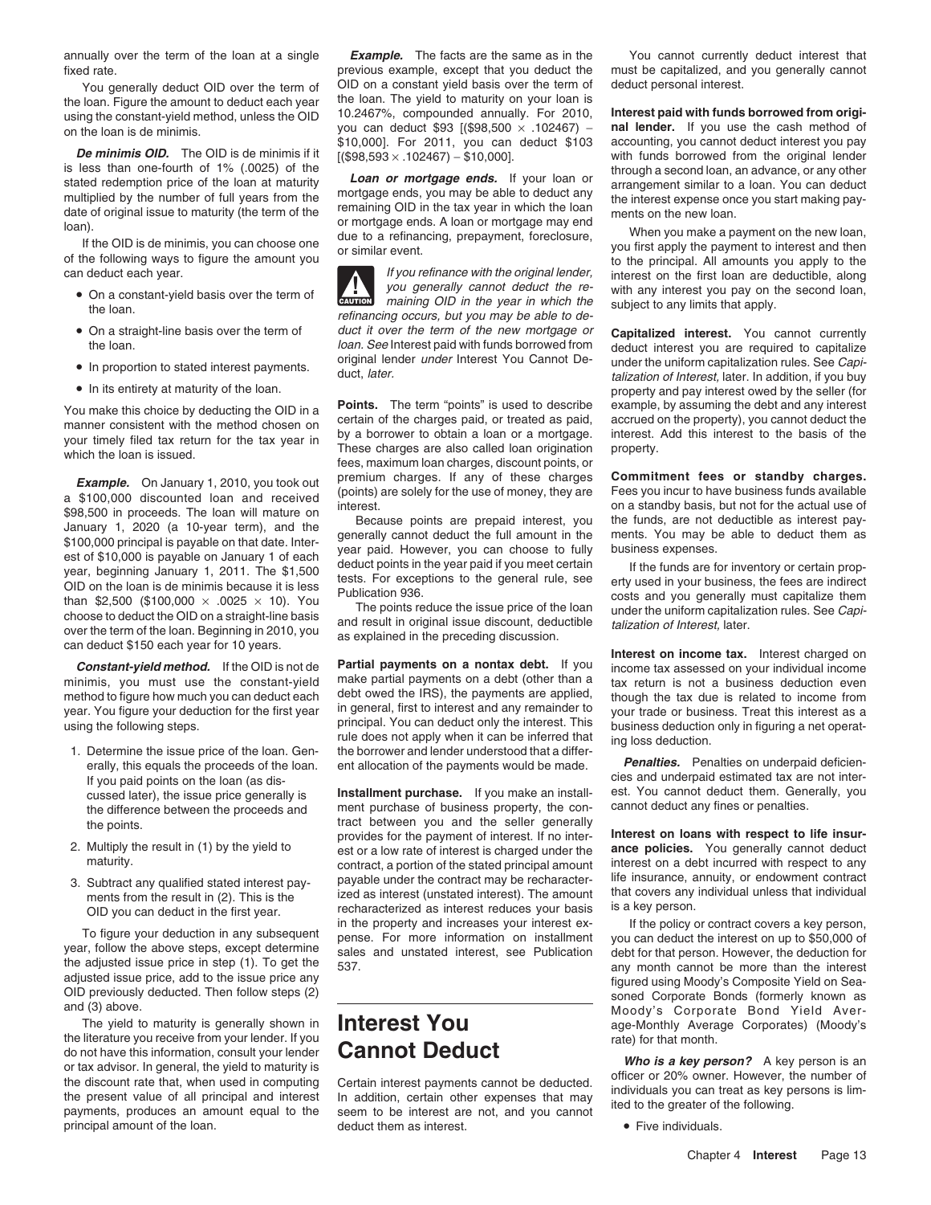annually over the term of the loan at a single fixed rate.

You generally deduct OID over the term of the loan. Figure the amount to deduct each year using the constant-yield method, unless the OID on the loan is de minimis.

***De minimis OID.*** The OID is de minimis if it is less than one-fourth of 1% (.0025) of the stated redemption price of the loan at maturity multiplied by the number of full years from the date of original issue to maturity (the term of the loan).

If the OID is de minimis, you can choose one of the following ways to figure the amount you can deduct each year.

- On a constant-yield basis over the term of the loan.
- On a straight-line basis over the term of the loan.
- In proportion to stated interest payments.
- In its entirety at maturity of the loan.

You make this choice by deducting the OID in a manner consistent with the method chosen on your timely filed tax return for the tax year in which the loan is issued.

***Example.*** On January 1, 2010, you took out a $100,000 discounted loan and received $98,500 in proceeds. The loan will mature on January 1, 2020 (a 10-year term), and the $100,000 principal is payable on that date. Interest of $10,000 is payable on January 1 of each year, beginning January 1, 2011. The $1,500 OID on the loan is de minimis because it is less than $2,500 ($100,000 × .0025 × 10). You choose to deduct the OID on a straight-line basis over the term of the loan. Beginning in 2010, you can deduct $150 each year for 10 years.

***Constant-yield method.*** If the OID is not de minimis, you must use the constant-yield method to figure how much you can deduct each year. You figure your deduction for the first year using the following steps.

1. Determine the issue price of the loan. Generally, this equals the proceeds of the loan. If you paid points on the loan (as discussed later), the issue price generally is the difference between the proceeds and the points.
2. Multiply the result in (1) by the yield to maturity.
3. Subtract any qualified stated interest payments from the result in (2). This is the OID you can deduct in the first year.

To figure your deduction in any subsequent year, follow the above steps, except determine the adjusted issue price in step (1). To get the adjusted issue price, add to the issue price any OID previously deducted. Then follow steps (2) and (3) above.

The yield to maturity is generally shown in the literature you receive from your lender. If you do not have this information, consult your lender or tax advisor. In general, the yield to maturity is the discount rate that, when used in computing the present value of all principal and interest payments, produces an amount equal to the principal amount of the loan.

***Example.*** The facts are the same as in the previous example, except that you deduct the OID on a constant yield basis over the term of the loan. The yield to maturity on your loan is 10.2467%, compounded annually. For 2010, you can deduct $93 [($98,500 × .102467) − $10,000]. For 2011, you can deduct $103 [($98,593 × .102467) − $10,000].

***Loan or mortgage ends.*** If your loan or mortgage ends, you may be able to deduct any remaining OID in the tax year in which the loan or mortgage ends. A loan or mortgage may end due to a refinancing, prepayment, foreclosure, or similar event.

CAUTION: *If you refinance with the original lender, you generally cannot deduct the remaining OID in the year in which the refinancing occurs, but you may be able to deduct it over the term of the new mortgage or loan. See* Interest paid with funds borrowed from original lender *under* Interest You Cannot Deduct, *later.*

**Points.** The term "points" is used to describe certain of the charges paid, or treated as paid, by a borrower to obtain a loan or a mortgage. These charges are also called loan origination fees, maximum loan charges, discount points, or premium charges. If any of these charges (points) are solely for the use of money, they are interest.

Because points are prepaid interest, you generally cannot deduct the full amount in the year paid. However, you can choose to fully deduct points in the year paid if you meet certain tests. For exceptions to the general rule, see Publication 936.

The points reduce the issue price of the loan and result in original issue discount, deductible as explained in the preceding discussion.

**Partial payments on a nontax debt.** If you make partial payments on a debt (other than a debt owed the IRS), the payments are applied, in general, first to interest and any remainder to principal. You can deduct only the interest. This rule does not apply when it can be inferred that the borrower and lender understood that a different allocation of the payments would be made.

**Installment purchase.** If you make an installment purchase of business property, the contract between you and the seller generally provides for the payment of interest. If no interest or a low rate of interest is charged under the contract, a portion of the stated principal amount payable under the contract may be recharacterized as interest (unstated interest). The amount recharacterized as interest reduces your basis in the property and increases your interest expense. For more information on installment sales and unstated interest, see Publication 537.

# Interest You Cannot Deduct

Certain interest payments cannot be deducted. In addition, certain other expenses that may seem to be interest are not, and you cannot deduct them as interest.

You cannot currently deduct interest that must be capitalized, and you generally cannot deduct personal interest.

**Interest paid with funds borrowed from original lender.** If you use the cash method of accounting, you cannot deduct interest you pay with funds borrowed from the original lender through a second loan, an advance, or any other arrangement similar to a loan. You can deduct the interest expense once you start making payments on the new loan.

When you make a payment on the new loan, you first apply the payment to interest and then to the principal. All amounts you apply to the interest on the first loan are deductible, along with any interest you pay on the second loan, subject to any limits that apply.

**Capitalized interest.** You cannot currently deduct interest you are required to capitalize under the uniform capitalization rules. See *Capitalization of Interest,* later. In addition, if you buy property and pay interest owed by the seller (for example, by assuming the debt and any interest accrued on the property), you cannot deduct the interest. Add this interest to the basis of the property.

**Commitment fees or standby charges.** Fees you incur to have business funds available on a standby basis, but not for the actual use of the funds, are not deductible as interest payments. You may be able to deduct them as business expenses.

If the funds are for inventory or certain property used in your business, the fees are indirect costs and you generally must capitalize them under the uniform capitalization rules. See *Capitalization of Interest,* later.

**Interest on income tax.** Interest charged on income tax assessed on your individual income tax return is not a business deduction even though the tax due is related to income from your trade or business. Treat this interest as a business deduction only in figuring a net operating loss deduction.

***Penalties.*** Penalties on underpaid deficiencies and underpaid estimated tax are not interest. You cannot deduct them. Generally, you cannot deduct any fines or penalties.

**Interest on loans with respect to life insurance policies.** You generally cannot deduct interest on a debt incurred with respect to any life insurance, annuity, or endowment contract that covers any individual unless that individual is a key person.

If the policy or contract covers a key person, you can deduct the interest on up to $50,000 of debt for that person. However, the deduction for any month cannot be more than the interest figured using Moody's Composite Yield on Seasoned Corporate Bonds (formerly known as Moody's Corporate Bond Yield Average-Monthly Average Corporates) (Moody's rate) for that month.

***Who is a key person?*** A key person is an officer or 20% owner. However, the number of individuals you can treat as key persons is limited to the greater of the following.

- Five individuals.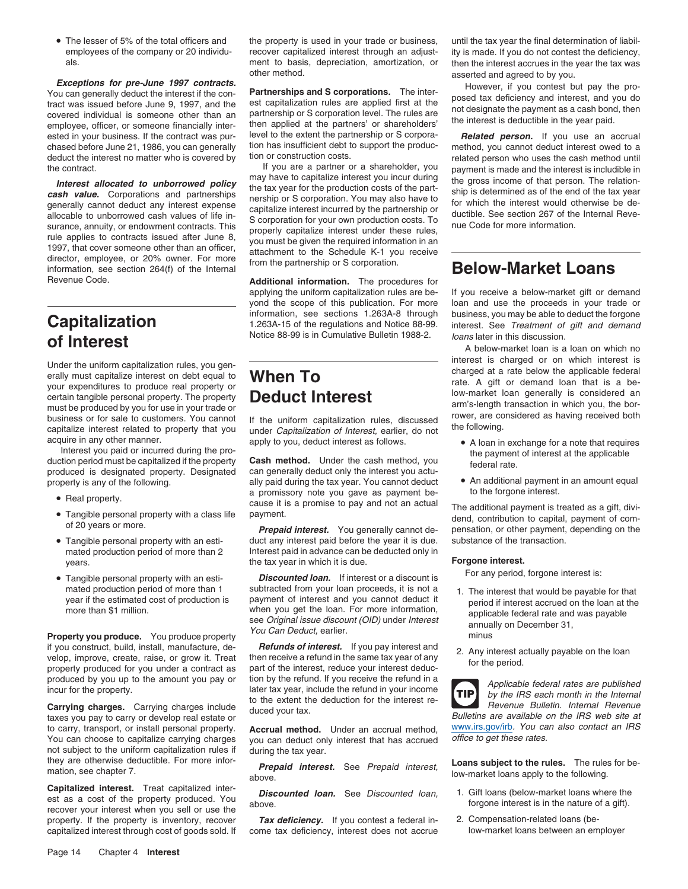- The lesser of 5% of the total officers and employees of the company or 20 individuals.

***Exceptions for pre-June 1997 contracts.*** You can generally deduct the interest if the contract was issued before June 9, 1997, and the covered individual is someone other than an employee, officer, or someone financially interested in your business. If the contract was purchased before June 21, 1986, you can generally deduct the interest no matter who is covered by the contract.

***Interest allocated to unborrowed policy cash value.*** Corporations and partnerships generally cannot deduct any interest expense allocable to unborrowed cash values of life insurance, annuity, or endowment contracts. This rule applies to contracts issued after June 8, 1997, that cover someone other than an officer, director, employee, or 20% owner. For more information, see section 264(f) of the Internal Revenue Code.

# Capitalization of Interest

Under the uniform capitalization rules, you generally must capitalize interest on debt equal to your expenditures to produce real property or certain tangible personal property. The property must be produced by you for use in your trade or business or for sale to customers. You cannot capitalize interest related to property that you acquire in any other manner.

Interest you paid or incurred during the production period must be capitalized if the property produced is designated property. Designated property is any of the following.

- Real property.
- Tangible personal property with a class life of 20 years or more.
- Tangible personal property with an estimated production period of more than 2 years.
- Tangible personal property with an estimated production period of more than 1 year if the estimated cost of production is more than $1 million.

**Property you produce.** You produce property if you construct, build, install, manufacture, develop, improve, create, raise, or grow it. Treat property produced for you under a contract as produced by you up to the amount you pay or incur for the property.

**Carrying charges.** Carrying charges include taxes you pay to carry or develop real estate or to carry, transport, or install personal property. You can choose to capitalize carrying charges not subject to the uniform capitalization rules if they are otherwise deductible. For more information, see chapter 7.

**Capitalized interest.** Treat capitalized interest as a cost of the property produced. You recover your interest when you sell or use the property. If the property is inventory, recover capitalized interest through cost of goods sold. If the property is used in your trade or business, recover capitalized interest through an adjustment to basis, depreciation, amortization, or other method.

**Partnerships and S corporations.** The interest capitalization rules are applied first at the partnership or S corporation level. The rules are then applied at the partners' or shareholders' level to the extent the partnership or S corporation has insufficient debt to support the production or construction costs.

If you are a partner or a shareholder, you may have to capitalize interest you incur during the tax year for the production costs of the partnership or S corporation. You may also have to capitalize interest incurred by the partnership or S corporation for your own production costs. To properly capitalize interest under these rules, you must be given the required information in an attachment to the Schedule K-1 you receive from the partnership or S corporation.

**Additional information.** The procedures for applying the uniform capitalization rules are beyond the scope of this publication. For more information, see sections 1.263A-8 through 1.263A-15 of the regulations and Notice 88-99. Notice 88-99 is in Cumulative Bulletin 1988-2.

# When To Deduct Interest

If the uniform capitalization rules, discussed under *Capitalization of Interest,* earlier, do not apply to you, deduct interest as follows.

**Cash method.** Under the cash method, you can generally deduct only the interest you actually paid during the tax year. You cannot deduct a promissory note you gave as payment because it is a promise to pay and not an actual payment.

***Prepaid interest.*** You generally cannot deduct any interest paid before the year it is due. Interest paid in advance can be deducted only in the tax year in which it is due.

***Discounted loan.*** If interest or a discount is subtracted from your loan proceeds, it is not a payment of interest and you cannot deduct it when you get the loan. For more information, see *Original issue discount (OID)* under *Interest You Can Deduct,* earlier.

***Refunds of interest.*** If you pay interest and then receive a refund in the same tax year of any part of the interest, reduce your interest deduction by the refund. If you receive the refund in a later tax year, include the refund in your income to the extent the deduction for the interest reduced your tax.

**Accrual method.** Under an accrual method, you can deduct only interest that has accrued during the tax year.

***Prepaid interest.*** See *Prepaid interest,* above.

***Discounted loan.*** See *Discounted loan,* above.

***Tax deficiency.*** If you contest a federal income tax deficiency, interest does not accrue until the tax year the final determination of liability is made. If you do not contest the deficiency, then the interest accrues in the year the tax was asserted and agreed to by you.

However, if you contest but pay the proposed tax deficiency and interest, and you do not designate the payment as a cash bond, then the interest is deductible in the year paid.

***Related person.*** If you use an accrual method, you cannot deduct interest owed to a related person who uses the cash method until payment is made and the interest is includible in the gross income of that person. The relationship is determined as of the end of the tax year for which the interest would otherwise be deductible. See section 267 of the Internal Revenue Code for more information.

# Below-Market Loans

If you receive a below-market gift or demand loan and use the proceeds in your trade or business, you may be able to deduct the forgone interest. See *Treatment of gift and demand loans* later in this discussion.

A below-market loan is a loan on which no interest is charged or on which interest is charged at a rate below the applicable federal rate. A gift or demand loan that is a below-market loan generally is considered an arm's-length transaction in which you, the borrower, are considered as having received both the following.

- A loan in exchange for a note that requires the payment of interest at the applicable federal rate.
- An additional payment in an amount equal to the forgone interest.

The additional payment is treated as a gift, dividend, contribution to capital, payment of compensation, or other payment, depending on the substance of the transaction.

**Forgone interest.**

For any period, forgone interest is:

1. The interest that would be payable for that period if interest accrued on the loan at the applicable federal rate and was payable annually on December 31,

   minus

2. Any interest actually payable on the loan for the period.

**TIP:** *Applicable federal rates are published by the IRS each month in the Internal Revenue Bulletin. Internal Revenue Bulletins are available on the IRS web site at* www.irs.gov/irb. *You can also contact an IRS office to get these rates.*

**Loans subject to the rules.** The rules for below-market loans apply to the following.

1. Gift loans (below-market loans where the forgone interest is in the nature of a gift).
2. Compensation-related loans (below-market loans between an employer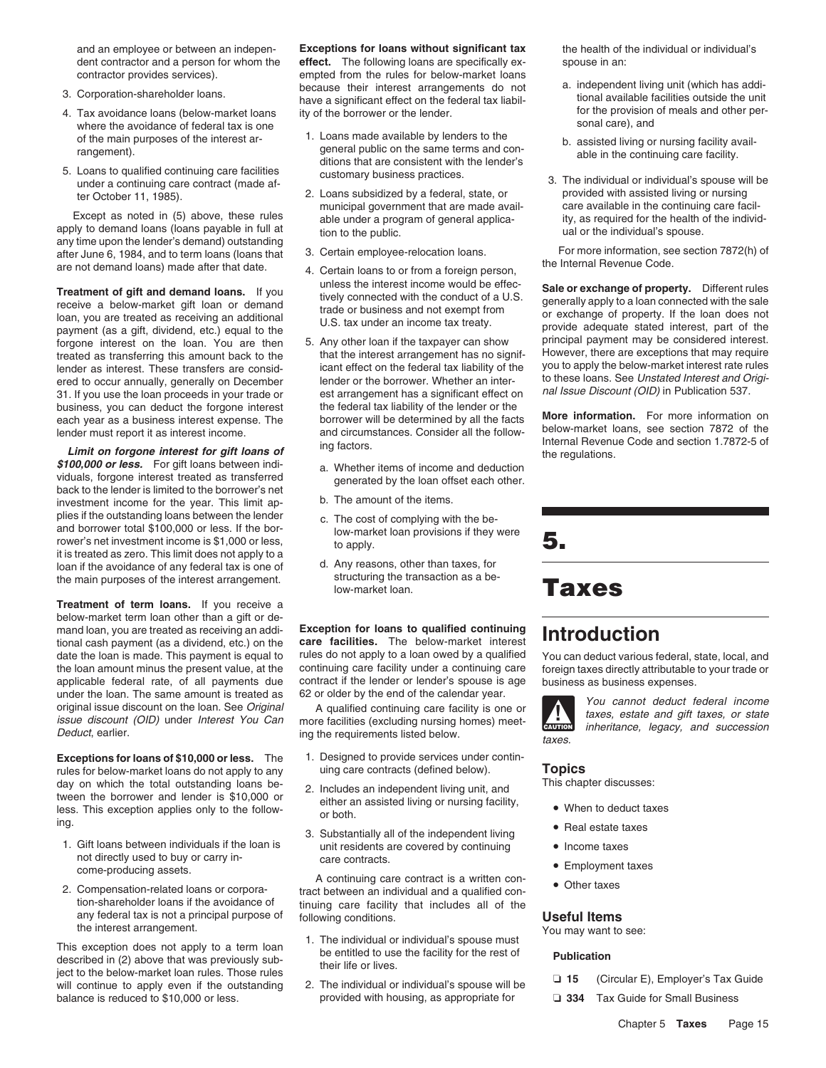and an employee or between an independent contractor and a person for whom the contractor provides services).

3. Corporation-shareholder loans.
4. Tax avoidance loans (below-market loans where the avoidance of federal tax is one of the main purposes of the interest arrangement).
5. Loans to qualified continuing care facilities under a continuing care contract (made after October 11, 1985).

Except as noted in (5) above, these rules apply to demand loans (loans payable in full at any time upon the lender's demand) outstanding after June 6, 1984, and to term loans (loans that are not demand loans) made after that date.

**Treatment of gift and demand loans.** If you receive a below-market gift loan or demand loan, you are treated as receiving an additional payment (as a gift, dividend, etc.) equal to the forgone interest on the loan. You are then treated as transferring this amount back to the lender as interest. These transfers are considered to occur annually, generally on December 31. If you use the loan proceeds in your trade or business, you can deduct the forgone interest each year as a business interest expense. The lender must report it as interest income.

***Limit on forgone interest for gift loans of $100,000 or less.*** For gift loans between individuals, forgone interest treated as transferred back to the lender is limited to the borrower's net investment income for the year. This limit applies if the outstanding loans between the lender and borrower total $100,000 or less. If the borrower's net investment income is $1,000 or less, it is treated as zero. This limit does not apply to a loan if the avoidance of any federal tax is one of the main purposes of the interest arrangement.

**Treatment of term loans.** If you receive a below-market term loan other than a gift or demand loan, you are treated as receiving an additional cash payment (as a dividend, etc.) on the date the loan is made. This payment is equal to the loan amount minus the present value, at the applicable federal rate, of all payments due under the loan. The same amount is treated as original issue discount on the loan. See *Original issue discount (OID)* under *Interest You Can Deduct*, earlier.

**Exceptions for loans of $10,000 or less.** The rules for below-market loans do not apply to any day on which the total outstanding loans between the borrower and lender is $10,000 or less. This exception applies only to the following.

1. Gift loans between individuals if the loan is not directly used to buy or carry income-producing assets.
2. Compensation-related loans or corporation-shareholder loans if the avoidance of any federal tax is not a principal purpose of the interest arrangement.

This exception does not apply to a term loan described in (2) above that was previously subject to the below-market loan rules. Those rules will continue to apply even if the outstanding balance is reduced to $10,000 or less.

**Exceptions for loans without significant tax effect.** The following loans are specifically exempted from the rules for below-market loans because their interest arrangements do not have a significant effect on the federal tax liability of the borrower or the lender.

1. Loans made available by lenders to the general public on the same terms and conditions that are consistent with the lender's customary business practices.
2. Loans subsidized by a federal, state, or municipal government that are made available under a program of general application to the public.
3. Certain employee-relocation loans.
4. Certain loans to or from a foreign person, unless the interest income would be effectively connected with the conduct of a U.S. trade or business and not exempt from U.S. tax under an income tax treaty.
5. Any other loan if the taxpayer can show that the interest arrangement has no significant effect on the federal tax liability of the lender or the borrower. Whether an interest arrangement has a significant effect on the federal tax liability of the lender or the borrower will be determined by all the facts and circumstances. Consider all the following factors.
   a. Whether items of income and deduction generated by the loan offset each other.
   b. The amount of the items.
   c. The cost of complying with the below-market loan provisions if they were to apply.
   d. Any reasons, other than taxes, for structuring the transaction as a below-market loan.

**Exception for loans to qualified continuing care facilities.** The below-market interest rules do not apply to a loan owed by a qualified continuing care facility under a continuing care contract if the lender or lender's spouse is age 62 or older by the end of the calendar year.

A qualified continuing care facility is one or more facilities (excluding nursing homes) meeting the requirements listed below.

1. Designed to provide services under continuing care contracts (defined below).
2. Includes an independent living unit, and either an assisted living or nursing facility, or both.
3. Substantially all of the independent living unit residents are covered by continuing care contracts.

A continuing care contract is a written contract between an individual and a qualified continuing care facility that includes all of the following conditions.

1. The individual or individual's spouse must be entitled to use the facility for the rest of their life or lives.
2. The individual or individual's spouse will be provided with housing, as appropriate for the health of the individual or individual's spouse in an:
   a. independent living unit (which has additional available facilities outside the unit for the provision of meals and other personal care), and
   b. assisted living or nursing facility available in the continuing care facility.
3. The individual or individual's spouse will be provided with assisted living or nursing care available in the continuing care facility, as required for the health of the individual or the individual's spouse.

For more information, see section 7872(h) of the Internal Revenue Code.

**Sale or exchange of property.** Different rules generally apply to a loan connected with the sale or exchange of property. If the loan does not provide adequate stated interest, part of the principal payment may be considered interest. However, there are exceptions that may require you to apply the below-market interest rate rules to these loans. See *Unstated Interest and Original Issue Discount (OID)* in Publication 537.

**More information.** For more information on below-market loans, see section 7872 of the Internal Revenue Code and section 1.7872-5 of the regulations.

# 5. Taxes

## Introduction

You can deduct various federal, state, local, and foreign taxes directly attributable to your trade or business as business expenses.

CAUTION: *You cannot deduct federal income taxes, estate and gift taxes, or state inheritance, legacy, and succession taxes.*

### Topics

This chapter discusses:

- When to deduct taxes
- Real estate taxes
- Income taxes
- Employment taxes
- Other taxes

### Useful Items

You may want to see:

**Publication**

- ❑ **15** (Circular E), Employer's Tax Guide
- ❑ **334** Tax Guide for Small Business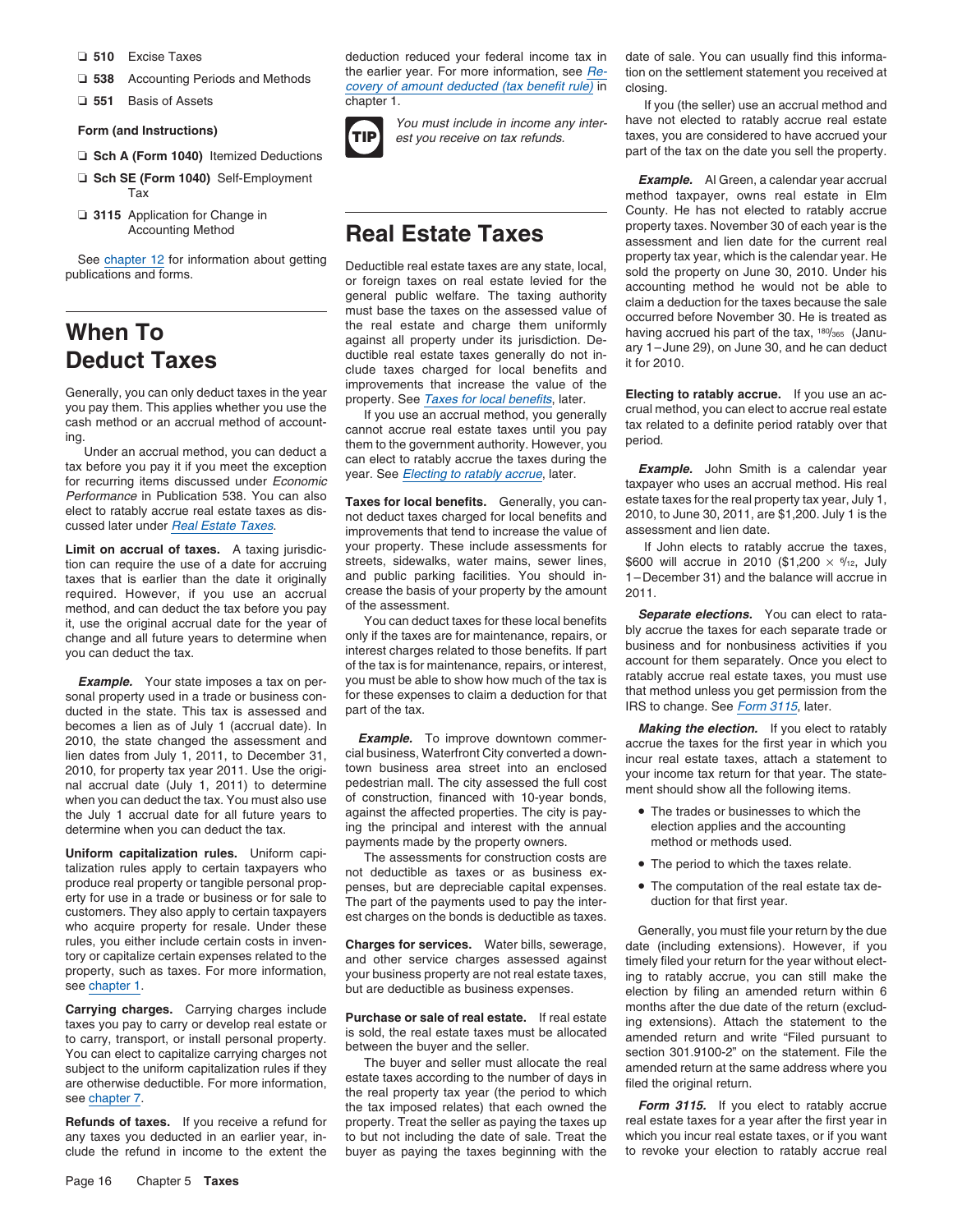- ❏ **510** Excise Taxes
- ❏ **538** Accounting Periods and Methods
- ❏ **551** Basis of Assets

**Form (and Instructions)**

- ❏ **Sch A (Form 1040)** Itemized Deductions
- ❏ **Sch SE (Form 1040)** Self-Employment Tax
- ❏ **3115** Application for Change in Accounting Method

See chapter 12 for information about getting publications and forms.

# When To Deduct Taxes

Generally, you can only deduct taxes in the year you pay them. This applies whether you use the cash method or an accrual method of accounting.

Under an accrual method, you can deduct a tax before you pay it if you meet the exception for recurring items discussed under *Economic Performance* in Publication 538. You can also elect to ratably accrue real estate taxes as discussed later under *Real Estate Taxes*.

**Limit on accrual of taxes.** A taxing jurisdiction can require the use of a date for accruing taxes that is earlier than the date it originally required. However, if you use an accrual method, and can deduct the tax before you pay it, use the original accrual date for the year of change and all future years to determine when you can deduct the tax.

***Example.*** Your state imposes a tax on personal property used in a trade or business conducted in the state. This tax is assessed and becomes a lien as of July 1 (accrual date). In 2010, the state changed the assessment and lien dates from July 1, 2011, to December 31, 2010, for property tax year 2011. Use the original accrual date (July 1, 2011) to determine when you can deduct the tax. You must also use the July 1 accrual date for all future years to determine when you can deduct the tax.

**Uniform capitalization rules.** Uniform capitalization rules apply to certain taxpayers who produce real property or tangible personal property for use in a trade or business or for sale to customers. They also apply to certain taxpayers who acquire property for resale. Under these rules, you either include certain costs in inventory or capitalize certain expenses related to the property, such as taxes. For more information, see chapter 1.

**Carrying charges.** Carrying charges include taxes you pay to carry or develop real estate or to carry, transport, or install personal property. You can elect to capitalize carrying charges not subject to the uniform capitalization rules if they are otherwise deductible. For more information, see chapter 7.

**Refunds of taxes.** If you receive a refund for any taxes you deducted in an earlier year, include the refund in income to the extent the deduction reduced your federal income tax in the earlier year. For more information, see *Recovery of amount deducted (tax benefit rule)* in chapter 1.

**TIP** *You must include in income any interest you receive on tax refunds.*

# Real Estate Taxes

Deductible real estate taxes are any state, local, or foreign taxes on real estate levied for the general public welfare. The taxing authority must base the taxes on the assessed value of the real estate and charge them uniformly against all property under its jurisdiction. Deductible real estate taxes generally do not include taxes charged for local benefits and improvements that increase the value of the property. See *Taxes for local benefits*, later.

If you use an accrual method, you generally cannot accrue real estate taxes until you pay them to the government authority. However, you can elect to ratably accrue the taxes during the year. See *Electing to ratably accrue*, later.

**Taxes for local benefits.** Generally, you cannot deduct taxes charged for local benefits and improvements that tend to increase the value of your property. These include assessments for streets, sidewalks, water mains, sewer lines, and public parking facilities. You should increase the basis of your property by the amount of the assessment.

You can deduct taxes for these local benefits only if the taxes are for maintenance, repairs, or interest charges related to those benefits. If part of the tax is for maintenance, repairs, or interest, you must be able to show how much of the tax is for these expenses to claim a deduction for that part of the tax.

***Example.*** To improve downtown commercial business, Waterfront City converted a downtown business area street into an enclosed pedestrian mall. The city assessed the full cost of construction, financed with 10-year bonds, against the affected properties. The city is paying the principal and interest with the annual payments made by the property owners.

The assessments for construction costs are not deductible as taxes or as business expenses, but are depreciable capital expenses. The part of the payments used to pay the interest charges on the bonds is deductible as taxes.

**Charges for services.** Water bills, sewerage, and other service charges assessed against your business property are not real estate taxes, but are deductible as business expenses.

**Purchase or sale of real estate.** If real estate is sold, the real estate taxes must be allocated between the buyer and the seller.

The buyer and seller must allocate the real estate taxes according to the number of days in the real property tax year (the period to which the tax imposed relates) that each owned the property. Treat the seller as paying the taxes up to but not including the date of sale. Treat the buyer as paying the taxes beginning with the date of sale. You can usually find this information on the settlement statement you received at closing.

If you (the seller) use an accrual method and have not elected to ratably accrue real estate taxes, you are considered to have accrued your part of the tax on the date you sell the property.

***Example.*** Al Green, a calendar year accrual method taxpayer, owns real estate in Elm County. He has not elected to ratably accrue property taxes. November 30 of each year is the assessment and lien date for the current real property tax year, which is the calendar year. He sold the property on June 30, 2010. Under his accounting method he would not be able to claim a deduction for the taxes because the sale occurred before November 30. He is treated as having accrued his part of the tax, $^{180}/_{365}$ (January 1–June 29), on June 30, and he can deduct it for 2010.

**Electing to ratably accrue.** If you use an accrual method, you can elect to accrue real estate tax related to a definite period ratably over that period.

***Example.*** John Smith is a calendar year taxpayer who uses an accrual method. His real estate taxes for the real property tax year, July 1, 2010, to June 30, 2011, are $1,200. July 1 is the assessment and lien date.

If John elects to ratably accrue the taxes, $600 will accrue in 2010 ($1,200 × $^{6}/_{12}$, July 1–December 31) and the balance will accrue in 2011.

***Separate elections.*** You can elect to ratably accrue the taxes for each separate trade or business and for nonbusiness activities if you account for them separately. Once you elect to ratably accrue real estate taxes, you must use that method unless you get permission from the IRS to change. See *Form 3115*, later.

***Making the election.*** If you elect to ratably accrue the taxes for the first year in which you incur real estate taxes, attach a statement to your income tax return for that year. The statement should show all the following items.

- The trades or businesses to which the election applies and the accounting method or methods used.
- The period to which the taxes relate.
- The computation of the real estate tax deduction for that first year.

Generally, you must file your return by the due date (including extensions). However, if you timely filed your return for the year without electing to ratably accrue, you can still make the election by filing an amended return within 6 months after the due date of the return (excluding extensions). Attach the statement to the amended return and write "Filed pursuant to section 301.9100-2" on the statement. File the amended return at the same address where you filed the original return.

***Form 3115.*** If you elect to ratably accrue real estate taxes for a year after the first year in which you incur real estate taxes, or if you want to revoke your election to ratably accrue real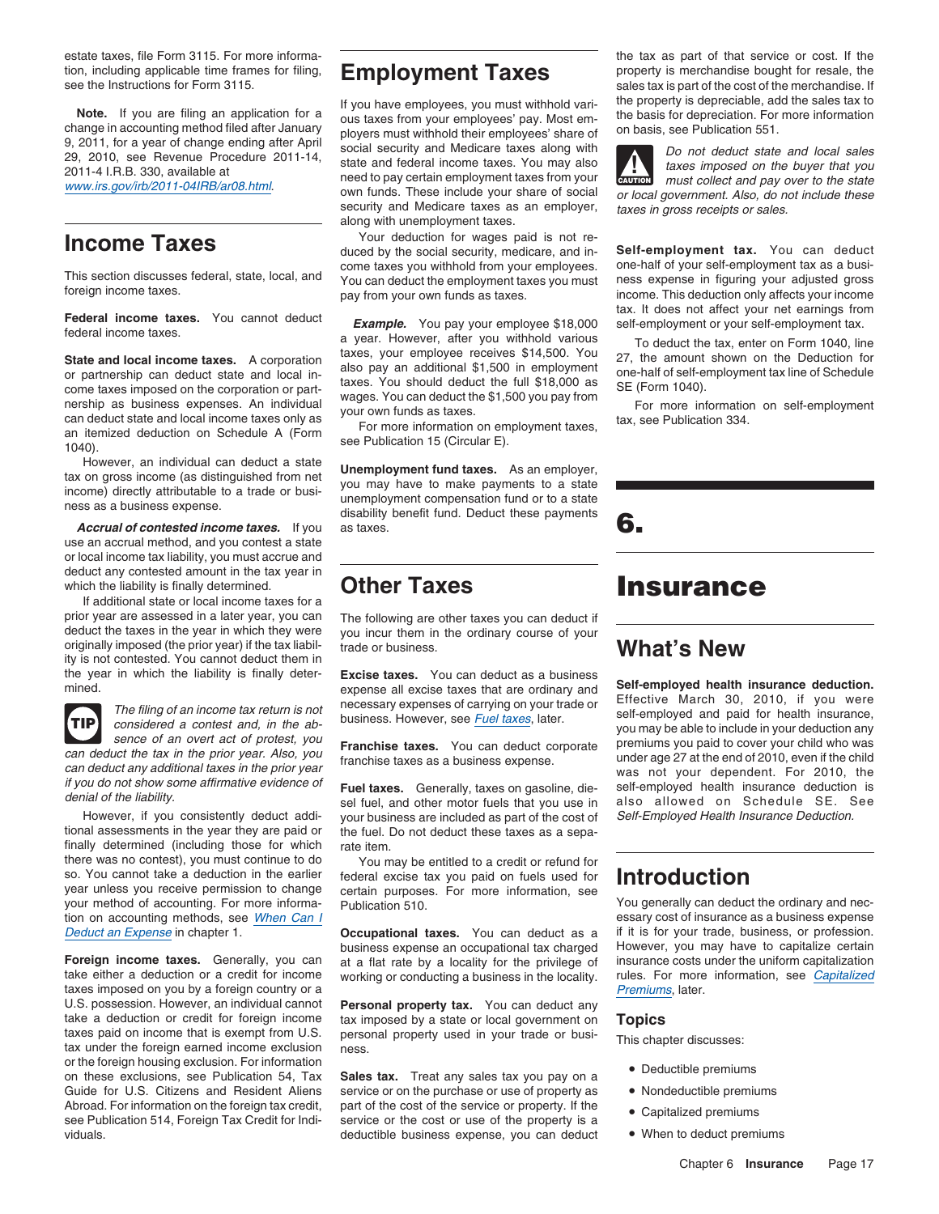estate taxes, file Form 3115. For more information, including applicable time frames for filing, see the Instructions for Form 3115.

**Note.** If you are filing an application for a change in accounting method filed after January 9, 2011, for a year of change ending after April 29, 2010, see Revenue Procedure 2011-14, 2011-4 I.R.B. 330, available at www.irs.gov/irb/2011-04IRB/ar08.html.

## Income Taxes

This section discusses federal, state, local, and foreign income taxes.

**Federal income taxes.** You cannot deduct federal income taxes.

**State and local income taxes.** A corporation or partnership can deduct state and local income taxes imposed on the corporation or partnership as business expenses. An individual can deduct state and local income taxes only as an itemized deduction on Schedule A (Form 1040).

However, an individual can deduct a state tax on gross income (as distinguished from net income) directly attributable to a trade or business as a business expense.

***Accrual of contested income taxes.*** If you use an accrual method, and you contest a state or local income tax liability, you must accrue and deduct any contested amount in the tax year in which the liability is finally determined.

If additional state or local income taxes for a prior year are assessed in a later year, you can deduct the taxes in the year in which they were originally imposed (the prior year) if the tax liability is not contested. You cannot deduct them in the year in which the liability is finally determined.

**TIP** *The filing of an income tax return is not considered a contest and, in the absence of an overt act of protest, you can deduct the tax in the prior year. Also, you can deduct any additional taxes in the prior year if you do not show some affirmative evidence of denial of the liability.*

However, if you consistently deduct additional assessments in the year they are paid or finally determined (including those for which there was no contest), you must continue to do so. You cannot take a deduction in the earlier year unless you receive permission to change your method of accounting. For more information on accounting methods, see *When Can I Deduct an Expense* in chapter 1.

**Foreign income taxes.** Generally, you can take either a deduction or a credit for income taxes imposed on you by a foreign country or a U.S. possession. However, an individual cannot take a deduction or credit for foreign income taxes paid on income that is exempt from U.S. tax under the foreign earned income exclusion or the foreign housing exclusion. For information on these exclusions, see Publication 54, Tax Guide for U.S. Citizens and Resident Aliens Abroad. For information on the foreign tax credit, see Publication 514, Foreign Tax Credit for Individuals.

## Employment Taxes

If you have employees, you must withhold various taxes from your employees' pay. Most employers must withhold their employees' share of social security and Medicare taxes along with state and federal income taxes. You may also need to pay certain employment taxes from your own funds. These include your share of social security and Medicare taxes as an employer, along with unemployment taxes.

Your deduction for wages paid is not reduced by the social security, medicare, and income taxes you withhold from your employees. You can deduct the employment taxes you must pay from your own funds as taxes.

***Example.*** You pay your employee $18,000 a year. However, after you withhold various taxes, your employee receives $14,500. You also pay an additional $1,500 in employment taxes. You should deduct the full $18,000 as wages. You can deduct the $1,500 you pay from your own funds as taxes.

For more information on employment taxes, see Publication 15 (Circular E).

**Unemployment fund taxes.** As an employer, you may have to make payments to a state unemployment compensation fund or to a state disability benefit fund. Deduct these payments as taxes.

## Other Taxes

The following are other taxes you can deduct if you incur them in the ordinary course of your trade or business.

**Excise taxes.** You can deduct as a business expense all excise taxes that are ordinary and necessary expenses of carrying on your trade or business. However, see *Fuel taxes*, later.

**Franchise taxes.** You can deduct corporate franchise taxes as a business expense.

**Fuel taxes.** Generally, taxes on gasoline, diesel fuel, and other motor fuels that you use in your business are included as part of the cost of the fuel. Do not deduct these taxes as a separate item.

You may be entitled to a credit or refund for federal excise tax you paid on fuels used for certain purposes. For more information, see Publication 510.

**Occupational taxes.** You can deduct as a business expense an occupational tax charged at a flat rate by a locality for the privilege of working or conducting a business in the locality.

**Personal property tax.** You can deduct any tax imposed by a state or local government on personal property used in your trade or business.

**Sales tax.** Treat any sales tax you pay on a service or on the purchase or use of property as part of the cost of the service or property. If the service or the cost or use of the property is a deductible business expense, you can deduct the tax as part of that service or cost. If the property is merchandise bought for resale, the sales tax is part of the cost of the merchandise. If the property is depreciable, add the sales tax to the basis for depreciation. For more information on basis, see Publication 551.

**CAUTION** *Do not deduct state and local sales taxes imposed on the buyer that you must collect and pay over to the state or local government. Also, do not include these taxes in gross receipts or sales.*

**Self-employment tax.** You can deduct one-half of your self-employment tax as a business expense in figuring your adjusted gross income. This deduction only affects your income tax. It does not affect your net earnings from self-employment or your self-employment tax.

To deduct the tax, enter on Form 1040, line 27, the amount shown on the Deduction for one-half of self-employment tax line of Schedule SE (Form 1040).

For more information on self-employment tax, see Publication 334.

# 6.

# Insurance

## What's New

**Self-employed health insurance deduction.** Effective March 30, 2010, if you were self-employed and paid for health insurance, you may be able to include in your deduction any premiums you paid to cover your child who was under age 27 at the end of 2010, even if the child was not your dependent. For 2010, the self-employed health insurance deduction is also allowed on Schedule SE. See *Self-Employed Health Insurance Deduction.*

## Introduction

You generally can deduct the ordinary and necessary cost of insurance as a business expense if it is for your trade, business, or profession. However, you may have to capitalize certain insurance costs under the uniform capitalization rules. For more information, see *Capitalized Premiums*, later.

### Topics

This chapter discusses:

- Deductible premiums
- Nondeductible premiums
- Capitalized premiums
- When to deduct premiums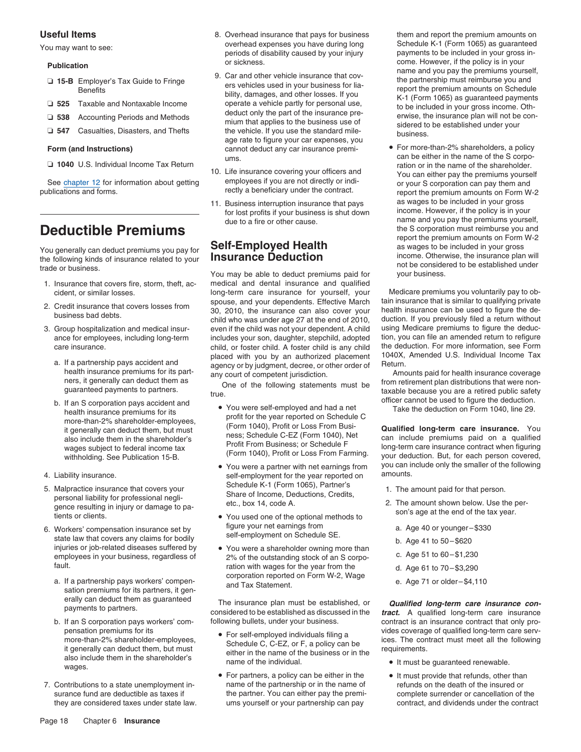### Useful Items

You may want to see:

**Publication**

- ❏ **15-B** Employer's Tax Guide to Fringe Benefits
- ❏ **525** Taxable and Nontaxable Income
- ❏ **538** Accounting Periods and Methods
- ❏ **547** Casualties, Disasters, and Thefts

**Form (and Instructions)**

- ❏ **1040** U.S. Individual Income Tax Return

See chapter 12 for information about getting publications and forms.

# Deductible Premiums

You generally can deduct premiums you pay for the following kinds of insurance related to your trade or business.

1. Insurance that covers fire, storm, theft, accident, or similar losses.
2. Credit insurance that covers losses from business bad debts.
3. Group hospitalization and medical insurance for employees, including long-term care insurance.
   a. If a partnership pays accident and health insurance premiums for its partners, it generally can deduct them as guaranteed payments to partners.
   b. If an S corporation pays accident and health insurance premiums for its more-than-2% shareholder-employees, it generally can deduct them, but must also include them in the shareholder's wages subject to federal income tax withholding. See Publication 15-B.
4. Liability insurance.
5. Malpractice insurance that covers your personal liability for professional negligence resulting in injury or damage to patients or clients.
6. Workers' compensation insurance set by state law that covers any claims for bodily injuries or job-related diseases suffered by employees in your business, regardless of fault.
   a. If a partnership pays workers' compensation premiums for its partners, it generally can deduct them as guaranteed payments to partners.
   b. If an S corporation pays workers' compensation premiums for its more-than-2% shareholder-employees, it generally can deduct them, but must also include them in the shareholder's wages.
7. Contributions to a state unemployment insurance fund are deductible as taxes if they are considered taxes under state law.
8. Overhead insurance that pays for business overhead expenses you have during long periods of disability caused by your injury or sickness.
9. Car and other vehicle insurance that covers vehicles used in your business for liability, damages, and other losses. If you operate a vehicle partly for personal use, deduct only the part of the insurance premium that applies to the business use of the vehicle. If you use the standard mileage rate to figure your car expenses, you cannot deduct any car insurance premiums.
10. Life insurance covering your officers and employees if you are not directly or indirectly a beneficiary under the contract.
11. Business interruption insurance that pays for lost profits if your business is shut down due to a fire or other cause.

# Self-Employed Health Insurance Deduction

You may be able to deduct premiums paid for medical and dental insurance and qualified long-term care insurance for yourself, your spouse, and your dependents. Effective March 30, 2010, the insurance can also cover your child who was under age 27 at the end of 2010, even if the child was not your dependent. A child includes your son, daughter, stepchild, adopted child, or foster child. A foster child is any child placed with you by an authorized placement agency or by judgment, decree, or other order of any court of competent jurisdiction.

One of the following statements must be true.

- You were self-employed and had a net profit for the year reported on Schedule C (Form 1040), Profit or Loss From Business; Schedule C-EZ (Form 1040), Net Profit From Business; or Schedule F (Form 1040), Profit or Loss From Farming.
- You were a partner with net earnings from self-employment for the year reported on Schedule K-1 (Form 1065), Partner's Share of Income, Deductions, Credits, etc., box 14, code A.
- You used one of the optional methods to figure your net earnings from self-employment on Schedule SE.
- You were a shareholder owning more than 2% of the outstanding stock of an S corporation with wages for the year from the corporation reported on Form W-2, Wage and Tax Statement.

The insurance plan must be established, or considered to be established as discussed in the following bullets, under your business.

- For self-employed individuals filing a Schedule C, C-EZ, or F, a policy can be either in the name of the business or in the name of the individual.
- For partners, a policy can be either in the name of the partnership or in the name of the partner. You can either pay the premiums yourself or your partnership can pay them and report the premium amounts on Schedule K-1 (Form 1065) as guaranteed payments to be included in your gross income. However, if the policy is in your name and you pay the premiums yourself, the partnership must reimburse you and report the premium amounts on Schedule K-1 (Form 1065) as guaranteed payments to be included in your gross income. Otherwise, the insurance plan will not be considered to be established under your business.
- For more-than-2% shareholders, a policy can be either in the name of the S corporation or in the name of the shareholder. You can either pay the premiums yourself or your S corporation can pay them and report the premium amounts on Form W-2 as wages to be included in your gross income. However, if the policy is in your name and you pay the premiums yourself, the S corporation must reimburse you and report the premium amounts on Form W-2 as wages to be included in your gross income. Otherwise, the insurance plan will not be considered to be established under your business.

Medicare premiums you voluntarily pay to obtain insurance that is similar to qualifying private health insurance can be used to figure the deduction. If you previously filed a return without using Medicare premiums to figure the deduction, you can file an amended return to refigure the deduction. For more information, see Form 1040X, Amended U.S. Individual Income Tax Return.

Amounts paid for health insurance coverage from retirement plan distributions that were nontaxable because you are a retired public safety officer cannot be used to figure the deduction.

Take the deduction on Form 1040, line 29.

**Qualified long-term care insurance.** You can include premiums paid on a qualified long-term care insurance contract when figuring your deduction. But, for each person covered, you can include only the smaller of the following amounts.

1. The amount paid for that person.
2. The amount shown below. Use the person's age at the end of the tax year.
   a. Age 40 or younger – $330
   b. Age 41 to 50 – $620
   c. Age 51 to 60 – $1,230
   d. Age 61 to 70 – $3,290
   e. Age 71 or older – $4,110

***Qualified long-term care insurance contract.*** A qualified long-term care insurance contract is an insurance contract that only provides coverage of qualified long-term care services. The contract must meet all the following requirements.

- It must be guaranteed renewable.
- It must provide that refunds, other than refunds on the death of the insured or complete surrender or cancellation of the contract, and dividends under the contract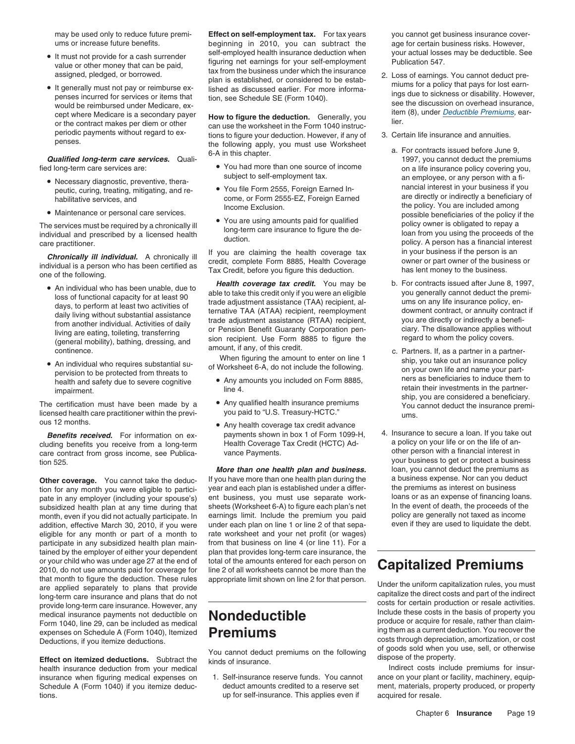may be used only to reduce future premiums or increase future benefits.

- It must not provide for a cash surrender value or other money that can be paid, assigned, pledged, or borrowed.
- It generally must not pay or reimburse expenses incurred for services or items that would be reimbursed under Medicare, except where Medicare is a secondary payer or the contract makes per diem or other periodic payments without regard to expenses.

***Qualified long-term care services.*** Qualified long-term care services are:

- Necessary diagnostic, preventive, therapeutic, curing, treating, mitigating, and rehabilitative services, and
- Maintenance or personal care services.

The services must be required by a chronically ill individual and prescribed by a licensed health care practitioner.

***Chronically ill individual.*** A chronically ill individual is a person who has been certified as one of the following.

- An individual who has been unable, due to loss of functional capacity for at least 90 days, to perform at least two activities of daily living without substantial assistance from another individual. Activities of daily living are eating, toileting, transferring (general mobility), bathing, dressing, and continence.
- An individual who requires substantial supervision to be protected from threats to health and safety due to severe cognitive impairment.

The certification must have been made by a licensed health care practitioner within the previous 12 months.

***Benefits received.*** For information on excluding benefits you receive from a long-term care contract from gross income, see Publication 525.

**Other coverage.** You cannot take the deduction for any month you were eligible to participate in any employer (including your spouse's) subsidized health plan at any time during that month, even if you did not actually participate. In addition, effective March 30, 2010, if you were eligible for any month or part of a month to participate in any subsidized health plan maintained by the employer of either your dependent or your child who was under age 27 at the end of 2010, do not use amounts paid for coverage for that month to figure the deduction. These rules are applied separately to plans that provide long-term care insurance and plans that do not provide long-term care insurance. However, any medical insurance payments not deductible on Form 1040, line 29, can be included as medical expenses on Schedule A (Form 1040), Itemized Deductions, if you itemize deductions.

**Effect on itemized deductions.** Subtract the health insurance deduction from your medical insurance when figuring medical expenses on Schedule A (Form 1040) if you itemize deductions.

**Effect on self-employment tax.** For tax years beginning in 2010, you can subtract the self-employed health insurance deduction when figuring net earnings for your self-employment tax from the business under which the insurance plan is established, or considered to be established as discussed earlier. For more information, see Schedule SE (Form 1040).

**How to figure the deduction.** Generally, you can use the worksheet in the Form 1040 instructions to figure your deduction. However, if any of the following apply, you must use Worksheet 6-A in this chapter.

- You had more than one source of income subject to self-employment tax.
- You file Form 2555, Foreign Earned Income, or Form 2555-EZ, Foreign Earned Income Exclusion.
- You are using amounts paid for qualified long-term care insurance to figure the deduction.

If you are claiming the health coverage tax credit, complete Form 8885, Health Coverage Tax Credit, before you figure this deduction.

***Health coverage tax credit.*** You may be able to take this credit only if you were an eligible trade adjustment assistance (TAA) recipient, alternative TAA (ATAA) recipient, reemployment trade adjustment assistance (RTAA) recipient, or Pension Benefit Guaranty Corporation pension recipient. Use Form 8885 to figure the amount, if any, of this credit.

When figuring the amount to enter on line 1 of Worksheet 6-A, do not include the following.

- Any amounts you included on Form 8885, line 4.
- Any qualified health insurance premiums you paid to "U.S. Treasury-HCTC."
- Any health coverage tax credit advance payments shown in box 1 of Form 1099-H, Health Coverage Tax Credit (HCTC) Advance Payments.

***More than one health plan and business.*** If you have more than one health plan during the year and each plan is established under a different business, you must use separate worksheets (Worksheet 6-A) to figure each plan's net earnings limit. Include the premium you paid under each plan on line 1 or line 2 of that separate worksheet and your net profit (or wages) from that business on line 4 (or line 11). For a plan that provides long-term care insurance, the total of the amounts entered for each person on line 2 of all worksheets cannot be more than the appropriate limit shown on line 2 for that person.

# Nondeductible Premiums

You cannot deduct premiums on the following kinds of insurance.

1. Self-insurance reserve funds. You cannot deduct amounts credited to a reserve set up for self-insurance. This applies even if you cannot get business insurance coverage for certain business risks. However, your actual losses may be deductible. See Publication 547.
2. Loss of earnings. You cannot deduct premiums for a policy that pays for lost earnings due to sickness or disability. However, see the discussion on overhead insurance, item (8), under *Deductible Premiums,* earlier.
3. Certain life insurance and annuities.
   a. For contracts issued before June 9, 1997, you cannot deduct the premiums on a life insurance policy covering you, an employee, or any person with a financial interest in your business if you are directly or indirectly a beneficiary of the policy. You are included among possible beneficiaries of the policy if the policy owner is obligated to repay a loan from you using the proceeds of the policy. A person has a financial interest in your business if the person is an owner or part owner of the business or has lent money to the business.
   b. For contracts issued after June 8, 1997, you generally cannot deduct the premiums on any life insurance policy, endowment contract, or annuity contract if you are directly or indirectly a beneficiary. The disallowance applies without regard to whom the policy covers.
   c. Partners. If, as a partner in a partnership, you take out an insurance policy on your own life and name your partners as beneficiaries to induce them to retain their investments in the partnership, you are considered a beneficiary. You cannot deduct the insurance premiums.
4. Insurance to secure a loan. If you take out a policy on your life or on the life of another person with a financial interest in your business to get or protect a business loan, you cannot deduct the premiums as a business expense. Nor can you deduct the premiums as interest on business loans or as an expense of financing loans. In the event of death, the proceeds of the policy are generally not taxed as income even if they are used to liquidate the debt.

# Capitalized Premiums

Under the uniform capitalization rules, you must capitalize the direct costs and part of the indirect costs for certain production or resale activities. Include these costs in the basis of property you produce or acquire for resale, rather than claiming them as a current deduction. You recover the costs through depreciation, amortization, or cost of goods sold when you use, sell, or otherwise dispose of the property.

Indirect costs include premiums for insurance on your plant or facility, machinery, equipment, materials, property produced, or property acquired for resale.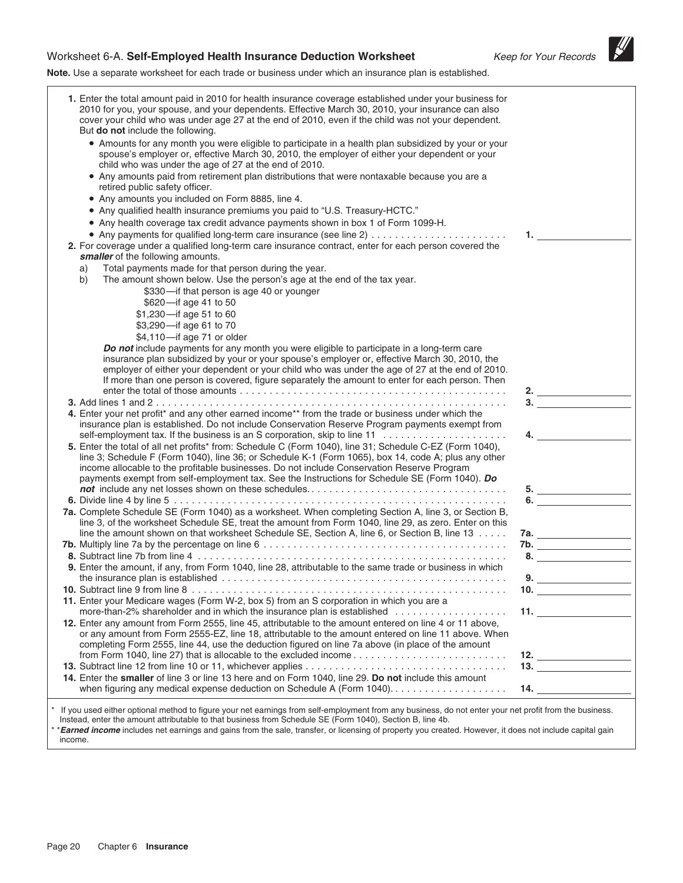## Worksheet 6-A. Self-Employed Health Insurance Deduction Worksheet

*Keep for Your Records*

**Note.** Use a separate worksheet for each trade or business under which an insurance plan is established.

**1.** Enter the total amount paid in 2010 for health insurance coverage established under your business for 2010 for you, your spouse, and your dependents. Effective March 30, 2010, your insurance can also cover your child who was under age 27 at the end of 2010, even if the child was not your dependent. But **do not** include the following.

- Amounts for any month you were eligible to participate in a health plan subsidized by your or your spouse's employer or, effective March 30, 2010, the employer of either your dependent or your child who was under the age of 27 at the end of 2010.
- Any amounts paid from retirement plan distributions that were nontaxable because you are a retired public safety officer.
- Any amounts you included on Form 8885, line 4.
- Any qualified health insurance premiums you paid to "U.S. Treasury-HCTC."
- Any health coverage tax credit advance payments shown in box 1 of Form 1099-H.
- Any payments for qualified long-term care insurance (see line 2) . . . . . . . . . . . . . . . . . . . . . . . **1.** ________

**2.** For coverage under a qualified long-term care insurance contract, enter for each person covered the ***smaller*** of the following amounts.

a) Total payments made for that person during the year.

b) The amount shown below. Use the person's age at the end of the tax year.

- $330—if that person is age 40 or younger
- $620—if age 41 to 50
- $1,230—if age 51 to 60
- $3,290—if age 61 to 70
- $4,110—if age 71 or older

***Do not*** include payments for any month you were eligible to participate in a long-term care insurance plan subsidized by your or your spouse's employer or, effective March 30, 2010, the employer of either your dependent or your child who was under the age of 27 at the end of 2010. If more than one person is covered, figure separately the amount to enter for each person. Then enter the total of those amounts . . . . . . . . . . . . . . . . . . . . . . . . . . . . . . . . . . . . . . . . . . . . . **2.** ________

**3.** Add lines 1 and 2 . . . . . . . . . . . . . . . . . . . . . . . . . . . . . . . . . . . . . . . . . . . . . . . . . . . . . . . . . . . . **3.** ________

**4.** Enter your net profit* and any other earned income** from the trade or business under which the insurance plan is established. Do not include Conservation Reserve Program payments exempt from self-employment tax. If the business is an S corporation, skip to line 11 . . . . . . . . . . . . . . . . . . . . . **4.** ________

**5.** Enter the total of all net profits* from: Schedule C (Form 1040), line 31; Schedule C-EZ (Form 1040), line 3; Schedule F (Form 1040), line 36; or Schedule K-1 (Form 1065), box 14, code A; plus any other income allocable to the profitable businesses. Do not include Conservation Reserve Program payments exempt from self-employment tax. See the Instructions for Schedule SE (Form 1040). ***Do not*** include any net losses shown on these schedules. . . . . . . . . . . . . . . . . . . . . . . . . . . . . . . . . **5.** ________

**6.** Divide line 4 by line 5 . . . . . . . . . . . . . . . . . . . . . . . . . . . . . . . . . . . . . . . . . . . . . . . . . . . . . . . . **6.** ________

**7a.** Complete Schedule SE (Form 1040) as a worksheet. When completing Section A, line 3, or Section B, line 3, of the worksheet Schedule SE, treat the amount from Form 1040, line 29, as zero. Enter on this line the amount shown on that worksheet Schedule SE, Section A, line 6, or Section B, line 13 . . . . . **7a.** ________

**7b.** Multiply line 7a by the percentage on line 6 . . . . . . . . . . . . . . . . . . . . . . . . . . . . . . . . . . . . . . . **7b.** ________

**8.** Subtract line 7b from line 4 . . . . . . . . . . . . . . . . . . . . . . . . . . . . . . . . . . . . . . . . . . . . . . . . . . . . **8.** ________

**9.** Enter the amount, if any, from Form 1040, line 28, attributable to the same trade or business in which the insurance plan is established . . . . . . . . . . . . . . . . . . . . . . . . . . . . . . . . . . . . . . . . . . . . . . . . **9.** ________

**10.** Subtract line 9 from line 8 . . . . . . . . . . . . . . . . . . . . . . . . . . . . . . . . . . . . . . . . . . . . . . . . . . . . . **10.** ________

**11.** Enter your Medicare wages (Form W-2, box 5) from an S corporation in which you are a more-than-2% shareholder and in which the insurance plan is established . . . . . . . . . . . . . . . . . . **11.** ________

**12.** Enter any amount from Form 2555, line 45, attributable to the amount entered on line 4 or 11 above, or any amount from Form 2555-EZ, line 18, attributable to the amount entered on line 11 above. When completing Form 2555, line 44, use the deduction figured on line 7a above (in place of the amount from Form 1040, line 27) that is allocable to the excluded income . . . . . . . . . . . . . . . . . . . . . . . . . **12.** ________

**13.** Subtract line 12 from line 10 or 11, whichever applies . . . . . . . . . . . . . . . . . . . . . . . . . . . . . . . . . **13.** ________

**14.** Enter the **smaller** of line 3 or line 13 here and on Form 1040, line 29. **Do not** include this amount when figuring any medical expense deduction on Schedule A (Form 1040). . . . . . . . . . . . . . . . . . . . **14.** ________

\* If you used either optional method to figure your net earnings from self-employment from any business, do not enter your net profit from the business. Instead, enter the amount attributable to that business from Schedule SE (Form 1040), Section B, line 4b.

\*\* ***Earned income*** includes net earnings and gains from the sale, transfer, or licensing of property you created. However, it does not include capital gain income.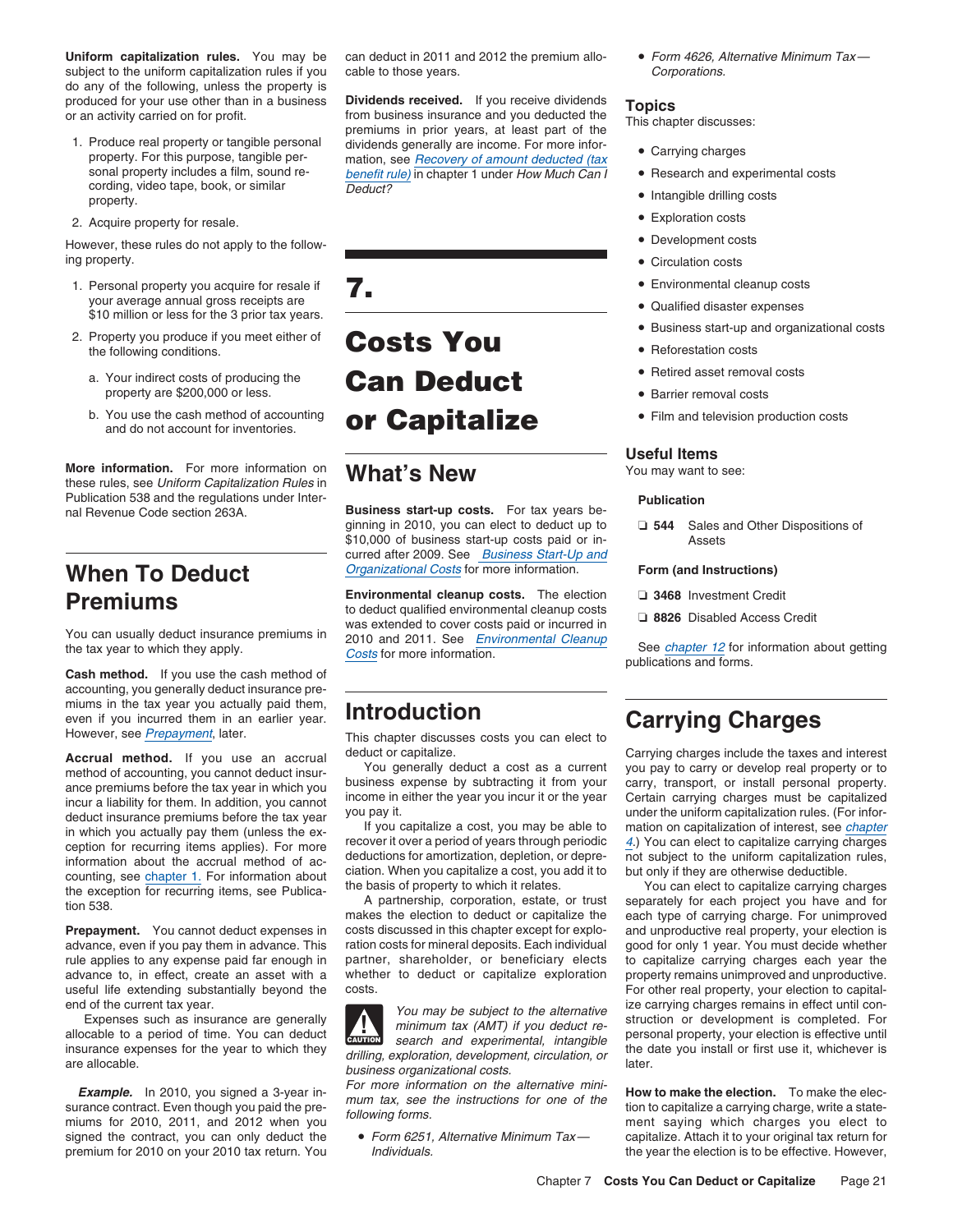**Uniform capitalization rules.** You may be subject to the uniform capitalization rules if you do any of the following, unless the property is produced for your use other than in a business or an activity carried on for profit.

1. Produce real property or tangible personal property. For this purpose, tangible personal property includes a film, sound recording, video tape, book, or similar property.
2. Acquire property for resale.

However, these rules do not apply to the following property.

1. Personal property you acquire for resale if your average annual gross receipts are $10 million or less for the 3 prior tax years.
2. Property you produce if you meet either of the following conditions.
   a. Your indirect costs of producing the property are $200,000 or less.
   b. You use the cash method of accounting and do not account for inventories.

**More information.** For more information on these rules, see *Uniform Capitalization Rules* in Publication 538 and the regulations under Internal Revenue Code section 263A.

## When To Deduct Premiums

You can usually deduct insurance premiums in the tax year to which they apply.

**Cash method.** If you use the cash method of accounting, you generally deduct insurance premiums in the tax year you actually paid them, even if you incurred them in an earlier year. However, see *Prepayment*, later.

**Accrual method.** If you use an accrual method of accounting, you cannot deduct insurance premiums before the tax year in which you incur a liability for them. In addition, you cannot deduct insurance premiums before the tax year in which you actually pay them (unless the exception for recurring items applies). For more information about the accrual method of accounting, see chapter 1. For information about the exception for recurring items, see Publication 538.

**Prepayment.** You cannot deduct expenses in advance, even if you pay them in advance. This rule applies to any expense paid far enough in advance to, in effect, create an asset with a useful life extending substantially beyond the end of the current tax year.

Expenses such as insurance are generally allocable to a period of time. You can deduct insurance expenses for the year to which they are allocable.

***Example.*** In 2010, you signed a 3-year insurance contract. Even though you paid the premiums for 2010, 2011, and 2012 when you signed the contract, you can only deduct the premium for 2010 on your 2010 tax return. You can deduct in 2011 and 2012 the premium allocable to those years.

**Dividends received.** If you receive dividends from business insurance and you deducted the premiums in prior years, at least part of the dividends generally are income. For more information, see *Recovery of amount deducted (tax benefit rule)* in chapter 1 under *How Much Can I Deduct?*

# 7. Costs You Can Deduct or Capitalize

## What's New

**Business start-up costs.** For tax years beginning in 2010, you can elect to deduct up to $10,000 of business start-up costs paid or incurred after 2009. See *Business Start-Up and Organizational Costs* for more information.

**Environmental cleanup costs.** The election to deduct qualified environmental cleanup costs was extended to cover costs paid or incurred in 2010 and 2011. See *Environmental Cleanup Costs* for more information.

## Introduction

This chapter discusses costs you can elect to deduct or capitalize.

You generally deduct a cost as a current business expense by subtracting it from your income in either the year you incur it or the year you pay it.

If you capitalize a cost, you may be able to recover it over a period of years through periodic deductions for amortization, depletion, or depreciation. When you capitalize a cost, you add it to the basis of property to which it relates.

A partnership, corporation, estate, or trust makes the election to deduct or capitalize the costs discussed in this chapter except for exploration costs for mineral deposits. Each individual partner, shareholder, or beneficiary elects whether to deduct or capitalize exploration costs.

CAUTION: *You may be subject to the alternative minimum tax (AMT) if you deduct research and experimental, intangible drilling, exploration, development, circulation, or business organizational costs.*

*For more information on the alternative minimum tax, see the instructions for one of the following forms.*

- *Form 6251, Alternative Minimum Tax—Individuals.*
- *Form 4626, Alternative Minimum Tax—Corporations.*

## Topics

This chapter discusses:

- Carrying charges
- Research and experimental costs
- Intangible drilling costs
- Exploration costs
- Development costs
- Circulation costs
- Environmental cleanup costs
- Qualified disaster expenses
- Business start-up and organizational costs
- Reforestation costs
- Retired asset removal costs
- Barrier removal costs
- Film and television production costs

## Useful Items

You may want to see:

**Publication**

- ❑ **544** Sales and Other Dispositions of Assets

**Form (and Instructions)**

- ❑ **3468** Investment Credit
- ❑ **8826** Disabled Access Credit

See chapter 12 for information about getting publications and forms.

## Carrying Charges

Carrying charges include the taxes and interest you pay to carry or develop real property or to carry, transport, or install personal property. Certain carrying charges must be capitalized under the uniform capitalization rules. (For information on capitalization of interest, see chapter 4.) You can elect to capitalize carrying charges not subject to the uniform capitalization rules, but only if they are otherwise deductible.

You can elect to capitalize carrying charges separately for each project you have and for each type of carrying charge. For unimproved and unproductive real property, your election is good for only 1 year. You must decide whether to capitalize carrying charges each year the property remains unimproved and unproductive. For other real property, your election to capitalize carrying charges remains in effect until construction or development is completed. For personal property, your election is effective until the date you install or first use it, whichever is later.

**How to make the election.** To make the election to capitalize a carrying charge, write a statement saying which charges you elect to capitalize. Attach it to your original tax return for the year the election is to be effective. However,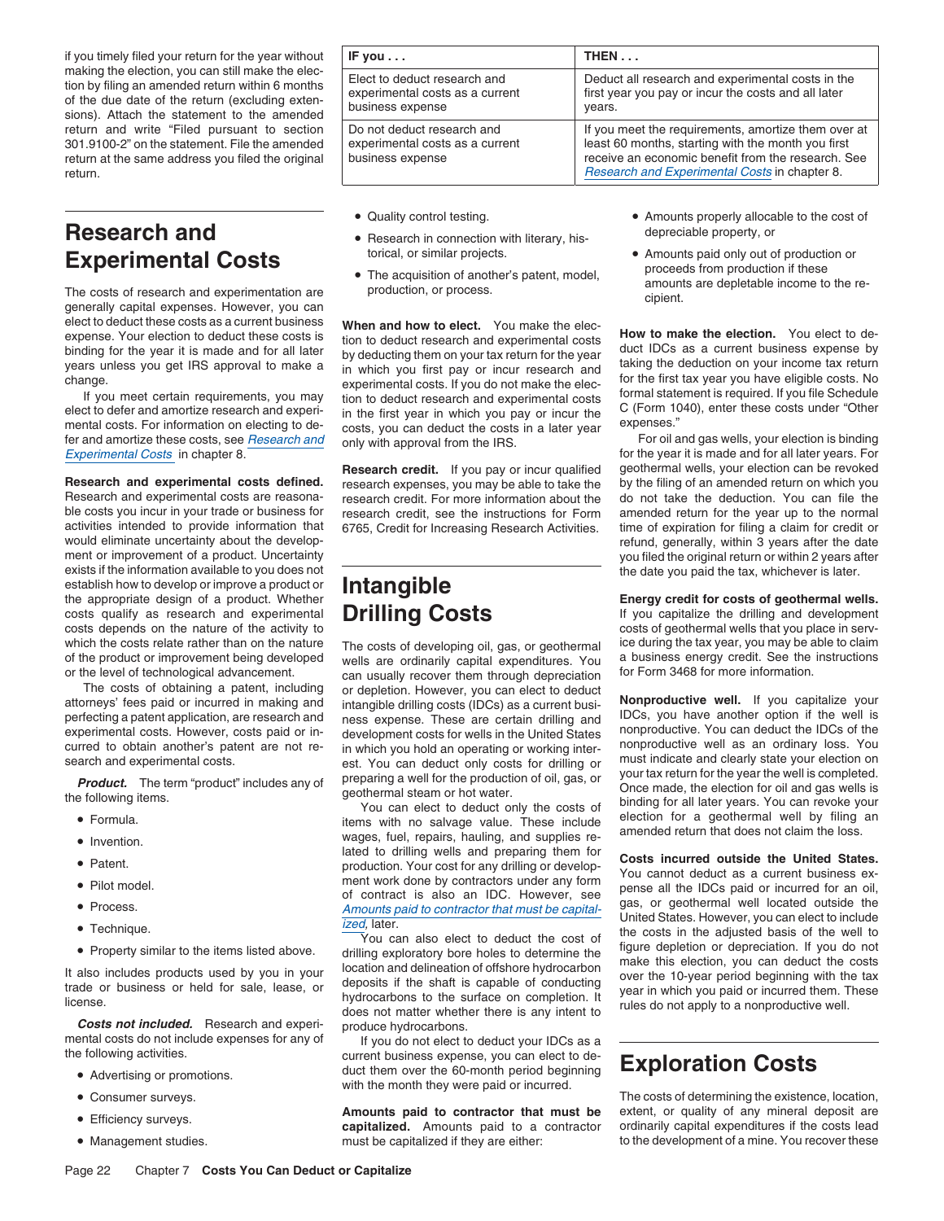if you timely filed your return for the year without making the election, you can still make the election by filing an amended return within 6 months of the due date of the return (excluding extensions). Attach the statement to the amended return and write “Filed pursuant to section 301.9100-2” on the statement. File the amended return at the same address you filed the original return.

| IF you . . . | THEN . . . |
| --- | --- |
| Elect to deduct research and experimental costs as a current business expense | Deduct all research and experimental costs in the first year you pay or incur the costs and all later years. |
| Do not deduct research and experimental costs as a current business expense | If you meet the requirements, amortize them over at least 60 months, starting with the month you first receive an economic benefit from the research. See *Research and Experimental Costs* in chapter 8. |

## Research and Experimental Costs

The costs of research and experimentation are generally capital expenses. However, you can elect to deduct these costs as a current business expense. Your election to deduct these costs is binding for the year it is made and for all later years unless you get IRS approval to make a change.

If you meet certain requirements, you may elect to defer and amortize research and experimental costs. For information on electing to defer and amortize these costs, see *Research and Experimental Costs* in chapter 8.

**Research and experimental costs defined.** Research and experimental costs are reasonable costs you incur in your trade or business for activities intended to provide information that would eliminate uncertainty about the development or improvement of a product. Uncertainty exists if the information available to you does not establish how to develop or improve a product or the appropriate design of a product. Whether costs qualify as research and experimental costs depends on the nature of the activity to which the costs relate rather than on the nature of the product or improvement being developed or the level of technological advancement.

The costs of obtaining a patent, including attorneys' fees paid or incurred in making and perfecting a patent application, are research and experimental costs. However, costs paid or incurred to obtain another's patent are not research and experimental costs.

***Product.*** The term “product” includes any of the following items.

- Formula.
- Invention.
- Patent.
- Pilot model.
- Process.
- Technique.
- Property similar to the items listed above.

It also includes products used by you in your trade or business or held for sale, lease, or license.

***Costs not included.*** Research and experimental costs do not include expenses for any of the following activities.

- Advertising or promotions.
- Consumer surveys.
- Efficiency surveys.
- Management studies.
- Quality control testing.
- Research in connection with literary, historical, or similar projects.
- The acquisition of another's patent, model, production, or process.

**When and how to elect.** You make the election to deduct research and experimental costs by deducting them on your tax return for the year in which you first pay or incur research and experimental costs. If you do not make the election to deduct research and experimental costs in the first year in which you pay or incur the costs, you can deduct the costs in a later year only with approval from the IRS.

**Research credit.** If you pay or incur qualified research expenses, you may be able to take the research credit. For more information about the research credit, see the instructions for Form 6765, Credit for Increasing Research Activities.

## Intangible Drilling Costs

The costs of developing oil, gas, or geothermal wells are ordinarily capital expenditures. You can usually recover them through depreciation or depletion. However, you can elect to deduct intangible drilling costs (IDCs) as a current business expense. These are certain drilling and development costs for wells in the United States in which you hold an operating or working interest. You can deduct only costs for drilling or preparing a well for the production of oil, gas, or geothermal steam or hot water.

You can elect to deduct only the costs of items with no salvage value. These include wages, fuel, repairs, hauling, and supplies related to drilling wells and preparing them for production. Your cost for any drilling or development work done by contractors under any form of contract is also an IDC. However, see *Amounts paid to contractor that must be capitalized*, later.

You can also elect to deduct the cost of drilling exploratory bore holes to determine the location and delineation of offshore hydrocarbon deposits if the shaft is capable of conducting hydrocarbons to the surface on completion. It does not matter whether there is any intent to produce hydrocarbons.

If you do not elect to deduct your IDCs as a current business expense, you can elect to deduct them over the 60-month period beginning with the month they were paid or incurred.

**Amounts paid to contractor that must be capitalized.** Amounts paid to a contractor must be capitalized if they are either:

- Amounts properly allocable to the cost of depreciable property, or
- Amounts paid only out of production or proceeds from production if these amounts are depletable income to the recipient.

**How to make the election.** You elect to deduct IDCs as a current business expense by taking the deduction on your income tax return for the first tax year you have eligible costs. No formal statement is required. If you file Schedule C (Form 1040), enter these costs under “Other expenses.”

For oil and gas wells, your election is binding for the year it is made and for all later years. For geothermal wells, your election can be revoked by the filing of an amended return on which you do not take the deduction. You can file the amended return for the year up to the normal time of expiration for filing a claim for credit or refund, generally, within 3 years after the date you filed the original return or within 2 years after the date you paid the tax, whichever is later.

**Energy credit for costs of geothermal wells.** If you capitalize the drilling and development costs of geothermal wells that you place in service during the tax year, you may be able to claim a business energy credit. See the instructions for Form 3468 for more information.

**Nonproductive well.** If you capitalize your IDCs, you have another option if the well is nonproductive. You can deduct the IDCs of the nonproductive well as an ordinary loss. You must indicate and clearly state your election on your tax return for the year the well is completed. Once made, the election for oil and gas wells is binding for all later years. You can revoke your election for a geothermal well by filing an amended return that does not claim the loss.

**Costs incurred outside the United States.** You cannot deduct as a current business expense all the IDCs paid or incurred for an oil, gas, or geothermal well located outside the United States. However, you can elect to include the costs in the adjusted basis of the well to figure depletion or depreciation. If you do not make this election, you can deduct the costs over the 10-year period beginning with the tax year in which you paid or incurred them. These rules do not apply to a nonproductive well.

## Exploration Costs

The costs of determining the existence, location, extent, or quality of any mineral deposit are ordinarily capital expenditures if the costs lead to the development of a mine. You recover these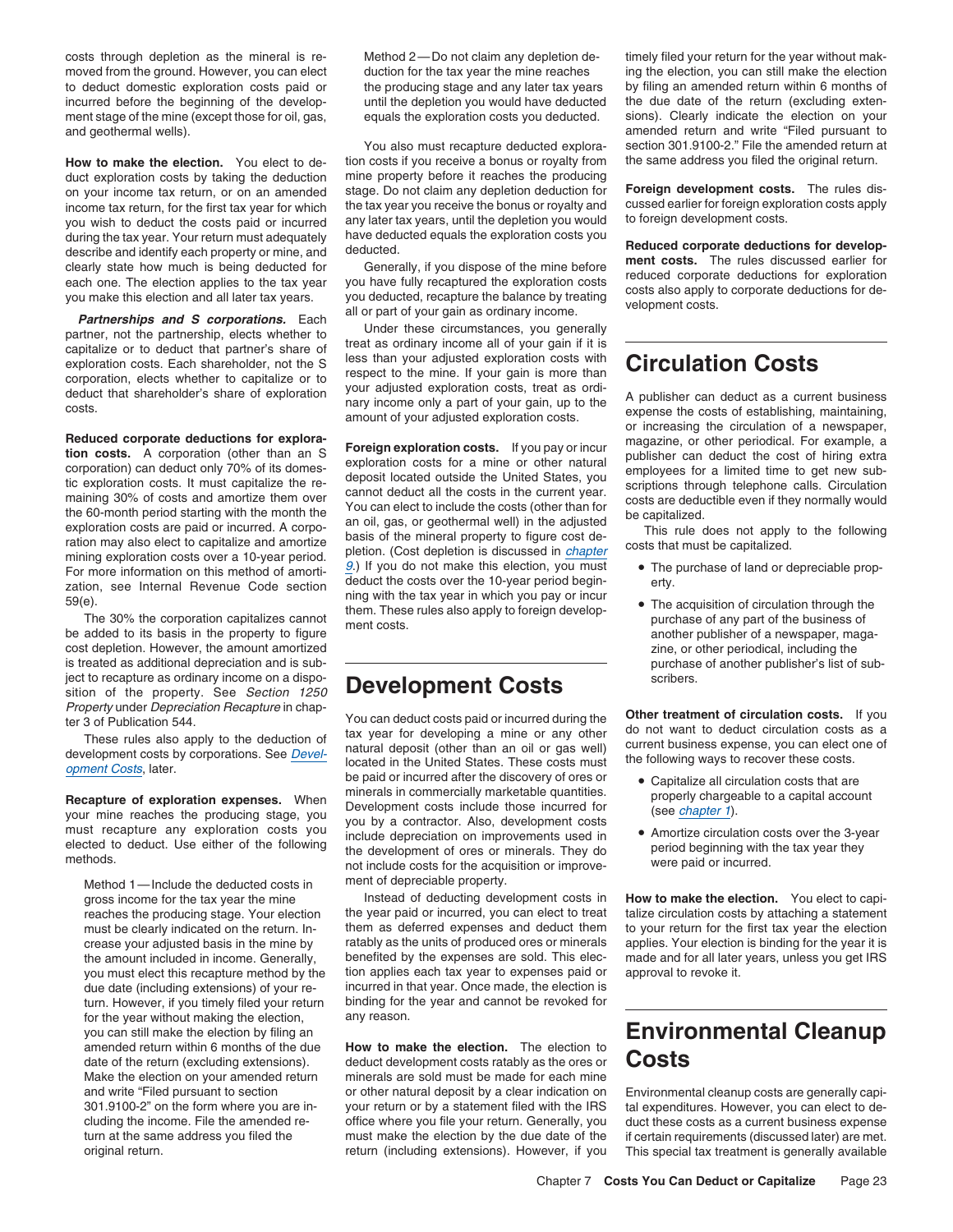costs through depletion as the mineral is removed from the ground. However, you can elect to deduct domestic exploration costs paid or incurred before the beginning of the development stage of the mine (except those for oil, gas, and geothermal wells).

**How to make the election.** You elect to deduct exploration costs by taking the deduction on your income tax return, or on an amended income tax return, for the first tax year for which you wish to deduct the costs paid or incurred during the tax year. Your return must adequately describe and identify each property or mine, and clearly state how much is being deducted for each one. The election applies to the tax year you make this election and all later tax years.

***Partnerships and S corporations.*** Each partner, not the partnership, elects whether to capitalize or to deduct that partner's share of exploration costs. Each shareholder, not the S corporation, elects whether to capitalize or to deduct that shareholder's share of exploration costs.

**Reduced corporate deductions for exploration costs.** A corporation (other than an S corporation) can deduct only 70% of its domestic exploration costs. It must capitalize the remaining 30% of costs and amortize them over the 60-month period starting with the month the exploration costs are paid or incurred. A corporation may also elect to capitalize and amortize mining exploration costs over a 10-year period. For more information on this method of amortization, see Internal Revenue Code section 59(e).

The 30% the corporation capitalizes cannot be added to its basis in the property to figure cost depletion. However, the amount amortized is treated as additional depreciation and is subject to recapture as ordinary income on a disposition of the property. See *Section 1250 Property* under *Depreciation Recapture* in chapter 3 of Publication 544.

These rules also apply to the deduction of development costs by corporations. See *Development Costs*, later.

**Recapture of exploration expenses.** When your mine reaches the producing stage, you must recapture any exploration costs you elected to deduct. Use either of the following methods.

Method 1—Include the deducted costs in gross income for the tax year the mine reaches the producing stage. Your election must be clearly indicated on the return. Increase your adjusted basis in the mine by the amount included in income. Generally, you must elect this recapture method by the due date (including extensions) of your return. However, if you timely filed your return for the year without making the election, you can still make the election by filing an amended return within 6 months of the due date of the return (excluding extensions). Make the election on your amended return and write "Filed pursuant to section 301.9100-2" on the form where you are including the income. File the amended return at the same address you filed the original return.

Method 2—Do not claim any depletion deduction for the tax year the mine reaches the producing stage and any later tax years until the depletion you would have deducted equals the exploration costs you deducted.

You also must recapture deducted exploration costs if you receive a bonus or royalty from mine property before it reaches the producing stage. Do not claim any depletion deduction for the tax year you receive the bonus or royalty and any later tax years, until the depletion you would have deducted equals the exploration costs you deducted.

Generally, if you dispose of the mine before you have fully recaptured the exploration costs you deducted, recapture the balance by treating all or part of your gain as ordinary income.

Under these circumstances, you generally treat as ordinary income all of your gain if it is less than your adjusted exploration costs with respect to the mine. If your gain is more than your adjusted exploration costs, treat as ordinary income only a part of your gain, up to the amount of your adjusted exploration costs.

**Foreign exploration costs.** If you pay or incur exploration costs for a mine or other natural deposit located outside the United States, you cannot deduct all the costs in the current year. You can elect to include the costs (other than for an oil, gas, or geothermal well) in the adjusted basis of the mineral property to figure cost depletion. (Cost depletion is discussed in *chapter 9*.) If you do not make this election, you must deduct the costs over the 10-year period beginning with the tax year in which you pay or incur them. These rules also apply to foreign development costs.

# Development Costs

You can deduct costs paid or incurred during the tax year for developing a mine or any other natural deposit (other than an oil or gas well) located in the United States. These costs must be paid or incurred after the discovery of ores or minerals in commercially marketable quantities. Development costs include those incurred for you by a contractor. Also, development costs include depreciation on improvements used in the development of ores or minerals. They do not include costs for the acquisition or improvement of depreciable property.

Instead of deducting development costs in the year paid or incurred, you can elect to treat them as deferred expenses and deduct them ratably as the units of produced ores or minerals benefited by the expenses are sold. This election applies each tax year to expenses paid or incurred in that year. Once made, the election is binding for the year and cannot be revoked for any reason.

**How to make the election.** The election to deduct development costs ratably as the ores or minerals are sold must be made for each mine or other natural deposit by a clear indication on your return or by a statement filed with the IRS office where you file your return. Generally, you must make the election by the due date of the return (including extensions). However, if you timely filed your return for the year without making the election, you can still make the election by filing an amended return within 6 months of the due date of the return (excluding extensions). Clearly indicate the election on your amended return and write "Filed pursuant to section 301.9100-2." File the amended return at the same address you filed the original return.

**Foreign development costs.** The rules discussed earlier for foreign exploration costs apply to foreign development costs.

**Reduced corporate deductions for development costs.** The rules discussed earlier for reduced corporate deductions for exploration costs also apply to corporate deductions for development costs.

# Circulation Costs

A publisher can deduct as a current business expense the costs of establishing, maintaining, or increasing the circulation of a newspaper, magazine, or other periodical. For example, a publisher can deduct the cost of hiring extra employees for a limited time to get new subscriptions through telephone calls. Circulation costs are deductible even if they normally would be capitalized.

This rule does not apply to the following costs that must be capitalized.

- The purchase of land or depreciable property.
- The acquisition of circulation through the purchase of any part of the business of another publisher of a newspaper, magazine, or other periodical, including the purchase of another publisher's list of subscribers.

**Other treatment of circulation costs.** If you do not want to deduct circulation costs as a current business expense, you can elect one of the following ways to recover these costs.

- Capitalize all circulation costs that are properly chargeable to a capital account (see *chapter 1*).
- Amortize circulation costs over the 3-year period beginning with the tax year they were paid or incurred.

**How to make the election.** You elect to capitalize circulation costs by attaching a statement to your return for the first tax year the election applies. Your election is binding for the year it is made and for all later years, unless you get IRS approval to revoke it.

# Environmental Cleanup Costs

Environmental cleanup costs are generally capital expenditures. However, you can elect to deduct these costs as a current business expense if certain requirements (discussed later) are met. This special tax treatment is generally available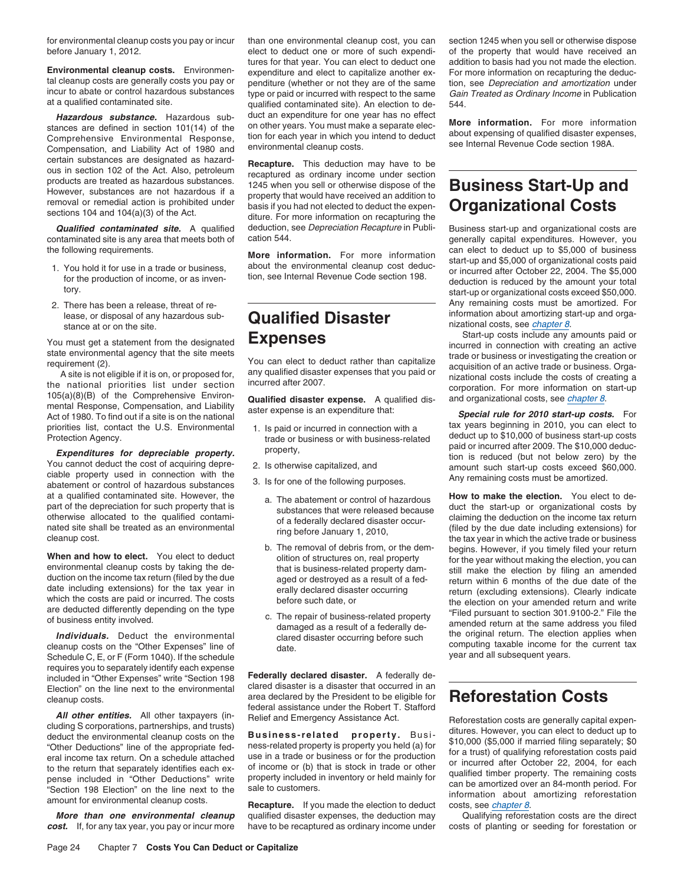for environmental cleanup costs you pay or incur before January 1, 2012.

**Environmental cleanup costs.** Environmental cleanup costs are generally costs you pay or incur to abate or control hazardous substances at a qualified contaminated site.

***Hazardous substance.*** Hazardous substances are defined in section 101(14) of the Comprehensive Environmental Response, Compensation, and Liability Act of 1980 and certain substances are designated as hazardous in section 102 of the Act. Also, petroleum products are treated as hazardous substances. However, substances are not hazardous if a removal or remedial action is prohibited under sections 104 and 104(a)(3) of the Act.

***Qualified contaminated site.*** A qualified contaminated site is any area that meets both of the following requirements.

1. You hold it for use in a trade or business, for the production of income, or as inventory.
2. There has been a release, threat of release, or disposal of any hazardous substance at or on the site.

You must get a statement from the designated state environmental agency that the site meets requirement (2).

A site is not eligible if it is on, or proposed for, the national priorities list under section 105(a)(8)(B) of the Comprehensive Environmental Response, Compensation, and Liability Act of 1980. To find out if a site is on the national priorities list, contact the U.S. Environmental Protection Agency.

***Expenditures for depreciable property.*** You cannot deduct the cost of acquiring depreciable property used in connection with the abatement or control of hazardous substances at a qualified contaminated site. However, the part of the depreciation for such property that is otherwise allocated to the qualified contaminated site shall be treated as an environmental cleanup cost.

**When and how to elect.** You elect to deduct environmental cleanup costs by taking the deduction on the income tax return (filed by the due date including extensions) for the tax year in which the costs are paid or incurred. The costs are deducted differently depending on the type of business entity involved.

***Individuals.*** Deduct the environmental cleanup costs on the "Other Expenses" line of Schedule C, E, or F (Form 1040). If the schedule requires you to separately identify each expense included in "Other Expenses" write "Section 198 Election" on the line next to the environmental cleanup costs.

***All other entities.*** All other taxpayers (including S corporations, partnerships, and trusts) deduct the environmental cleanup costs on the "Other Deductions" line of the appropriate federal income tax return. On a schedule attached to the return that separately identifies each expense included in "Other Deductions" write "Section 198 Election" on the line next to the amount for environmental cleanup costs.

***More than one environmental cleanup cost.*** If, for any tax year, you pay or incur more than one environmental cleanup cost, you can elect to deduct one or more of such expenditures for that year. You can elect to deduct one expenditure and elect to capitalize another expenditure (whether or not they are of the same type or paid or incurred with respect to the same qualified contaminated site). An election to deduct an expenditure for one year has no effect on other years. You must make a separate election for each year in which you intend to deduct environmental cleanup costs.

**Recapture.** This deduction may have to be recaptured as ordinary income under section 1245 when you sell or otherwise dispose of the property that would have received an addition to basis if you had not elected to deduct the expenditure. For more information on recapturing the deduction, see *Depreciation Recapture* in Publication 544.

**More information.** For more information about the environmental cleanup cost deduction, see Internal Revenue Code section 198.

# Qualified Disaster Expenses

You can elect to deduct rather than capitalize any qualified disaster expenses that you paid or incurred after 2007.

**Qualified disaster expense.** A qualified disaster expense is an expenditure that:

1. Is paid or incurred in connection with a trade or business or with business-related property,
2. Is otherwise capitalized, and
3. Is for one of the following purposes.
   a. The abatement or control of hazardous substances that were released because of a federally declared disaster occurring before January 1, 2010,
   b. The removal of debris from, or the demolition of structures on, real property that is business-related property damaged or destroyed as a result of a federally declared disaster occurring before such date, or
   c. The repair of business-related property damaged as a result of a federally declared disaster occurring before such date.

**Federally declared disaster.** A federally declared disaster is a disaster that occurred in an area declared by the President to be eligible for federal assistance under the Robert T. Stafford Relief and Emergency Assistance Act.

**Business-related property.** Business-related property is property you held (a) for use in a trade or business or for the production of income or (b) that is stock in trade or other property included in inventory or held mainly for sale to customers.

**Recapture.** If you made the election to deduct qualified disaster expenses, the deduction may have to be recaptured as ordinary income under section 1245 when you sell or otherwise dispose of the property that would have received an addition to basis had you not made the election. For more information on recapturing the deduction, see *Depreciation and amortization* under *Gain Treated as Ordinary Income* in Publication 544.

**More information.** For more information about expensing of qualified disaster expenses, see Internal Revenue Code section 198A.

# Business Start-Up and Organizational Costs

Business start-up and organizational costs are generally capital expenditures. However, you can elect to deduct up to $5,000 of business start-up and $5,000 of organizational costs paid or incurred after October 22, 2004. The $5,000 deduction is reduced by the amount your total start-up or organizational costs exceed $50,000. Any remaining costs must be amortized. For information about amortizing start-up and organizational costs, see *chapter 8*.

Start-up costs include any amounts paid or incurred in connection with creating an active trade or business or investigating the creation or acquisition of an active trade or business. Organizational costs include the costs of creating a corporation. For more information on start-up and organizational costs, see *chapter 8*.

***Special rule for 2010 start-up costs.*** For tax years beginning in 2010, you can elect to deduct up to $10,000 of business start-up costs paid or incurred after 2009. The $10,000 deduction is reduced (but not below zero) by the amount such start-up costs exceed $60,000. Any remaining costs must be amortized.

**How to make the election.** You elect to deduct the start-up or organizational costs by claiming the deduction on the income tax return (filed by the due date including extensions) for the tax year in which the active trade or business begins. However, if you timely filed your return for the year without making the election, you can still make the election by filing an amended return within 6 months of the due date of the return (excluding extensions). Clearly indicate the election on your amended return and write "Filed pursuant to section 301.9100-2." File the amended return at the same address you filed the original return. The election applies when computing taxable income for the current tax year and all subsequent years.

# Reforestation Costs

Reforestation costs are generally capital expenditures. However, you can elect to deduct up to $10,000 ($5,000 if married filing separately; $0 for a trust) of qualifying reforestation costs paid or incurred after October 22, 2004, for each qualified timber property. The remaining costs can be amortized over an 84-month period. For information about amortizing reforestation costs, see *chapter 8*.

Qualifying reforestation costs are the direct costs of planting or seeding for forestation or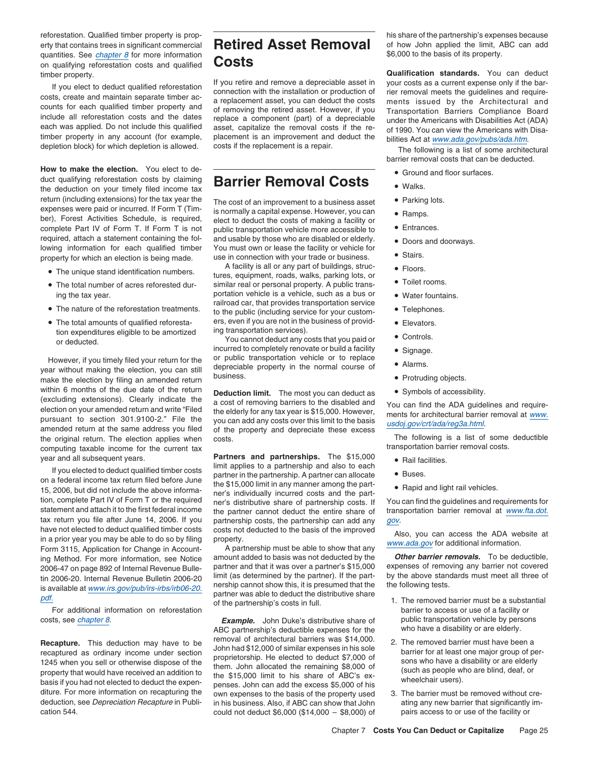reforestation. Qualified timber property is property that contains trees in significant commercial quantities. See *chapter 8* for more information on qualifying reforestation costs and qualified timber property.

If you elect to deduct qualified reforestation costs, create and maintain separate timber accounts for each qualified timber property and include all reforestation costs and the dates each was applied. Do not include this qualified timber property in any account (for example, depletion block) for which depletion is allowed.

**How to make the election.** You elect to deduct qualifying reforestation costs by claiming the deduction on your timely filed income tax return (including extensions) for the tax year the expenses were paid or incurred. If Form T (Timber), Forest Activities Schedule, is required, complete Part IV of Form T. If Form T is not required, attach a statement containing the following information for each qualified timber property for which an election is being made.

- The unique stand identification numbers.
- The total number of acres reforested during the tax year.
- The nature of the reforestation treatments.
- The total amounts of qualified reforestation expenditures eligible to be amortized or deducted.

However, if you timely filed your return for the year without making the election, you can still make the election by filing an amended return within 6 months of the due date of the return (excluding extensions). Clearly indicate the election on your amended return and write "Filed pursuant to section 301.9100-2." File the amended return at the same address you filed the original return. The election applies when computing taxable income for the current tax year and all subsequent years.

If you elected to deduct qualified timber costs on a federal income tax return filed before June 15, 2006, but did not include the above information, complete Part IV of Form T or the required statement and attach it to the first federal income tax return you file after June 14, 2006. If you have not elected to deduct qualified timber costs in a prior year you may be able to do so by filing Form 3115, Application for Change in Accounting Method. For more information, see Notice 2006-47 on page 892 of Internal Revenue Bulletin 2006-20. Internal Revenue Bulletin 2006-20 is available at *www.irs.gov/pub/irs-irbs/irb06-20.pdf.*

For additional information on reforestation costs, see *chapter 8*.

**Recapture.** This deduction may have to be recaptured as ordinary income under section 1245 when you sell or otherwise dispose of the property that would have received an addition to basis if you had not elected to deduct the expenditure. For more information on recapturing the deduction, see *Depreciation Recapture* in Publication 544.

# Retired Asset Removal Costs

If you retire and remove a depreciable asset in connection with the installation or production of a replacement asset, you can deduct the costs of removing the retired asset. However, if you replace a component (part) of a depreciable asset, capitalize the removal costs if the replacement is an improvement and deduct the costs if the replacement is a repair.

# Barrier Removal Costs

The cost of an improvement to a business asset is normally a capital expense. However, you can elect to deduct the costs of making a facility or public transportation vehicle more accessible to and usable by those who are disabled or elderly. You must own or lease the facility or vehicle for use in connection with your trade or business.

A facility is all or any part of buildings, structures, equipment, roads, walks, parking lots, or similar real or personal property. A public transportation vehicle is a vehicle, such as a bus or railroad car, that provides transportation service to the public (including service for your customers, even if you are not in the business of providing transportation services).

You cannot deduct any costs that you paid or incurred to completely renovate or build a facility or public transportation vehicle or to replace depreciable property in the normal course of business.

**Deduction limit.** The most you can deduct as a cost of removing barriers to the disabled and the elderly for any tax year is $15,000. However, you can add any costs over this limit to the basis of the property and depreciate these excess costs.

**Partners and partnerships.** The $15,000 limit applies to a partnership and also to each partner in the partnership. A partner can allocate the $15,000 limit in any manner among the partner's individually incurred costs and the partner's distributive share of partnership costs. If the partner cannot deduct the entire share of partnership costs, the partnership can add any costs not deducted to the basis of the improved property.

A partnership must be able to show that any amount added to basis was not deducted by the partner and that it was over a partner's $15,000 limit (as determined by the partner). If the partnership cannot show this, it is presumed that the partner was able to deduct the distributive share of the partnership's costs in full.

***Example.*** John Duke's distributive share of ABC partnership's deductible expenses for the removal of architectural barriers was $14,000. John had $12,000 of similar expenses in his sole proprietorship. He elected to deduct $7,000 of them. John allocated the remaining $8,000 of the $15,000 limit to his share of ABC's expenses. John can add the excess $5,000 of his own expenses to the basis of the property used in his business. Also, if ABC can show that John could not deduct $6,000 ($14,000 − $8,000) of his share of the partnership's expenses because of how John applied the limit, ABC can add $6,000 to the basis of its property.

**Qualification standards.** You can deduct your costs as a current expense only if the barrier removal meets the guidelines and requirements issued by the Architectural and Transportation Barriers Compliance Board under the Americans with Disabilities Act (ADA) of 1990. You can view the Americans with Disabilities Act at *www.ada.gov/pubs/ada.htm.*

The following is a list of some architectural barrier removal costs that can be deducted.

- Ground and floor surfaces.
- Walks.
- Parking lots.
- Ramps.
- Entrances.
- Doors and doorways.
- Stairs.
- Floors.
- Toilet rooms.
- Water fountains.
- Telephones.
- Elevators.
- Controls.
- Signage.
- Alarms.
- Protruding objects.
- Symbols of accessibility.

You can find the ADA guidelines and requirements for architectural barrier removal at *www.usdoj.gov/crt/ada/reg3a.html.*

The following is a list of some deductible transportation barrier removal costs.

- Rail facilities.
- Buses.
- Rapid and light rail vehicles.

You can find the guidelines and requirements for transportation barrier removal at *www.fta.dot.gov.*

Also, you can access the ADA website at *www.ada.gov* for additional information.

***Other barrier removals.*** To be deductible, expenses of removing any barrier not covered by the above standards must meet all three of the following tests.

1. The removed barrier must be a substantial barrier to access or use of a facility or public transportation vehicle by persons who have a disability or are elderly.
2. The removed barrier must have been a barrier for at least one major group of persons who have a disability or are elderly (such as people who are blind, deaf, or wheelchair users).
3. The barrier must be removed without creating any new barrier that significantly impairs access to or use of the facility or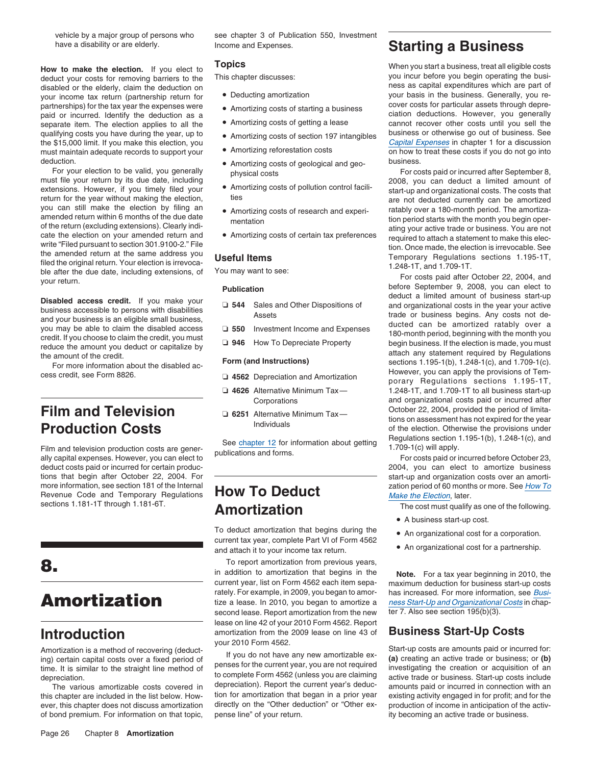vehicle by a major group of persons who have a disability or are elderly.

**How to make the election.** If you elect to deduct your costs for removing barriers to the disabled or the elderly, claim the deduction on your income tax return (partnership return for partnerships) for the tax year the expenses were paid or incurred. Identify the deduction as a separate item. The election applies to all the qualifying costs you have during the year, up to the $15,000 limit. If you make this election, you must maintain adequate records to support your deduction.

For your election to be valid, you generally must file your return by its due date, including extensions. However, if you timely filed your return for the year without making the election, you can still make the election by filing an amended return within 6 months of the due date of the return (excluding extensions). Clearly indicate the election on your amended return and write "Filed pursuant to section 301.9100-2." File the amended return at the same address you filed the original return. Your election is irrevocable after the due date, including extensions, of your return.

**Disabled access credit.** If you make your business accessible to persons with disabilities and your business is an eligible small business, you may be able to claim the disabled access credit. If you choose to claim the credit, you must reduce the amount you deduct or capitalize by the amount of the credit.

For more information about the disabled access credit, see Form 8826.

# Film and Television Production Costs

Film and television production costs are generally capital expenses. However, you can elect to deduct costs paid or incurred for certain productions that begin after October 22, 2004. For more information, see section 181 of the Internal Revenue Code and Temporary Regulations sections 1.181-1T through 1.181-6T.

# 8. Amortization

## Introduction

Amortization is a method of recovering (deducting) certain capital costs over a fixed period of time. It is similar to the straight line method of depreciation.

The various amortizable costs covered in this chapter are included in the list below. However, this chapter does not discuss amortization of bond premium. For information on that topic, see chapter 3 of Publication 550, Investment Income and Expenses.

### Topics

This chapter discusses:

- Deducting amortization
- Amortizing costs of starting a business
- Amortizing costs of getting a lease
- Amortizing costs of section 197 intangibles
- Amortizing reforestation costs
- Amortizing costs of geological and geophysical costs
- Amortizing costs of pollution control facilities
- Amortizing costs of research and experimentation
- Amortizing costs of certain tax preferences

### Useful Items

You may want to see:

**Publication**

- ❑ **544** Sales and Other Dispositions of Assets
- ❑ **550** Investment Income and Expenses
- ❑ **946** How To Depreciate Property

**Form (and Instructions)**

- ❑ **4562** Depreciation and Amortization
- ❑ **4626** Alternative Minimum Tax—Corporations
- ❑ **6251** Alternative Minimum Tax—Individuals

See chapter 12 for information about getting publications and forms.

# How To Deduct Amortization

To deduct amortization that begins during the current tax year, complete Part VI of Form 4562 and attach it to your income tax return.

To report amortization from previous years, in addition to amortization that begins in the current year, list on Form 4562 each item separately. For example, in 2009, you began to amortize a lease. In 2010, you began to amortize a second lease. Report amortization from the new lease on line 42 of your 2010 Form 4562. Report amortization from the 2009 lease on line 43 of your 2010 Form 4562.

If you do not have any new amortizable expenses for the current year, you are not required to complete Form 4562 (unless you are claiming depreciation). Report the current year's deduction for amortization that began in a prior year directly on the "Other deduction" or "Other expense line" of your return.

# Starting a Business

When you start a business, treat all eligible costs you incur before you begin operating the business as capital expenditures which are part of your basis in the business. Generally, you recover costs for particular assets through depreciation deductions. However, you generally cannot recover other costs until you sell the business or otherwise go out of business. See *Capital Expenses* in chapter 1 for a discussion on how to treat these costs if you do not go into business.

For costs paid or incurred after September 8, 2008, you can deduct a limited amount of start-up and organizational costs. The costs that are not deducted currently can be amortized ratably over a 180-month period. The amortization period starts with the month you begin operating your active trade or business. You are not required to attach a statement to make this election. Once made, the election is irrevocable. See Temporary Regulations sections 1.195-1T, 1.248-1T, and 1.709-1T.

For costs paid after October 22, 2004, and before September 9, 2008, you can elect to deduct a limited amount of business start-up and organizational costs in the year your active trade or business begins. Any costs not deducted can be amortized ratably over a 180-month period, beginning with the month you begin business. If the election is made, you must attach any statement required by Regulations sections 1.195-1(b), 1.248-1(c), and 1.709-1(c). However, you can apply the provisions of Temporary Regulations sections 1.195-1T, 1.248-1T, and 1.709-1T to all business start-up and organizational costs paid or incurred after October 22, 2004, provided the period of limitations on assessment has not expired for the year of the election. Otherwise the provisions under Regulations section 1.195-1(b), 1.248-1(c), and 1.709-1(c) will apply.

For costs paid or incurred before October 23, 2004, you can elect to amortize business start-up and organization costs over an amortization period of 60 months or more. See *How To Make the Election*, later.

The cost must qualify as one of the following.

- A business start-up cost.
- An organizational cost for a corporation.
- An organizational cost for a partnership.

**Note.** For a tax year beginning in 2010, the maximum deduction for business start-up costs has increased. For more information, see *Business Start-Up and Organizational Costs* in chapter 7. Also see section 195(b)(3).

## Business Start-Up Costs

Start-up costs are amounts paid or incurred for: **(a)** creating an active trade or business; or **(b)** investigating the creation or acquisition of an active trade or business. Start-up costs include amounts paid or incurred in connection with an existing activity engaged in for profit; and for the production of income in anticipation of the activity becoming an active trade or business.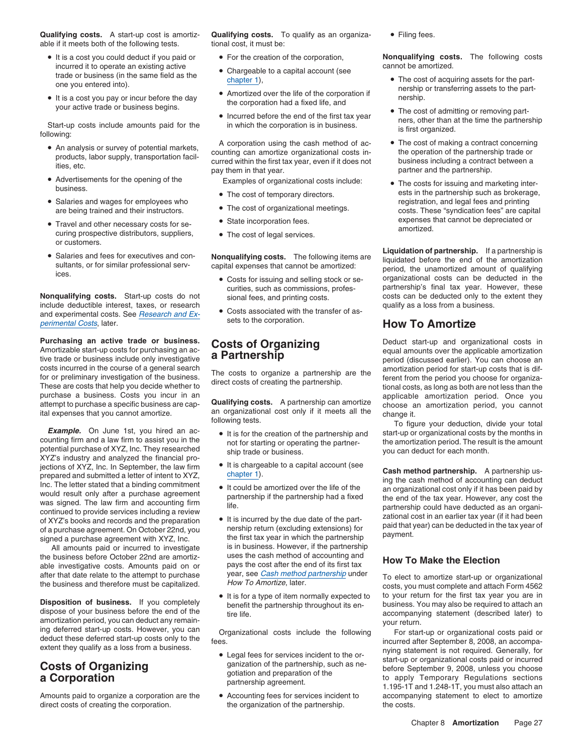**Qualifying costs.** A start-up cost is amortizable if it meets both of the following tests.

- It is a cost you could deduct if you paid or incurred it to operate an existing active trade or business (in the same field as the one you entered into).
- It is a cost you pay or incur before the day your active trade or business begins.

Start-up costs include amounts paid for the following:

- An analysis or survey of potential markets, products, labor supply, transportation facilities, etc.
- Advertisements for the opening of the business.
- Salaries and wages for employees who are being trained and their instructors.
- Travel and other necessary costs for securing prospective distributors, suppliers, or customers.
- Salaries and fees for executives and consultants, or for similar professional services.

**Nonqualifying costs.** Start-up costs do not include deductible interest, taxes, or research and experimental costs. See *Research and Experimental Costs*, later.

**Purchasing an active trade or business.** Amortizable start-up costs for purchasing an active trade or business include only investigative costs incurred in the course of a general search for or preliminary investigation of the business. These are costs that help you decide whether to purchase a business. Costs you incur in an attempt to purchase a specific business are capital expenses that you cannot amortize.

***Example.*** On June 1st, you hired an accounting firm and a law firm to assist you in the potential purchase of XYZ, Inc. They researched XYZ's industry and analyzed the financial projections of XYZ, Inc. In September, the law firm prepared and submitted a letter of intent to XYZ, Inc. The letter stated that a binding commitment would result only after a purchase agreement was signed. The law firm and accounting firm continued to provide services including a review of XYZ's books and records and the preparation of a purchase agreement. On October 22nd, you signed a purchase agreement with XYZ, Inc.

All amounts paid or incurred to investigate the business before October 22nd are amortizable investigative costs. Amounts paid on or after that date relate to the attempt to purchase the business and therefore must be capitalized.

**Disposition of business.** If you completely dispose of your business before the end of the amortization period, you can deduct any remaining deferred start-up costs. However, you can deduct these deferred start-up costs only to the extent they qualify as a loss from a business.

## Costs of Organizing a Corporation

Amounts paid to organize a corporation are the direct costs of creating the corporation.

**Qualifying costs.** To qualify as an organizational cost, it must be:

- For the creation of the corporation,
- Chargeable to a capital account (see chapter 1),
- Amortized over the life of the corporation if the corporation had a fixed life, and
- Incurred before the end of the first tax year in which the corporation is in business.

A corporation using the cash method of accounting can amortize organizational costs incurred within the first tax year, even if it does not pay them in that year.

Examples of organizational costs include:

- The cost of temporary directors.
- The cost of organizational meetings.
- State incorporation fees.
- The cost of legal services.

**Nonqualifying costs.** The following items are capital expenses that cannot be amortized:

- Costs for issuing and selling stock or securities, such as commissions, professional fees, and printing costs.
- Costs associated with the transfer of assets to the corporation.

## Costs of Organizing a Partnership

The costs to organize a partnership are the direct costs of creating the partnership.

**Qualifying costs.** A partnership can amortize an organizational cost only if it meets all the following tests.

- It is for the creation of the partnership and not for starting or operating the partnership trade or business.
- It is chargeable to a capital account (see chapter 1).
- It could be amortized over the life of the partnership if the partnership had a fixed life.
- It is incurred by the due date of the partnership return (excluding extensions) for the first tax year in which the partnership is in business. However, if the partnership uses the cash method of accounting and pays the cost after the end of its first tax year, see *Cash method partnership* under *How To Amortize*, later.
- It is for a type of item normally expected to benefit the partnership throughout its entire life.

Organizational costs include the following fees.

- Legal fees for services incident to the organization of the partnership, such as negotiation and preparation of the partnership agreement.
- Accounting fees for services incident to the organization of the partnership.
- Filing fees.

**Nonqualifying costs.** The following costs cannot be amortized.

- The cost of acquiring assets for the partnership or transferring assets to the partnership.
- The cost of admitting or removing partners, other than at the time the partnership is first organized.
- The cost of making a contract concerning the operation of the partnership trade or business including a contract between a partner and the partnership.
- The costs for issuing and marketing interests in the partnership such as brokerage, registration, and legal fees and printing costs. These "syndication fees" are capital expenses that cannot be depreciated or amortized.

**Liquidation of partnership.** If a partnership is liquidated before the end of the amortization period, the unamortized amount of qualifying organizational costs can be deducted in the partnership's final tax year. However, these costs can be deducted only to the extent they qualify as a loss from a business.

## How To Amortize

Deduct start-up and organizational costs in equal amounts over the applicable amortization period (discussed earlier). You can choose an amortization period for start-up costs that is different from the period you choose for organizational costs, as long as both are not less than the applicable amortization period. Once you choose an amortization period, you cannot change it.

To figure your deduction, divide your total start-up or organizational costs by the months in the amortization period. The result is the amount you can deduct for each month.

**Cash method partnership.** A partnership using the cash method of accounting can deduct an organizational cost only if it has been paid by the end of the tax year. However, any cost the partnership could have deducted as an organizational cost in an earlier tax year (if it had been paid that year) can be deducted in the tax year of payment.

## How To Make the Election

To elect to amortize start-up or organizational costs, you must complete and attach Form 4562 to your return for the first tax year you are in business. You may also be required to attach an accompanying statement (described later) to your return.

For start-up or organizational costs paid or incurred after September 8, 2008, an accompanying statement is not required. Generally, for start-up or organizational costs paid or incurred before September 9, 2008, unless you choose to apply Temporary Regulations sections 1.195-1T and 1.248-1T, you must also attach an accompanying statement to elect to amortize the costs.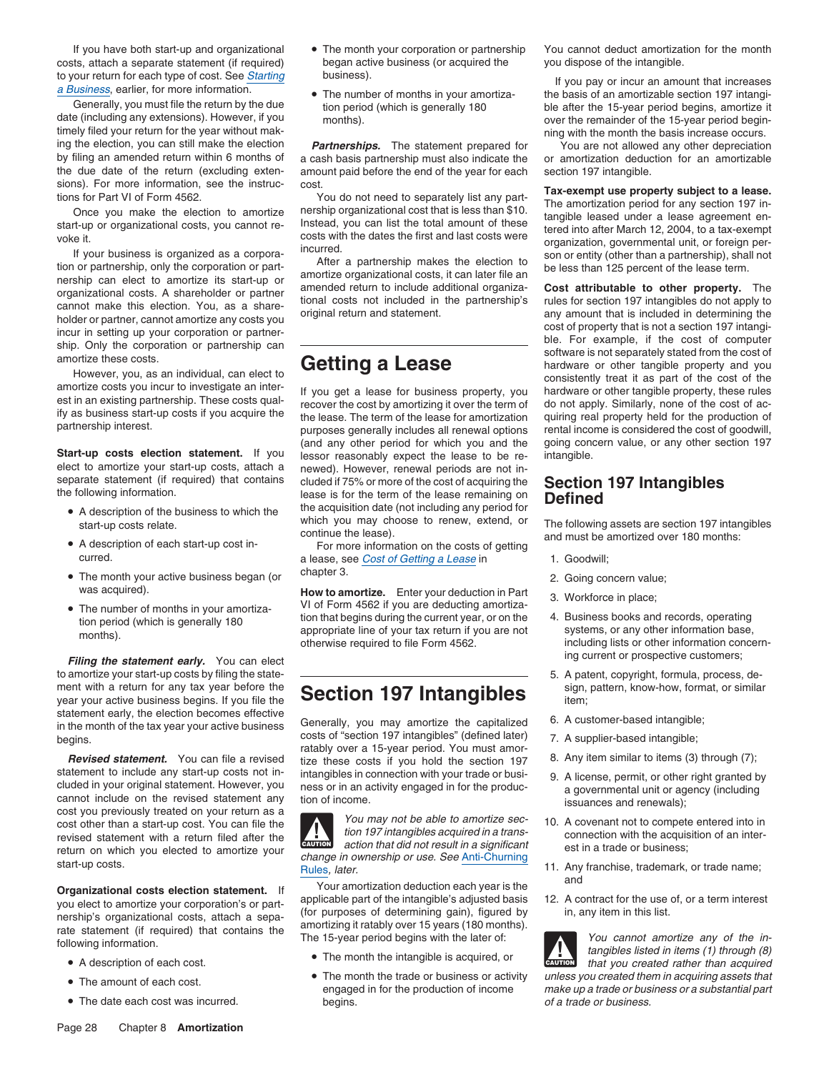If you have both start-up and organizational costs, attach a separate statement (if required) to your return for each type of cost. See *Starting a Business*, earlier, for more information.

Generally, you must file the return by the due date (including any extensions). However, if you timely filed your return for the year without making the election, you can still make the election by filing an amended return within 6 months of the due date of the return (excluding extensions). For more information, see the instructions for Part VI of Form 4562.

Once you make the election to amortize start-up or organizational costs, you cannot revoke it.

If your business is organized as a corporation or partnership, only the corporation or partnership can elect to amortize its start-up or organizational costs. A shareholder or partner cannot make this election. You, as a shareholder or partner, cannot amortize any costs you incur in setting up your corporation or partnership. Only the corporation or partnership can amortize these costs.

However, you, as an individual, can elect to amortize costs you incur to investigate an interest in an existing partnership. These costs qualify as business start-up costs if you acquire the partnership interest.

**Start-up costs election statement.** If you elect to amortize your start-up costs, attach a separate statement (if required) that contains the following information.

- A description of the business to which the start-up costs relate.
- A description of each start-up cost incurred.
- The month your active business began (or was acquired).
- The number of months in your amortization period (which is generally 180 months).

***Filing the statement early.*** You can elect to amortize your start-up costs by filing the statement with a return for any tax year before the year your active business begins. If you file the statement early, the election becomes effective in the month of the tax year your active business begins.

***Revised statement.*** You can file a revised statement to include any start-up costs not included in your original statement. However, you cannot include on the revised statement any cost you previously treated on your return as a cost other than a start-up cost. You can file the revised statement with a return filed after the return on which you elected to amortize your start-up costs.

**Organizational costs election statement.** If you elect to amortize your corporation's or partnership's organizational costs, attach a separate statement (if required) that contains the following information.

- A description of each cost.
- The amount of each cost.
- The date each cost was incurred.
- The month your corporation or partnership began active business (or acquired the business).
- The number of months in your amortization period (which is generally 180 months).

***Partnerships.*** The statement prepared for a cash basis partnership must also indicate the amount paid before the end of the year for each cost.

You do not need to separately list any partnership organizational cost that is less than $10. Instead, you can list the total amount of these costs with the dates the first and last costs were incurred.

After a partnership makes the election to amortize organizational costs, it can later file an amended return to include additional organizational costs not included in the partnership's original return and statement.

# Getting a Lease

If you get a lease for business property, you recover the cost by amortizing it over the term of the lease. The term of the lease for amortization purposes generally includes all renewal options (and any other period for which you and the lessor reasonably expect the lease to be renewed). However, renewal periods are not included if 75% or more of the cost of acquiring the lease is for the term of the lease remaining on the acquisition date (not including any period for which you may choose to renew, extend, or continue the lease).

For more information on the costs of getting a lease, see *Cost of Getting a Lease* in chapter 3.

**How to amortize.** Enter your deduction in Part VI of Form 4562 if you are deducting amortization that begins during the current year, or on the appropriate line of your tax return if you are not otherwise required to file Form 4562.

# Section 197 Intangibles

Generally, you may amortize the capitalized costs of "section 197 intangibles" (defined later) ratably over a 15-year period. You must amortize these costs if you hold the section 197 intangibles in connection with your trade or business or in an activity engaged in for the production of income.

> **CAUTION:** *You may not be able to amortize section 197 intangibles acquired in a transaction that did not result in a significant change in ownership or use. See Anti-Churning Rules, later.*

Your amortization deduction each year is the applicable part of the intangible's adjusted basis (for purposes of determining gain), figured by amortizing it ratably over 15 years (180 months). The 15-year period begins with the later of:

- The month the intangible is acquired, or
- The month the trade or business or activity engaged in for the production of income begins.

You cannot deduct amortization for the month you dispose of the intangible.

If you pay or incur an amount that increases the basis of an amortizable section 197 intangible after the 15-year period begins, amortize it over the remainder of the 15-year period beginning with the month the basis increase occurs.

You are not allowed any other depreciation or amortization deduction for an amortizable section 197 intangible.

**Tax-exempt use property subject to a lease.** The amortization period for any section 197 intangible leased under a lease agreement entered into after March 12, 2004, to a tax-exempt organization, governmental unit, or foreign person or entity (other than a partnership), shall not be less than 125 percent of the lease term.

**Cost attributable to other property.** The rules for section 197 intangibles do not apply to any amount that is included in determining the cost of property that is not a section 197 intangible. For example, if the cost of computer software is not separately stated from the cost of hardware or other tangible property and you consistently treat it as part of the cost of the hardware or other tangible property, these rules do not apply. Similarly, none of the cost of acquiring real property held for the production of rental income is considered the cost of goodwill, going concern value, or any other section 197 intangible.

## Section 197 Intangibles Defined

The following assets are section 197 intangibles and must be amortized over 180 months:

1. Goodwill;
2. Going concern value;
3. Workforce in place;
4. Business books and records, operating systems, or any other information base, including lists or other information concerning current or prospective customers;
5. A patent, copyright, formula, process, design, pattern, know-how, format, or similar item;
6. A customer-based intangible;
7. A supplier-based intangible;
8. Any item similar to items (3) through (7);
9. A license, permit, or other right granted by a governmental unit or agency (including issuances and renewals);
10. A covenant not to compete entered into in connection with the acquisition of an interest in a trade or business;
11. Any franchise, trademark, or trade name; and
12. A contract for the use of, or a term interest in, any item in this list.

> **CAUTION:** *You cannot amortize any of the intangibles listed in items (1) through (8) that you created rather than acquired unless you created them in acquiring assets that make up a trade or business or a substantial part of a trade or business.*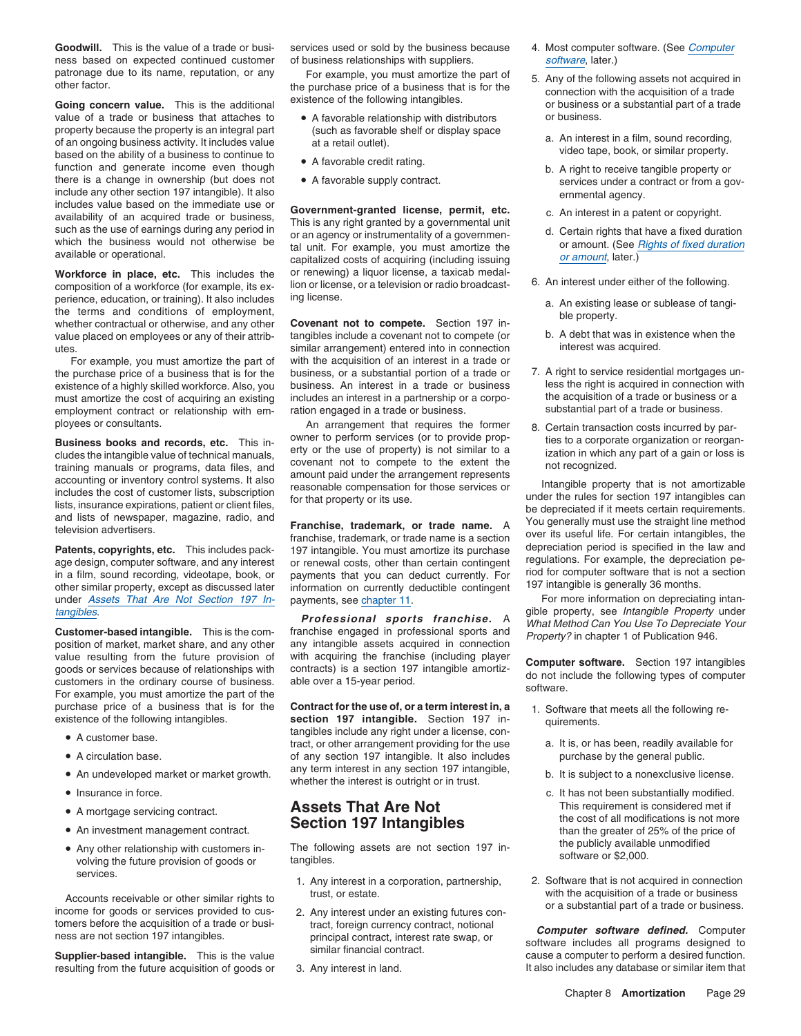**Goodwill.** This is the value of a trade or business based on expected continued customer patronage due to its name, reputation, or any other factor.

**Going concern value.** This is the additional value of a trade or business that attaches to property because the property is an integral part of an ongoing business activity. It includes value based on the ability of a business to continue to function and generate income even though there is a change in ownership (but does not include any other section 197 intangible). It also includes value based on the immediate use or availability of an acquired trade or business, such as the use of earnings during any period in which the business would not otherwise be available or operational.

**Workforce in place, etc.** This includes the composition of a workforce (for example, its experience, education, or training). It also includes the terms and conditions of employment, whether contractual or otherwise, and any other value placed on employees or any of their attributes.

For example, you must amortize the part of the purchase price of a business that is for the existence of a highly skilled workforce. Also, you must amortize the cost of acquiring an existing employment contract or relationship with employees or consultants.

**Business books and records, etc.** This includes the intangible value of technical manuals, training manuals or programs, data files, and accounting or inventory control systems. It also includes the cost of customer lists, subscription lists, insurance expirations, patient or client files, and lists of newspaper, magazine, radio, and television advertisers.

**Patents, copyrights, etc.** This includes package design, computer software, and any interest in a film, sound recording, videotape, book, or other similar property, except as discussed later under *Assets That Are Not Section 197 Intangibles*.

**Customer-based intangible.** This is the composition of market, market share, and any other value resulting from the future provision of goods or services because of relationships with customers in the ordinary course of business. For example, you must amortize the part of the purchase price of a business that is for the existence of the following intangibles.

- A customer base.
- A circulation base.
- An undeveloped market or market growth.
- Insurance in force.
- A mortgage servicing contract.
- An investment management contract.
- Any other relationship with customers involving the future provision of goods or services.

Accounts receivable or other similar rights to income for goods or services provided to customers before the acquisition of a trade or business are not section 197 intangibles.

**Supplier-based intangible.** This is the value resulting from the future acquisition of goods or services used or sold by the business because of business relationships with suppliers.

For example, you must amortize the part of the purchase price of a business that is for the existence of the following intangibles.

- A favorable relationship with distributors (such as favorable shelf or display space at a retail outlet).
- A favorable credit rating.
- A favorable supply contract.

**Government-granted license, permit, etc.** This is any right granted by a governmental unit or an agency or instrumentality of a governmental unit. For example, you must amortize the capitalized costs of acquiring (including issuing or renewing) a liquor license, a taxicab medallion or license, or a television or radio broadcasting license.

**Covenant not to compete.** Section 197 intangibles include a covenant not to compete (or similar arrangement) entered into in connection with the acquisition of an interest in a trade or business, or a substantial portion of a trade or business. An interest in a trade or business includes an interest in a partnership or a corporation engaged in a trade or business.

An arrangement that requires the former owner to perform services (or to provide property or the use of property) is not similar to a covenant not to compete to the extent the amount paid under the arrangement represents reasonable compensation for those services or for that property or its use.

**Franchise, trademark, or trade name.** A franchise, trademark, or trade name is a section 197 intangible. You must amortize its purchase or renewal costs, other than certain contingent payments that you can deduct currently. For information on currently deductible contingent payments, see chapter 11.

***Professional sports franchise.*** A franchise engaged in professional sports and any intangible assets acquired in connection with acquiring the franchise (including player contracts) is a section 197 intangible amortizable over a 15-year period.

**Contract for the use of, or a term interest in, a section 197 intangible.** Section 197 intangibles include any right under a license, contract, or other arrangement providing for the use of any section 197 intangible. It also includes any term interest in any section 197 intangible, whether the interest is outright or in trust.

## Assets That Are Not Section 197 Intangibles

The following assets are not section 197 intangibles.

1. Any interest in a corporation, partnership, trust, or estate.
2. Any interest under an existing futures contract, foreign currency contract, notional principal contract, interest rate swap, or similar financial contract.
3. Any interest in land.
4. Most computer software. (See *Computer software*, later.)
5. Any of the following assets not acquired in connection with the acquisition of a trade or business or a substantial part of a trade or business.
   a. An interest in a film, sound recording, video tape, book, or similar property.
   b. A right to receive tangible property or services under a contract or from a governmental agency.
   c. An interest in a patent or copyright.
   d. Certain rights that have a fixed duration or amount. (See *Rights of fixed duration or amount*, later.)
6. An interest under either of the following.
   a. An existing lease or sublease of tangible property.
   b. A debt that was in existence when the interest was acquired.
7. A right to service residential mortgages unless the right is acquired in connection with the acquisition of a trade or business or a substantial part of a trade or business.
8. Certain transaction costs incurred by parties to a corporate organization or reorganization in which any part of a gain or loss is not recognized.

Intangible property that is not amortizable under the rules for section 197 intangibles can be depreciated if it meets certain requirements. You generally must use the straight line method over its useful life. For certain intangibles, the depreciation period is specified in the law and regulations. For example, the depreciation period for computer software that is not a section 197 intangible is generally 36 months.

For more information on depreciating intangible property, see *Intangible Property* under *What Method Can You Use To Depreciate Your Property?* in chapter 1 of Publication 946.

**Computer software.** Section 197 intangibles do not include the following types of computer software.

1. Software that meets all the following requirements.
   a. It is, or has been, readily available for purchase by the general public.
   b. It is subject to a nonexclusive license.
   c. It has not been substantially modified. This requirement is considered met if the cost of all modifications is not more than the greater of 25% of the price of the publicly available unmodified software or $2,000.
2. Software that is not acquired in connection with the acquisition of a trade or business or a substantial part of a trade or business.

***Computer software defined.*** Computer software includes all programs designed to cause a computer to perform a desired function. It also includes any database or similar item that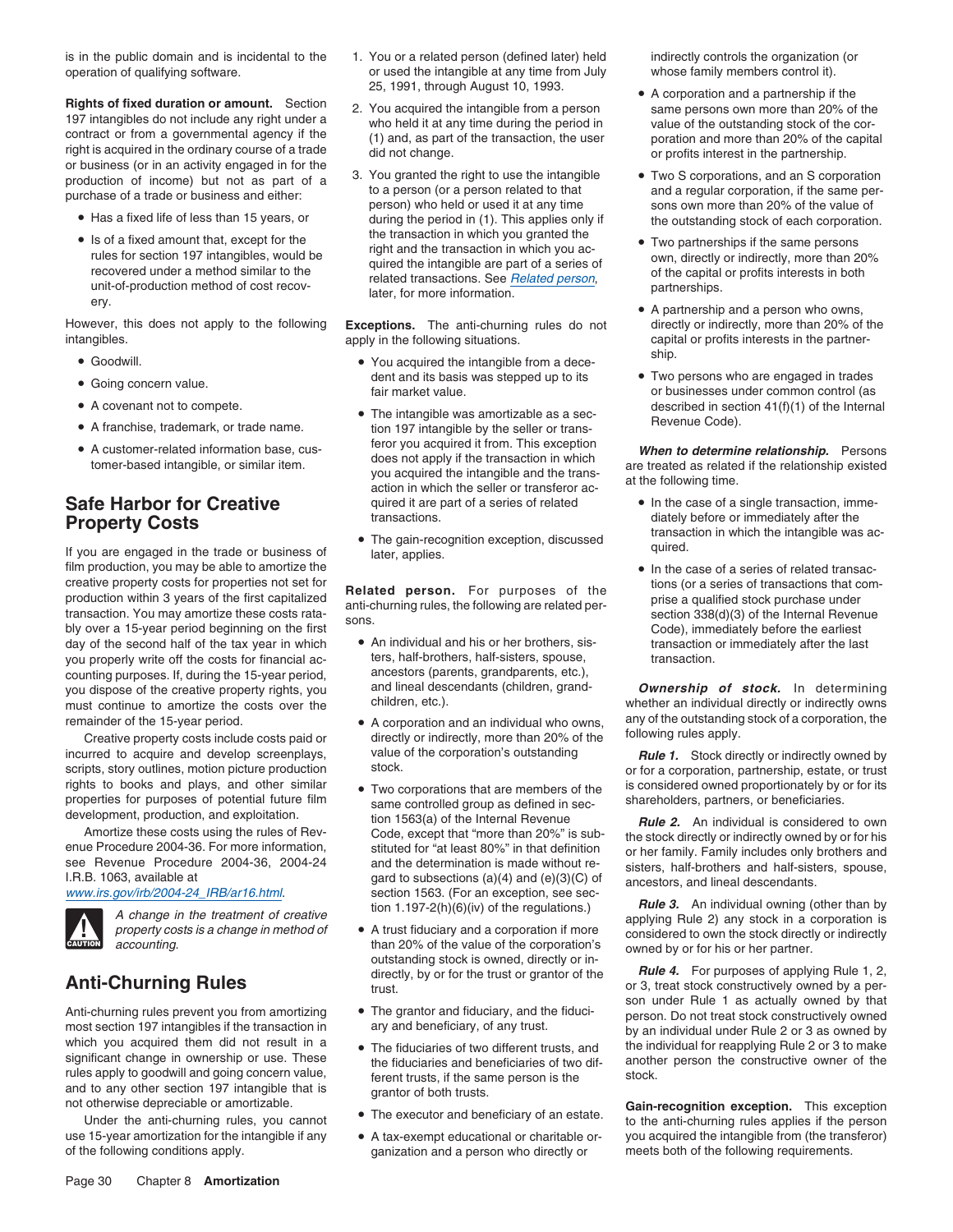is in the public domain and is incidental to the operation of qualifying software.

**Rights of fixed duration or amount.** Section 197 intangibles do not include any right under a contract or from a governmental agency if the right is acquired in the ordinary course of a trade or business (or in an activity engaged in for the production of income) but not as part of a purchase of a trade or business and either:

- Has a fixed life of less than 15 years, or
- Is of a fixed amount that, except for the rules for section 197 intangibles, would be recovered under a method similar to the unit-of-production method of cost recovery.

However, this does not apply to the following intangibles.

- Goodwill.
- Going concern value.
- A covenant not to compete.
- A franchise, trademark, or trade name.
- A customer-related information base, customer-based intangible, or similar item.

## Safe Harbor for Creative Property Costs

If you are engaged in the trade or business of film production, you may be able to amortize the creative property costs for properties not set for production within 3 years of the first capitalized transaction. You may amortize these costs ratably over a 15-year period beginning on the first day of the second half of the tax year in which you properly write off the costs for financial accounting purposes. If, during the 15-year period, you dispose of the creative property rights, you must continue to amortize the costs over the remainder of the 15-year period.

Creative property costs include costs paid or incurred to acquire and develop screenplays, scripts, story outlines, motion picture production rights to books and plays, and other similar properties for purposes of potential future film development, production, and exploitation.

Amortize these costs using the rules of Revenue Procedure 2004-36. For more information, see Revenue Procedure 2004-36, 2004-24 I.R.B. 1063, available at www.irs.gov/irb/2004-24_IRB/ar16.html.

CAUTION: *A change in the treatment of creative property costs is a change in method of accounting.*

## Anti-Churning Rules

Anti-churning rules prevent you from amortizing most section 197 intangibles if the transaction in which you acquired them did not result in a significant change in ownership or use. These rules apply to goodwill and going concern value, and to any other section 197 intangible that is not otherwise depreciable or amortizable.

Under the anti-churning rules, you cannot use 15-year amortization for the intangible if any of the following conditions apply.

1. You or a related person (defined later) held or used the intangible at any time from July 25, 1991, through August 10, 1993.
2. You acquired the intangible from a person who held it at any time during the period in (1) and, as part of the transaction, the user did not change.
3. You granted the right to use the intangible to a person (or a person related to that person) who held or used it at any time during the period in (1). This applies only if the transaction in which you granted the right and the transaction in which you acquired the intangible are part of a series of related transactions. See *Related person*, later, for more information.

**Exceptions.** The anti-churning rules do not apply in the following situations.

- You acquired the intangible from a decedent and its basis was stepped up to its fair market value.
- The intangible was amortizable as a section 197 intangible by the seller or transferor you acquired it from. This exception does not apply if the transaction in which you acquired the intangible and the transaction in which the seller or transferor acquired it are part of a series of related transactions.
- The gain-recognition exception, discussed later, applies.

**Related person.** For purposes of the anti-churning rules, the following are related persons.

- An individual and his or her brothers, sisters, half-brothers, half-sisters, spouse, ancestors (parents, grandparents, etc.), and lineal descendants (children, grandchildren, etc.).
- A corporation and an individual who owns, directly or indirectly, more than 20% of the value of the corporation's outstanding stock.
- Two corporations that are members of the same controlled group as defined in section 1563(a) of the Internal Revenue Code, except that "more than 20%" is substituted for "at least 80%" in that definition and the determination is made without regard to subsections (a)(4) and (e)(3)(C) of section 1563. (For an exception, see section 1.197-2(h)(6)(iv) of the regulations.)
- A trust fiduciary and a corporation if more than 20% of the value of the corporation's outstanding stock is owned, directly or indirectly, by or for the trust or grantor of the trust.
- The grantor and fiduciary, and the fiduciary and beneficiary, of any trust.
- The fiduciaries of two different trusts, and the fiduciaries and beneficiaries of two different trusts, if the same person is the grantor of both trusts.
- The executor and beneficiary of an estate.
- A tax-exempt educational or charitable organization and a person who directly or indirectly controls the organization (or whose family members control it).
- A corporation and a partnership if the same persons own more than 20% of the value of the outstanding stock of the corporation and more than 20% of the capital or profits interest in the partnership.
- Two S corporations, and an S corporation and a regular corporation, if the same persons own more than 20% of the value of the outstanding stock of each corporation.
- Two partnerships if the same persons own, directly or indirectly, more than 20% of the capital or profits interests in both partnerships.
- A partnership and a person who owns, directly or indirectly, more than 20% of the capital or profits interests in the partnership.
- Two persons who are engaged in trades or businesses under common control (as described in section 41(f)(1) of the Internal Revenue Code).

***When to determine relationship.*** Persons are treated as related if the relationship existed at the following time.

- In the case of a single transaction, immediately before or immediately after the transaction in which the intangible was acquired.
- In the case of a series of related transactions (or a series of transactions that comprise a qualified stock purchase under section 338(d)(3) of the Internal Revenue Code), immediately before the earliest transaction or immediately after the last transaction.

***Ownership of stock.*** In determining whether an individual directly or indirectly owns any of the outstanding stock of a corporation, the following rules apply.

***Rule 1.*** Stock directly or indirectly owned by or for a corporation, partnership, estate, or trust is considered owned proportionately by or for its shareholders, partners, or beneficiaries.

***Rule 2.*** An individual is considered to own the stock directly or indirectly owned by or for his or her family. Family includes only brothers and sisters, half-brothers and half-sisters, spouse, ancestors, and lineal descendants.

***Rule 3.*** An individual owning (other than by applying Rule 2) any stock in a corporation is considered to own the stock directly or indirectly owned by or for his or her partner.

***Rule 4.*** For purposes of applying Rule 1, 2, or 3, treat stock constructively owned by a person under Rule 1 as actually owned by that person. Do not treat stock constructively owned by an individual under Rule 2 or 3 as owned by the individual for reapplying Rule 2 or 3 to make another person the constructive owner of the stock.

**Gain-recognition exception.** This exception to the anti-churning rules applies if the person you acquired the intangible from (the transferor) meets both of the following requirements.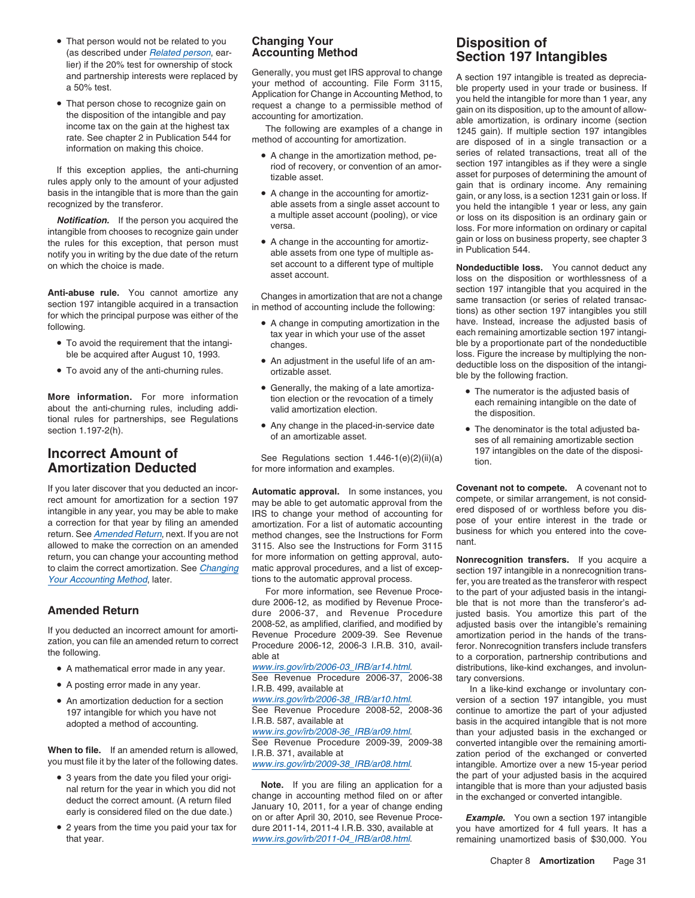- That person would not be related to you (as described under *Related person*, earlier) if the 20% test for ownership of stock and partnership interests were replaced by a 50% test.
- That person chose to recognize gain on the disposition of the intangible and pay income tax on the gain at the highest tax rate. See chapter 2 in Publication 544 for information on making this choice.

If this exception applies, the anti-churning rules apply only to the amount of your adjusted basis in the intangible that is more than the gain recognized by the transferor.

***Notification.*** If the person you acquired the intangible from chooses to recognize gain under the rules for this exception, that person must notify you in writing by the due date of the return on which the choice is made.

**Anti-abuse rule.** You cannot amortize any section 197 intangible acquired in a transaction for which the principal purpose was either of the following.

- To avoid the requirement that the intangible be acquired after August 10, 1993.
- To avoid any of the anti-churning rules.

**More information.** For more information about the anti-churning rules, including additional rules for partnerships, see Regulations section 1.197-2(h).

# Incorrect Amount of Amortization Deducted

If you later discover that you deducted an incorrect amount for amortization for a section 197 intangible in any year, you may be able to make a correction for that year by filing an amended return. See *Amended Return*, next. If you are not allowed to make the correction on an amended return, you can change your accounting method to claim the correct amortization. See *Changing Your Accounting Method*, later.

## Amended Return

If you deducted an incorrect amount for amortization, you can file an amended return to correct the following.

- A mathematical error made in any year.
- A posting error made in any year.
- An amortization deduction for a section 197 intangible for which you have not adopted a method of accounting.

**When to file.** If an amended return is allowed, you must file it by the later of the following dates.

- 3 years from the date you filed your original return for the year in which you did not deduct the correct amount. (A return filed early is considered filed on the due date.)
- 2 years from the time you paid your tax for that year.

## Changing Your Accounting Method

Generally, you must get IRS approval to change your method of accounting. File Form 3115, Application for Change in Accounting Method, to request a change to a permissible method of accounting for amortization.

The following are examples of a change in method of accounting for amortization.

- A change in the amortization method, period of recovery, or convention of an amortizable asset.
- A change in the accounting for amortizable assets from a single asset account to a multiple asset account (pooling), or vice versa.
- A change in the accounting for amortizable assets from one type of multiple asset account to a different type of multiple asset account.

Changes in amortization that are not a change in method of accounting include the following:

- A change in computing amortization in the tax year in which your use of the asset changes.
- An adjustment in the useful life of an amortizable asset.
- Generally, the making of a late amortization election or the revocation of a timely valid amortization election.
- Any change in the placed-in-service date of an amortizable asset.

See Regulations section 1.446-1(e)(2)(ii)(a) for more information and examples.

**Automatic approval.** In some instances, you may be able to get automatic approval from the IRS to change your method of accounting for amortization. For a list of automatic accounting method changes, see the Instructions for Form 3115. Also see the Instructions for Form 3115 for more information on getting approval, automatic approval procedures, and a list of exceptions to the automatic approval process.

For more information, see Revenue Procedure 2006-12, as modified by Revenue Procedure 2006-37, and Revenue Procedure 2008-52, as amplified, clarified, and modified by Revenue Procedure 2009-39. See Revenue Procedure 2006-12, 2006-3 I.R.B. 310, available at *www.irs.gov/irb/2006-03_IRB/ar14.html*. See Revenue Procedure 2006-37, 2006-38 I.R.B. 499, available at *www.irs.gov/irb/2006-38_IRB/ar10.html*. See Revenue Procedure 2008-52, 2008-36 I.R.B. 587, available at *www.irs.gov/irb/2008-36_IRB/ar09.html*. See Revenue Procedure 2009-39, 2009-38 I.R.B. 371, available at *www.irs.gov/irb/2009-38_IRB/ar08.html*.

**Note.** If you are filing an application for a change in accounting method filed on or after January 10, 2011, for a year of change ending on or after April 30, 2010, see Revenue Procedure 2011-14, 2011-4 I.R.B. 330, available at *www.irs.gov/irb/2011-04_IRB/ar08.html*.

# Disposition of Section 197 Intangibles

A section 197 intangible is treated as depreciable property used in your trade or business. If you held the intangible for more than 1 year, any gain on its disposition, up to the amount of allowable amortization, is ordinary income (section 1245 gain). If multiple section 197 intangibles are disposed of in a single transaction or a series of related transactions, treat all of the section 197 intangibles as if they were a single asset for purposes of determining the amount of gain that is ordinary income. Any remaining gain, or any loss, is a section 1231 gain or loss. If you held the intangible 1 year or less, any gain or loss on its disposition is an ordinary gain or loss. For more information on ordinary or capital gain or loss on business property, see chapter 3 in Publication 544.

**Nondeductible loss.** You cannot deduct any loss on the disposition or worthlessness of a section 197 intangible that you acquired in the same transaction (or series of related transactions) as other section 197 intangibles you still have. Instead, increase the adjusted basis of each remaining amortizable section 197 intangible by a proportionate part of the nondeductible loss. Figure the increase by multiplying the nondeductible loss on the disposition of the intangible by the following fraction.

- The numerator is the adjusted basis of each remaining intangible on the date of the disposition.
- The denominator is the total adjusted bases of all remaining amortizable section 197 intangibles on the date of the disposition.

**Covenant not to compete.** A covenant not to compete, or similar arrangement, is not considered disposed of or worthless before you dispose of your entire interest in the trade or business for which you entered into the covenant.

**Nonrecognition transfers.** If you acquire a section 197 intangible in a nonrecognition transfer, you are treated as the transferor with respect to the part of your adjusted basis in the intangible that is not more than the transferor's adjusted basis. You amortize this part of the adjusted basis over the intangible's remaining amortization period in the hands of the transferor. Nonrecognition transfers include transfers to a corporation, partnership contributions and distributions, like-kind exchanges, and involuntary conversions.

In a like-kind exchange or involuntary conversion of a section 197 intangible, you must continue to amortize the part of your adjusted basis in the acquired intangible that is not more than your adjusted basis in the exchanged or converted intangible over the remaining amortization period of the exchanged or converted intangible. Amortize over a new 15-year period the part of your adjusted basis in the acquired intangible that is more than your adjusted basis in the exchanged or converted intangible.

***Example.*** You own a section 197 intangible you have amortized for 4 full years. It has a remaining unamortized basis of $30,000. You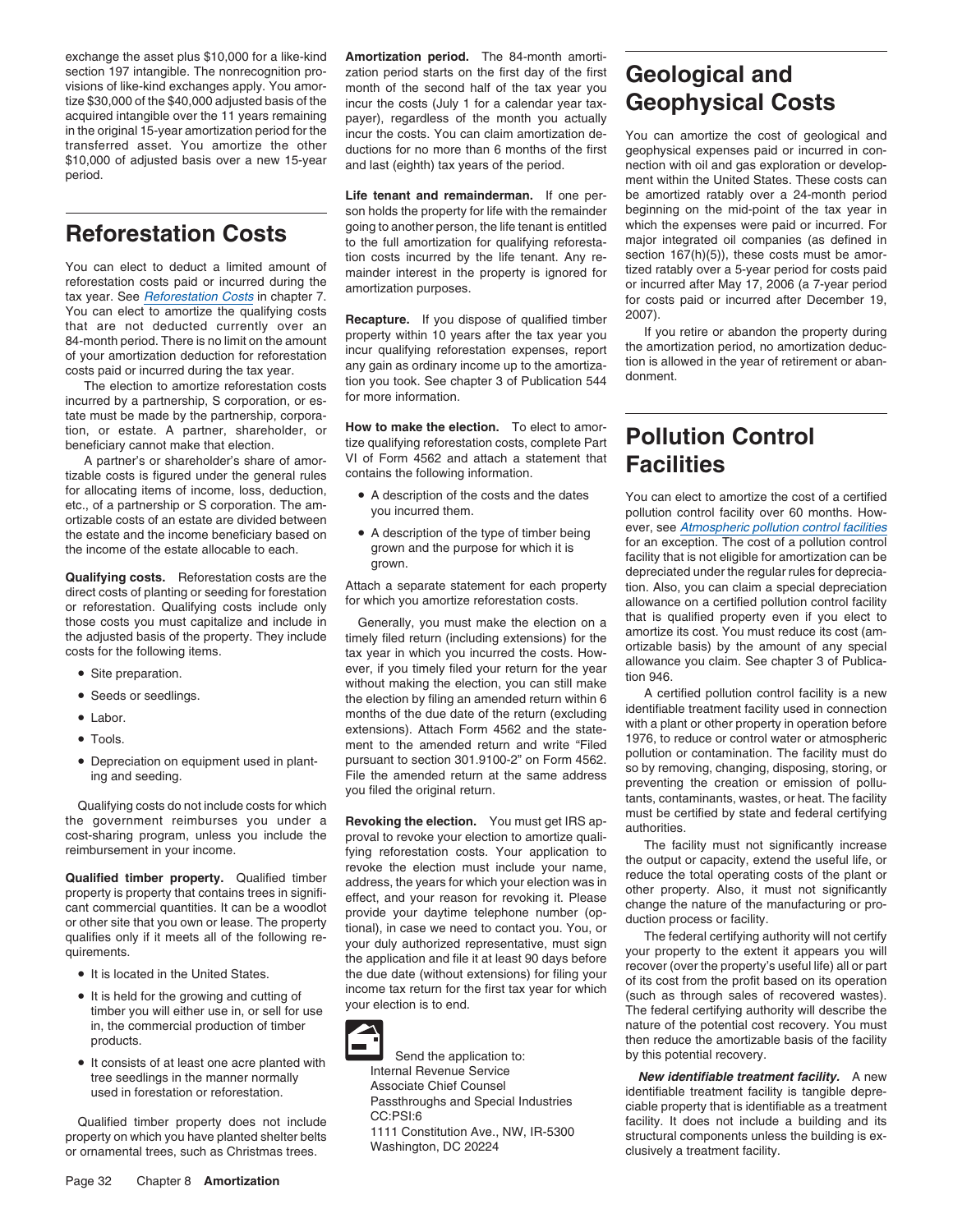exchange the asset plus $10,000 for a like-kind section 197 intangible. The nonrecognition provisions of like-kind exchanges apply. You amortize $30,000 of the $40,000 adjusted basis of the acquired intangible over the 11 years remaining in the original 15-year amortization period for the transferred asset. You amortize the other $10,000 of adjusted basis over a new 15-year period.

# Reforestation Costs

You can elect to deduct a limited amount of reforestation costs paid or incurred during the tax year. See *Reforestation Costs* in chapter 7. You can elect to amortize the qualifying costs that are not deducted currently over an 84-month period. There is no limit on the amount of your amortization deduction for reforestation costs paid or incurred during the tax year.

The election to amortize reforestation costs incurred by a partnership, S corporation, or estate must be made by the partnership, corporation, or estate. A partner, shareholder, or beneficiary cannot make that election.

A partner's or shareholder's share of amortizable costs is figured under the general rules for allocating items of income, loss, deduction, etc., of a partnership or S corporation. The amortizable costs of an estate are divided between the estate and the income beneficiary based on the income of the estate allocable to each.

**Qualifying costs.** Reforestation costs are the direct costs of planting or seeding for forestation or reforestation. Qualifying costs include only those costs you must capitalize and include in the adjusted basis of the property. They include costs for the following items.

- Site preparation.
- Seeds or seedlings.
- Labor.
- Tools.
- Depreciation on equipment used in planting and seeding.

Qualifying costs do not include costs for which the government reimburses you under a cost-sharing program, unless you include the reimbursement in your income.

**Qualified timber property.** Qualified timber property is property that contains trees in significant commercial quantities. It can be a woodlot or other site that you own or lease. The property qualifies only if it meets all of the following requirements.

- It is located in the United States.
- It is held for the growing and cutting of timber you will either use in, or sell for use in, the commercial production of timber products.
- It consists of at least one acre planted with tree seedlings in the manner normally used in forestation or reforestation.

Qualified timber property does not include property on which you have planted shelter belts or ornamental trees, such as Christmas trees.

**Amortization period.** The 84-month amortization period starts on the first day of the first month of the second half of the tax year you incur the costs (July 1 for a calendar year taxpayer), regardless of the month you actually incur the costs. You can claim amortization deductions for no more than 6 months of the first and last (eighth) tax years of the period.

**Life tenant and remainderman.** If one person holds the property for life with the remainder going to another person, the life tenant is entitled to the full amortization for qualifying reforestation costs incurred by the life tenant. Any remainder interest in the property is ignored for amortization purposes.

**Recapture.** If you dispose of qualified timber property within 10 years after the tax year you incur qualifying reforestation expenses, report any gain as ordinary income up to the amortization you took. See chapter 3 of Publication 544 for more information.

**How to make the election.** To elect to amortize qualifying reforestation costs, complete Part VI of Form 4562 and attach a statement that contains the following information.

- A description of the costs and the dates you incurred them.
- A description of the type of timber being grown and the purpose for which it is grown.

Attach a separate statement for each property for which you amortize reforestation costs.

Generally, you must make the election on a timely filed return (including extensions) for the tax year in which you incurred the costs. However, if you timely filed your return for the year without making the election, you can still make the election by filing an amended return within 6 months of the due date of the return (excluding extensions). Attach Form 4562 and the statement to the amended return and write "Filed pursuant to section 301.9100-2" on Form 4562. File the amended return at the same address you filed the original return.

**Revoking the election.** You must get IRS approval to revoke your election to amortize qualifying reforestation costs. Your application to revoke the election must include your name, address, the years for which your election was in effect, and your reason for revoking it. Please provide your daytime telephone number (optional), in case we need to contact you. You, or your duly authorized representative, must sign the application and file it at least 90 days before the due date (without extensions) for filing your income tax return for the first tax year for which your election is to end.

Send the application to:
Internal Revenue Service
Associate Chief Counsel
Passthroughs and Special Industries
CC:PSI:6
1111 Constitution Ave., NW, IR-5300
Washington, DC 20224

# Geological and Geophysical Costs

You can amortize the cost of geological and geophysical expenses paid or incurred in connection with oil and gas exploration or development within the United States. These costs can be amortized ratably over a 24-month period beginning on the mid-point of the tax year in which the expenses were paid or incurred. For major integrated oil companies (as defined in section 167(h)(5)), these costs must be amortized ratably over a 5-year period for costs paid or incurred after May 17, 2006 (a 7-year period for costs paid or incurred after December 19, 2007).

If you retire or abandon the property during the amortization period, no amortization deduction is allowed in the year of retirement or abandonment.

# Pollution Control Facilities

You can elect to amortize the cost of a certified pollution control facility over 60 months. However, see *Atmospheric pollution control facilities* for an exception. The cost of a pollution control facility that is not eligible for amortization can be depreciated under the regular rules for depreciation. Also, you can claim a special depreciation allowance on a certified pollution control facility that is qualified property even if you elect to amortize its cost. You must reduce its cost (amortizable basis) by the amount of any special allowance you claim. See chapter 3 of Publication 946.

A certified pollution control facility is a new identifiable treatment facility used in connection with a plant or other property in operation before 1976, to reduce or control water or atmospheric pollution or contamination. The facility must do so by removing, changing, disposing, storing, or preventing the creation or emission of pollutants, contaminants, wastes, or heat. The facility must be certified by state and federal certifying authorities.

The facility must not significantly increase the output or capacity, extend the useful life, or reduce the total operating costs of the plant or other property. Also, it must not significantly change the nature of the manufacturing or production process or facility.

The federal certifying authority will not certify your property to the extent it appears you will recover (over the property's useful life) all or part of its cost from the profit based on its operation (such as through sales of recovered wastes). The federal certifying authority will describe the nature of the potential cost recovery. You must then reduce the amortizable basis of the facility by this potential recovery.

***New identifiable treatment facility.*** A new identifiable treatment facility is tangible depreciable property that is identifiable as a treatment facility. It does not include a building and its structural components unless the building is exclusively a treatment facility.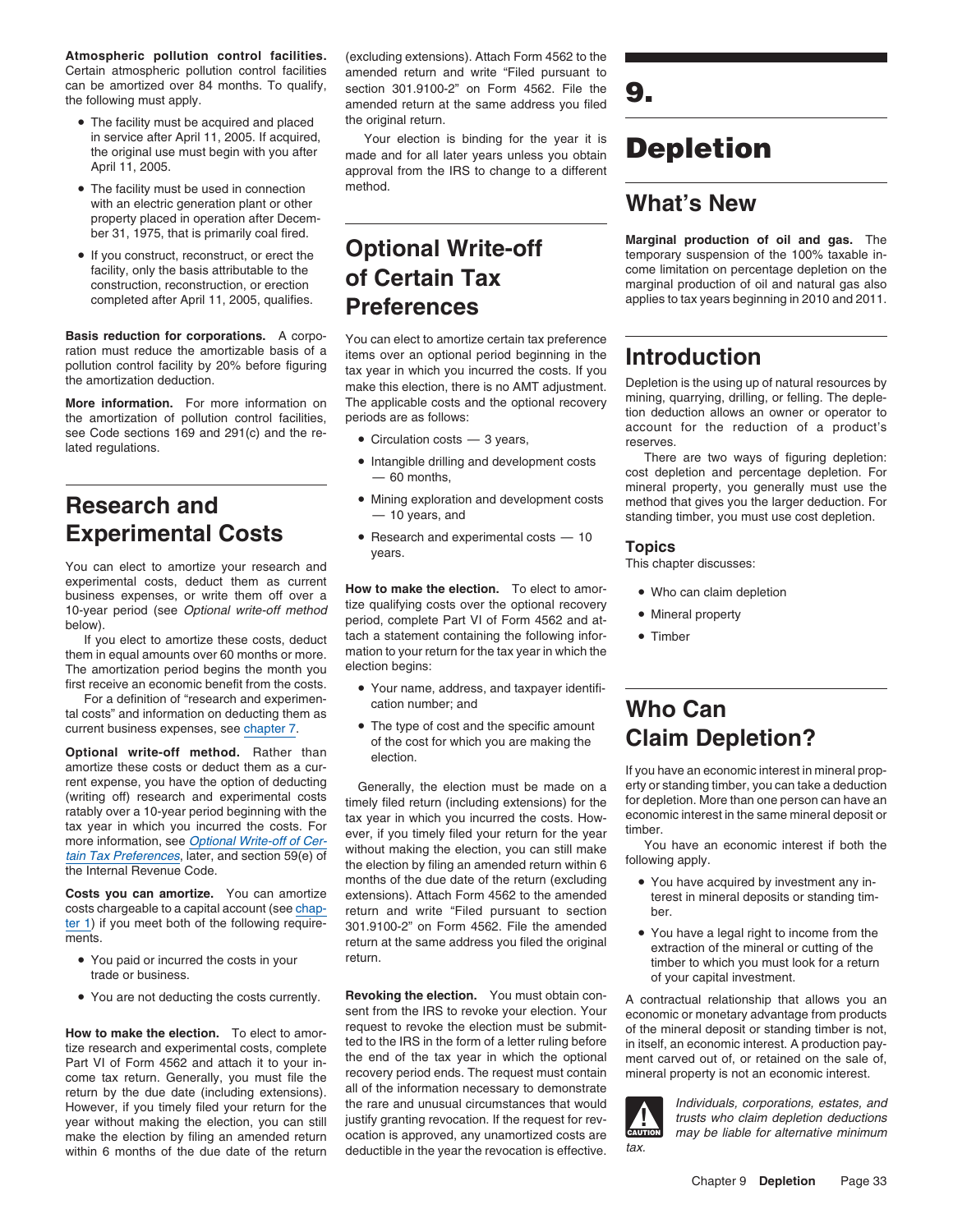**Atmospheric pollution control facilities.** Certain atmospheric pollution control facilities can be amortized over 84 months. To qualify, the following must apply.

- The facility must be acquired and placed in service after April 11, 2005. If acquired, the original use must begin with you after April 11, 2005.
- The facility must be used in connection with an electric generation plant or other property placed in operation after December 31, 1975, that is primarily coal fired.
- If you construct, reconstruct, or erect the facility, only the basis attributable to the construction, reconstruction, or erection completed after April 11, 2005, qualifies.

**Basis reduction for corporations.** A corporation must reduce the amortizable basis of a pollution control facility by 20% before figuring the amortization deduction.

**More information.** For more information on the amortization of pollution control facilities, see Code sections 169 and 291(c) and the related regulations.

## Research and Experimental Costs

You can elect to amortize your research and experimental costs, deduct them as current business expenses, or write them off over a 10-year period (see *Optional write-off method* below).

If you elect to amortize these costs, deduct them in equal amounts over 60 months or more. The amortization period begins the month you first receive an economic benefit from the costs.

For a definition of "research and experimental costs" and information on deducting them as current business expenses, see chapter 7.

**Optional write-off method.** Rather than amortize these costs or deduct them as a current expense, you have the option of deducting (writing off) research and experimental costs ratably over a 10-year period beginning with the tax year in which you incurred the costs. For more information, see *Optional Write-off of Certain Tax Preferences*, later, and section 59(e) of the Internal Revenue Code.

**Costs you can amortize.** You can amortize costs chargeable to a capital account (see chapter 1) if you meet both of the following requirements.

- You paid or incurred the costs in your trade or business.
- You are not deducting the costs currently.

**How to make the election.** To elect to amortize research and experimental costs, complete Part VI of Form 4562 and attach it to your income tax return. Generally, you must file the return by the due date (including extensions). However, if you timely filed your return for the year without making the election, you can still make the election by filing an amended return within 6 months of the due date of the return (excluding extensions). Attach Form 4562 to the amended return and write "Filed pursuant to section 301.9100-2" on Form 4562. File the amended return at the same address you filed the original return.

Your election is binding for the year it is made and for all later years unless you obtain approval from the IRS to change to a different method.

## Optional Write-off of Certain Tax Preferences

You can elect to amortize certain tax preference items over an optional period beginning in the tax year in which you incurred the costs. If you make this election, there is no AMT adjustment. The applicable costs and the optional recovery periods are as follows:

- Circulation costs — 3 years,
- Intangible drilling and development costs — 60 months,
- Mining exploration and development costs — 10 years, and
- Research and experimental costs — 10 years.

**How to make the election.** To elect to amortize qualifying costs over the optional recovery period, complete Part VI of Form 4562 and attach a statement containing the following information to your return for the tax year in which the election begins:

- Your name, address, and taxpayer identification number; and
- The type of cost and the specific amount of the cost for which you are making the election.

Generally, the election must be made on a timely filed return (including extensions) for the tax year in which you incurred the costs. However, if you timely filed your return for the year without making the election, you can still make the election by filing an amended return within 6 months of the due date of the return (excluding extensions). Attach Form 4562 to the amended return and write "Filed pursuant to section 301.9100-2" on Form 4562. File the amended return at the same address you filed the original return.

**Revoking the election.** You must obtain consent from the IRS to revoke your election. Your request to revoke the election must be submitted to the IRS in the form of a letter ruling before the end of the tax year in which the optional recovery period ends. The request must contain all of the information necessary to demonstrate the rare and unusual circumstances that would justify granting revocation. If the request for revocation is approved, any unamortized costs are deductible in the year the revocation is effective.

# 9. Depletion

## What's New

**Marginal production of oil and gas.** The temporary suspension of the 100% taxable income limitation on percentage depletion on the marginal production of oil and natural gas also applies to tax years beginning in 2010 and 2011.

## Introduction

Depletion is the using up of natural resources by mining, quarrying, drilling, or felling. The depletion deduction allows an owner or operator to account for the reduction of a product's reserves.

There are two ways of figuring depletion: cost depletion and percentage depletion. For mineral property, you generally must use the method that gives you the larger deduction. For standing timber, you must use cost depletion.

### Topics

This chapter discusses:

- Who can claim depletion
- Mineral property
- Timber

## Who Can Claim Depletion?

If you have an economic interest in mineral property or standing timber, you can take a deduction for depletion. More than one person can have an economic interest in the same mineral deposit or timber.

You have an economic interest if both the following apply.

- You have acquired by investment any interest in mineral deposits or standing timber.
- You have a legal right to income from the extraction of the mineral or cutting of the timber to which you must look for a return of your capital investment.

A contractual relationship that allows you an economic or monetary advantage from products of the mineral deposit or standing timber is not, in itself, an economic interest. A production payment carved out of, or retained on the sale of, mineral property is not an economic interest.

**CAUTION:** *Individuals, corporations, estates, and trusts who claim depletion deductions may be liable for alternative minimum tax.*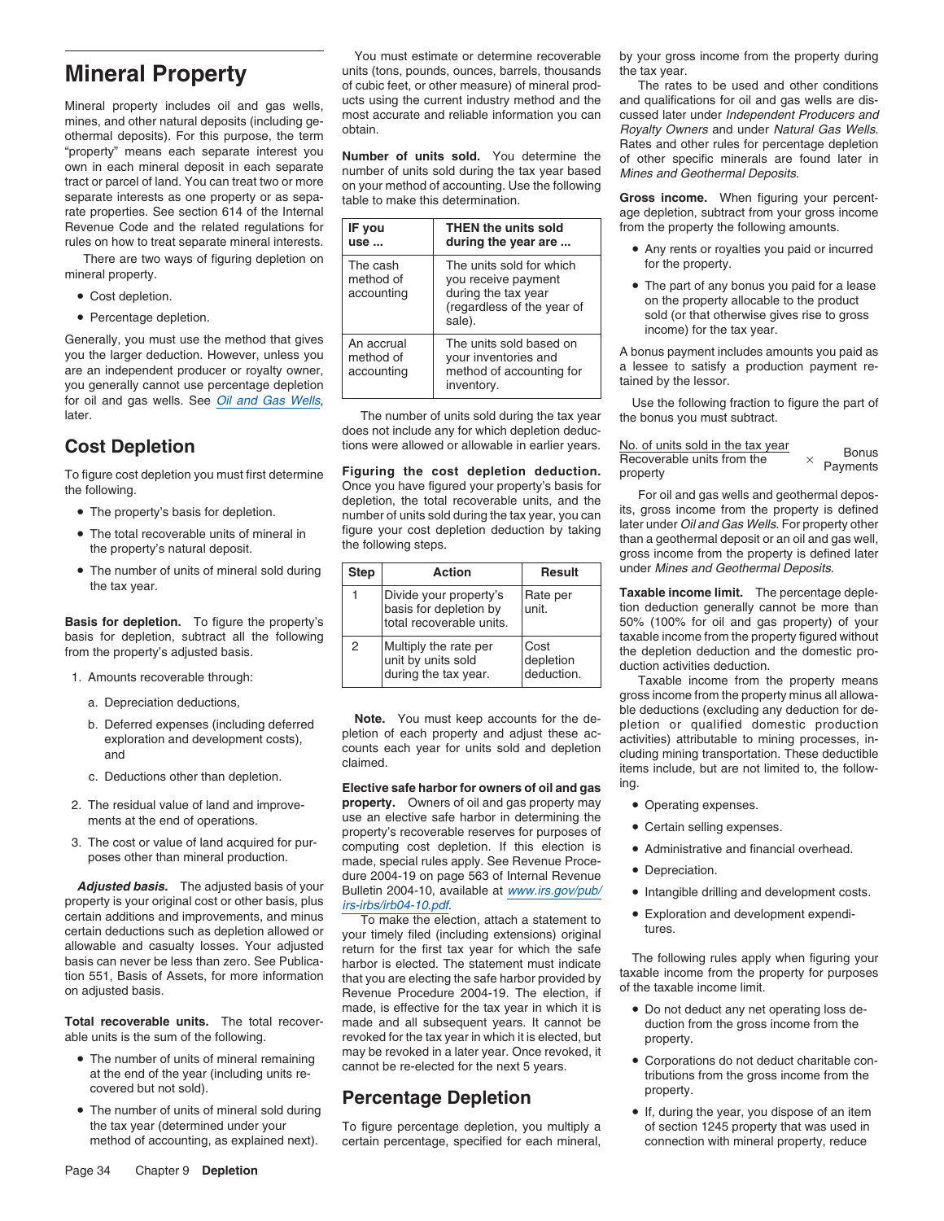# Mineral Property

Mineral property includes oil and gas wells, mines, and other natural deposits (including geothermal deposits). For this purpose, the term "property" means each separate interest you own in each mineral deposit in each separate tract or parcel of land. You can treat two or more separate interests as one property or as separate properties. See section 614 of the Internal Revenue Code and the related regulations for rules on how to treat separate mineral interests.

There are two ways of figuring depletion on mineral property.

- Cost depletion.
- Percentage depletion.

Generally, you must use the method that gives you the larger deduction. However, unless you are an independent producer or royalty owner, you generally cannot use percentage depletion for oil and gas wells. See *Oil and Gas Wells*, later.

## Cost Depletion

To figure cost depletion you must first determine the following.

- The property's basis for depletion.
- The total recoverable units of mineral in the property's natural deposit.
- The number of units of mineral sold during the tax year.

**Basis for depletion.** To figure the property's basis for depletion, subtract all the following from the property's adjusted basis.

1. Amounts recoverable through:
   a. Depreciation deductions,
   b. Deferred expenses (including deferred exploration and development costs), and
   c. Deductions other than depletion.
2. The residual value of land and improvements at the end of operations.
3. The cost or value of land acquired for purposes other than mineral production.

***Adjusted basis.*** The adjusted basis of your property is your original cost or other basis, plus certain additions and improvements, and minus certain deductions such as depletion allowed or allowable and casualty losses. Your adjusted basis can never be less than zero. See Publication 551, Basis of Assets, for more information on adjusted basis.

**Total recoverable units.** The total recoverable units is the sum of the following.

- The number of units of mineral remaining at the end of the year (including units recovered but not sold).
- The number of units of mineral sold during the tax year (determined under your method of accounting, as explained next).

You must estimate or determine recoverable units (tons, pounds, ounces, barrels, thousands of cubic feet, or other measure) of mineral products using the current industry method and the most accurate and reliable information you can obtain.

**Number of units sold.** You determine the number of units sold during the tax year based on your method of accounting. Use the following table to make this determination.

| IF you use ... | THEN the units sold during the year are ... |
|---|---|
| The cash method of accounting | The units sold for which you receive payment during the tax year (regardless of the year of sale). |
| An accrual method of accounting | The units sold based on your inventories and method of accounting for inventory. |

The number of units sold during the tax year does not include any for which depletion deductions were allowed or allowable in earlier years.

**Figuring the cost depletion deduction.** Once you have figured your property's basis for depletion, the total recoverable units, and the number of units sold during the tax year, you can figure your cost depletion deduction by taking the following steps.

| Step | Action | Result |
|---|---|---|
| 1 | Divide your property's basis for depletion by total recoverable units. | Rate per unit. |
| 2 | Multiply the rate per unit by units sold during the tax year. | Cost depletion deduction. |

**Note.** You must keep accounts for the depletion of each property and adjust these accounts each year for units sold and depletion claimed.

**Elective safe harbor for owners of oil and gas property.** Owners of oil and gas property may use an elective safe harbor in determining the property's recoverable reserves for purposes of computing cost depletion. If this election is made, special rules apply. See Revenue Procedure 2004-19 on page 563 of Internal Revenue Bulletin 2004-10, available at *www.irs.gov/pub/irs-irbs/irb04-10.pdf*.

To make the election, attach a statement to your timely filed (including extensions) original return for the first tax year for which the safe harbor is elected. The statement must indicate that you are electing the safe harbor provided by Revenue Procedure 2004-19. The election, if made, is effective for the tax year in which it is made and all subsequent years. It cannot be revoked for the tax year in which it is elected, but may be revoked in a later year. Once revoked, it cannot be re-elected for the next 5 years.

## Percentage Depletion

To figure percentage depletion, you multiply a certain percentage, specified for each mineral, by your gross income from the property during the tax year.

The rates to be used and other conditions and qualifications for oil and gas wells are discussed later under *Independent Producers and Royalty Owners* and under *Natural Gas Wells.* Rates and other rules for percentage depletion of other specific minerals are found later in *Mines and Geothermal Deposits.*

**Gross income.** When figuring your percentage depletion, subtract from your gross income from the property the following amounts.

- Any rents or royalties you paid or incurred for the property.
- The part of any bonus you paid for a lease on the property allocable to the product sold (or that otherwise gives rise to gross income) for the tax year.

A bonus payment includes amounts you paid as a lessee to satisfy a production payment retained by the lessor.

Use the following fraction to figure the part of the bonus you must subtract.

$$\frac{\text{No. of units sold in the tax year}}{\text{Recoverable units from the property}} \times \text{Bonus Payments}$$

For oil and gas wells and geothermal deposits, gross income from the property is defined later under *Oil and Gas Wells.* For property other than a geothermal deposit or an oil and gas well, gross income from the property is defined later under *Mines and Geothermal Deposits.*

**Taxable income limit.** The percentage depletion deduction generally cannot be more than 50% (100% for oil and gas property) of your taxable income from the property figured without the depletion deduction and the domestic production activities deduction.

Taxable income from the property means gross income from the property minus all allowable deductions (excluding any deduction for depletion or qualified domestic production activities) attributable to mining processes, including mining transportation. These deductible items include, but are not limited to, the following.

- Operating expenses.
- Certain selling expenses.
- Administrative and financial overhead.
- Depreciation.
- Intangible drilling and development costs.
- Exploration and development expenditures.

The following rules apply when figuring your taxable income from the property for purposes of the taxable income limit.

- Do not deduct any net operating loss deduction from the gross income from the property.
- Corporations do not deduct charitable contributions from the gross income from the property.
- If, during the year, you dispose of an item of section 1245 property that was used in connection with mineral property, reduce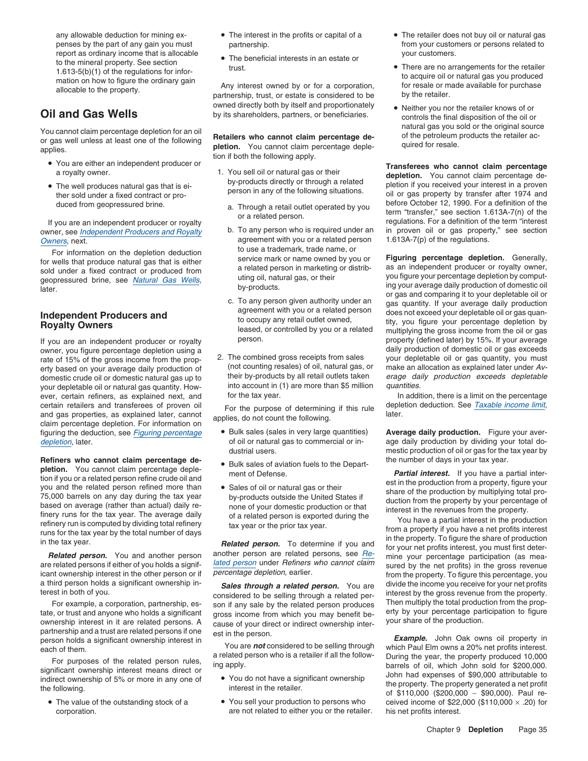any allowable deduction for mining expenses by the part of any gain you must report as ordinary income that is allocable to the mineral property. See section 1.613-5(b)(1) of the regulations for information on how to figure the ordinary gain allocable to the property.

## Oil and Gas Wells

You cannot claim percentage depletion for an oil or gas well unless at least one of the following applies.

- You are either an independent producer or a royalty owner.
- The well produces natural gas that is either sold under a fixed contract or produced from geopressured brine.

If you are an independent producer or royalty owner, see *Independent Producers and Royalty Owners*, next.

For information on the depletion deduction for wells that produce natural gas that is either sold under a fixed contract or produced from geopressured brine, see *Natural Gas Wells*, later.

## Independent Producers and Royalty Owners

If you are an independent producer or royalty owner, you figure percentage depletion using a rate of 15% of the gross income from the property based on your average daily production of domestic crude oil or domestic natural gas up to your depletable oil or natural gas quantity. However, certain refiners, as explained next, and certain retailers and transferees of proven oil and gas properties, as explained later, cannot claim percentage depletion. For information on figuring the deduction, see *Figuring percentage depletion*, later.

**Refiners who cannot claim percentage depletion.** You cannot claim percentage depletion if you or a related person refine crude oil and you and the related person refined more than 75,000 barrels on any day during the tax year based on average (rather than actual) daily refinery runs for the tax year. The average daily refinery run is computed by dividing total refinery runs for the tax year by the total number of days in the tax year.

***Related person.*** You and another person are related persons if either of you holds a significant ownership interest in the other person or if a third person holds a significant ownership interest in both of you.

For example, a corporation, partnership, estate, or trust and anyone who holds a significant ownership interest in it are related persons. A partnership and a trust are related persons if one person holds a significant ownership interest in each of them.

For purposes of the related person rules, significant ownership interest means direct or indirect ownership of 5% or more in any one of the following.

- The value of the outstanding stock of a corporation.
- The interest in the profits or capital of a partnership.
- The beneficial interests in an estate or trust.

Any interest owned by or for a corporation, partnership, trust, or estate is considered to be owned directly both by itself and proportionately by its shareholders, partners, or beneficiaries.

**Retailers who cannot claim percentage depletion.** You cannot claim percentage depletion if both the following apply.

1. You sell oil or natural gas or their by-products directly or through a related person in any of the following situations.
   a. Through a retail outlet operated by you or a related person.
   b. To any person who is required under an agreement with you or a related person to use a trademark, trade name, or service mark or name owned by you or a related person in marketing or distributing oil, natural gas, or their by-products.
   c. To any person given authority under an agreement with you or a related person to occupy any retail outlet owned, leased, or controlled by you or a related person.
2. The combined gross receipts from sales (not counting resales) of oil, natural gas, or their by-products by all retail outlets taken into account in (1) are more than $5 million for the tax year.

For the purpose of determining if this rule applies, do not count the following.

- Bulk sales (sales in very large quantities) of oil or natural gas to commercial or industrial users.
- Bulk sales of aviation fuels to the Department of Defense.
- Sales of oil or natural gas or their by-products outside the United States if none of your domestic production or that of a related person is exported during the tax year or the prior tax year.

***Related person.*** To determine if you and another person are related persons, see *Related person* under *Refiners who cannot claim percentage depletion*, earlier.

***Sales through a related person.*** You are considered to be selling through a related person if any sale by the related person produces gross income from which you may benefit because of your direct or indirect ownership interest in the person.

You are ***not*** considered to be selling through a related person who is a retailer if all the following apply.

- You do not have a significant ownership interest in the retailer.
- You sell your production to persons who are not related to either you or the retailer.
- The retailer does not buy oil or natural gas from your customers or persons related to your customers.
- There are no arrangements for the retailer to acquire oil or natural gas you produced for resale or made available for purchase by the retailer.
- Neither you nor the retailer knows of or controls the final disposition of the oil or natural gas you sold or the original source of the petroleum products the retailer acquired for resale.

**Transferees who cannot claim percentage depletion.** You cannot claim percentage depletion if you received your interest in a proven oil or gas property by transfer after 1974 and before October 12, 1990. For a definition of the term "transfer," see section 1.613A-7(n) of the regulations. For a definition of the term "interest in proven oil or gas property," see section 1.613A-7(p) of the regulations.

**Figuring percentage depletion.** Generally, as an independent producer or royalty owner, you figure your percentage depletion by computing your average daily production of domestic oil or gas and comparing it to your depletable oil or gas quantity. If your average daily production does not exceed your depletable oil or gas quantity, you figure your percentage depletion by multiplying the gross income from the oil or gas property (defined later) by 15%. If your average daily production of domestic oil or gas exceeds your depletable oil or gas quantity, you must make an allocation as explained later under *Average daily production exceeds depletable quantities*.

In addition, there is a limit on the percentage depletion deduction. See *Taxable income limit*, later.

**Average daily production.** Figure your average daily production by dividing your total domestic production of oil or gas for the tax year by the number of days in your tax year.

***Partial interest.*** If you have a partial interest in the production from a property, figure your share of the production by multiplying total production from the property by your percentage of interest in the revenues from the property.

You have a partial interest in the production from a property if you have a net profits interest in the property. To figure the share of production for your net profits interest, you must first determine your percentage participation (as measured by the net profits) in the gross revenue from the property. To figure this percentage, you divide the income you receive for your net profits interest by the gross revenue from the property. Then multiply the total production from the property by your percentage participation to figure your share of the production.

***Example.*** John Oak owns oil property in which Paul Elm owns a 20% net profits interest. During the year, the property produced 10,000 barrels of oil, which John sold for $200,000. John had expenses of $90,000 attributable to the property. The property generated a net profit of $110,000 ($200,000 − $90,000). Paul received income of $22,000 ($110,000 × .20) for his net profits interest.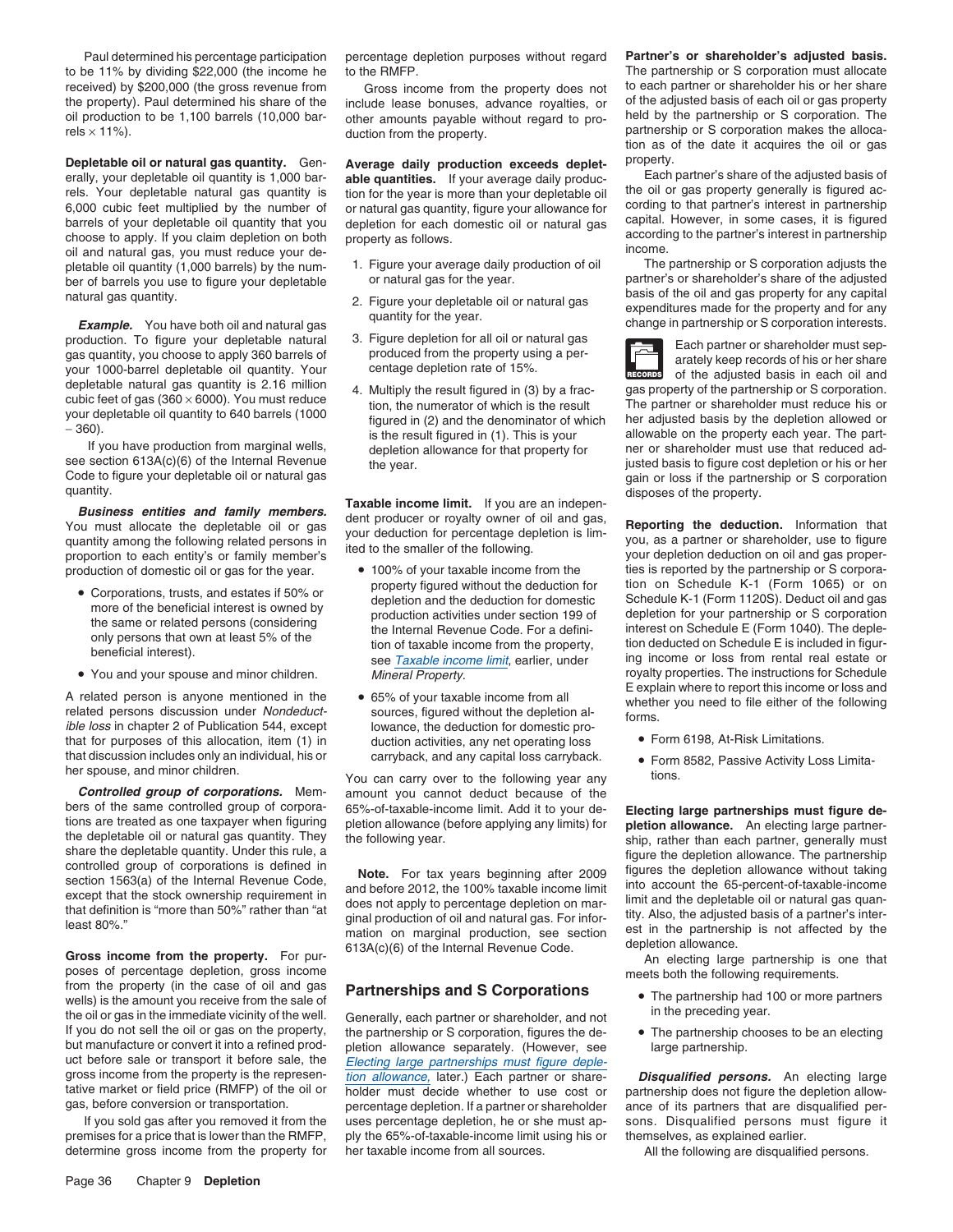Paul determined his percentage participation to be 11% by dividing $22,000 (the income he received) by $200,000 (the gross revenue from the property). Paul determined his share of the oil production to be 1,100 barrels (10,000 barrels × 11%).

**Depletable oil or natural gas quantity.** Generally, your depletable oil quantity is 1,000 barrels. Your depletable natural gas quantity is 6,000 cubic feet multiplied by the number of barrels of your depletable oil quantity that you choose to apply. If you claim depletion on both oil and natural gas, you must reduce your depletable oil quantity (1,000 barrels) by the number of barrels you use to figure your depletable natural gas quantity.

***Example.*** You have both oil and natural gas production. To figure your depletable natural gas quantity, you choose to apply 360 barrels of your 1000-barrel depletable oil quantity. Your depletable natural gas quantity is 2.16 million cubic feet of gas (360 × 6000). You must reduce your depletable oil quantity to 640 barrels (1000 − 360).

If you have production from marginal wells, see section 613A(c)(6) of the Internal Revenue Code to figure your depletable oil or natural gas quantity.

***Business entities and family members.*** You must allocate the depletable oil or gas quantity among the following related persons in proportion to each entity's or family member's production of domestic oil or gas for the year.

- Corporations, trusts, and estates if 50% or more of the beneficial interest is owned by the same or related persons (considering only persons that own at least 5% of the beneficial interest).
- You and your spouse and minor children.

A related person is anyone mentioned in the related persons discussion under *Nondeductible loss* in chapter 2 of Publication 544, except that for purposes of this allocation, item (1) in that discussion includes only an individual, his or her spouse, and minor children.

***Controlled group of corporations.*** Members of the same controlled group of corporations are treated as one taxpayer when figuring the depletable oil or natural gas quantity. They share the depletable quantity. Under this rule, a controlled group of corporations is defined in section 1563(a) of the Internal Revenue Code, except that the stock ownership requirement in that definition is "more than 50%" rather than "at least 80%."

**Gross income from the property.** For purposes of percentage depletion, gross income from the property (in the case of oil and gas wells) is the amount you receive from the sale of the oil or gas in the immediate vicinity of the well. If you do not sell the oil or gas on the property, but manufacture or convert it into a refined product before sale or transport it before sale, the gross income from the property is the representative market or field price (RMFP) of the oil or gas, before conversion or transportation.

If you sold gas after you removed it from the premises for a price that is lower than the RMFP, determine gross income from the property for percentage depletion purposes without regard to the RMFP.

Gross income from the property does not include lease bonuses, advance royalties, or other amounts payable without regard to production from the property.

**Average daily production exceeds depletable quantities.** If your average daily production for the year is more than your depletable oil or natural gas quantity, figure your allowance for depletion for each domestic oil or natural gas property as follows.

1. Figure your average daily production of oil or natural gas for the year.
2. Figure your depletable oil or natural gas quantity for the year.
3. Figure depletion for all oil or natural gas produced from the property using a percentage depletion rate of 15%.
4. Multiply the result figured in (3) by a fraction, the numerator of which is the result figured in (2) and the denominator of which is the result figured in (1). This is your depletion allowance for that property for the year.

**Taxable income limit.** If you are an independent producer or royalty owner of oil and gas, your deduction for percentage depletion is limited to the smaller of the following.

- 100% of your taxable income from the property figured without the deduction for depletion and the deduction for domestic production activities under section 199 of the Internal Revenue Code. For a definition of taxable income from the property, see *Taxable income limit*, earlier, under *Mineral Property.*
- 65% of your taxable income from all sources, figured without the depletion allowance, the deduction for domestic production activities, any net operating loss carryback, and any capital loss carryback.

You can carry over to the following year any amount you cannot deduct because of the 65%-of-taxable-income limit. Add it to your depletion allowance (before applying any limits) for the following year.

**Note.** For tax years beginning after 2009 and before 2012, the 100% taxable income limit does not apply to percentage depletion on marginal production of oil and natural gas. For information on marginal production, see section 613A(c)(6) of the Internal Revenue Code.

## Partnerships and S Corporations

Generally, each partner or shareholder, and not the partnership or S corporation, figures the depletion allowance separately. (However, see *Electing large partnerships must figure depletion allowance,* later.) Each partner or shareholder must decide whether to use cost or percentage depletion. If a partner or shareholder uses percentage depletion, he or she must apply the 65%-of-taxable-income limit using his or her taxable income from all sources.

**Partner's or shareholder's adjusted basis.** The partnership or S corporation must allocate to each partner or shareholder his or her share of the adjusted basis of each oil or gas property held by the partnership or S corporation. The partnership or S corporation makes the allocation as of the date it acquires the oil or gas property.

Each partner's share of the adjusted basis of the oil or gas property generally is figured according to that partner's interest in partnership capital. However, in some cases, it is figured according to the partner's interest in partnership income.

The partnership or S corporation adjusts the partner's or shareholder's share of the adjusted basis of the oil and gas property for any capital expenditures made for the property and for any change in partnership or S corporation interests.

RECORDS: Each partner or shareholder must separately keep records of his or her share of the adjusted basis in each oil and gas property of the partnership or S corporation.

The partner or shareholder must reduce his or her adjusted basis by the depletion allowed or allowable on the property each year. The partner or shareholder must use that reduced adjusted basis to figure cost depletion or his or her gain or loss if the partnership or S corporation disposes of the property.

**Reporting the deduction.** Information that you, as a partner or shareholder, use to figure your depletion deduction on oil and gas properties is reported by the partnership or S corporation on Schedule K-1 (Form 1065) or on Schedule K-1 (Form 1120S). Deduct oil and gas depletion for your partnership or S corporation interest on Schedule E (Form 1040). The depletion deducted on Schedule E is included in figuring income or loss from rental real estate or royalty properties. The instructions for Schedule E explain where to report this income or loss and whether you need to file either of the following forms.

- Form 6198, At-Risk Limitations.
- Form 8582, Passive Activity Loss Limitations.

**Electing large partnerships must figure depletion allowance.** An electing large partnership, rather than each partner, generally must figure the depletion allowance. The partnership figures the depletion allowance without taking into account the 65-percent-of-taxable-income limit and the depletable oil or natural gas quantity. Also, the adjusted basis of a partner's interest in the partnership is not affected by the depletion allowance.

An electing large partnership is one that meets both the following requirements.

- The partnership had 100 or more partners in the preceding year.
- The partnership chooses to be an electing large partnership.

***Disqualified persons.*** An electing large partnership does not figure the depletion allowance of its partners that are disqualified persons. Disqualified persons must figure it themselves, as explained earlier.

All the following are disqualified persons.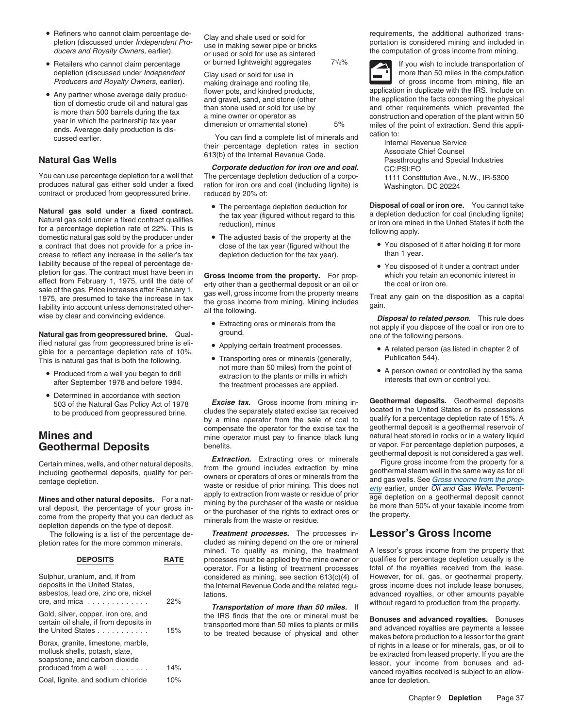- Refiners who cannot claim percentage depletion (discussed under *Independent Producers and Royalty Owners,* earlier).
- Retailers who cannot claim percentage depletion (discussed under *Independent Producers and Royalty Owners,* earlier).
- Any partner whose average daily production of domestic crude oil and natural gas is more than 500 barrels during the tax year in which the partnership tax year ends. Average daily production is discussed earlier.

## Natural Gas Wells

You can use percentage depletion for a well that produces natural gas either sold under a fixed contract or produced from geopressured brine.

**Natural gas sold under a fixed contract.** Natural gas sold under a fixed contract qualifies for a percentage depletion rate of 22%. This is domestic natural gas sold by the producer under a contract that does not provide for a price increase to reflect any increase in the seller's tax liability because of the repeal of percentage depletion for gas. The contract must have been in effect from February 1, 1975, until the date of sale of the gas. Price increases after February 1, 1975, are presumed to take the increase in tax liability into account unless demonstrated otherwise by clear and convincing evidence.

**Natural gas from geopressured brine.** Qualified natural gas from geopressured brine is eligible for a percentage depletion rate of 10%. This is natural gas that is both the following.

- Produced from a well you began to drill after September 1978 and before 1984.
- Determined in accordance with section 503 of the Natural Gas Policy Act of 1978 to be produced from geopressured brine.

## Mines and Geothermal Deposits

Certain mines, wells, and other natural deposits, including geothermal deposits, qualify for percentage depletion.

**Mines and other natural deposits.** For a natural deposit, the percentage of your gross income from the property that you can deduct as depletion depends on the type of deposit.

The following is a list of the percentage depletion rates for the more common minerals.

| DEPOSITS | RATE |
|---|---|
| Sulphur, uranium, and, if from deposits in the United States, asbestos, lead ore, zinc ore, nickel ore, and mica | 22% |
| Gold, silver, copper, iron ore, and certain oil shale, if from deposits in the United States | 15% |
| Borax, granite, limestone, marble, mollusk shells, potash, slate, soapstone, and carbon dioxide produced from a well | 14% |
| Coal, lignite, and sodium chloride | 10% |
| Clay and shale used or sold for use in making sewer pipe or bricks or used or sold for use as sintered or burned lightweight aggregates | 7½% |
| Clay used or sold for use in making drainage and roofing tile, flower pots, and kindred products, and gravel, sand, and stone (other than stone used or sold for use by a mine owner or operator as dimension or ornamental stone) | 5% |

You can find a complete list of minerals and their percentage depletion rates in section 613(b) of the Internal Revenue Code.

***Corporate deduction for iron ore and coal.*** The percentage depletion deduction of a corporation for iron ore and coal (including lignite) is reduced by 20% of:

- The percentage depletion deduction for the tax year (figured without regard to this reduction), minus
- The adjusted basis of the property at the close of the tax year (figured without the depletion deduction for the tax year).

**Gross income from the property.** For property other than a geothermal deposit or an oil or gas well, gross income from the property means the gross income from mining. Mining includes all the following.

- Extracting ores or minerals from the ground.
- Applying certain treatment processes.
- Transporting ores or minerals (generally, not more than 50 miles) from the point of extraction to the plants or mills in which the treatment processes are applied.

***Excise tax.*** Gross income from mining includes the separately stated excise tax received by a mine operator from the sale of coal to compensate the operator for the excise tax the mine operator must pay to finance black lung benefits.

***Extraction.*** Extracting ores or minerals from the ground includes extraction by mine owners or operators of ores or minerals from the waste or residue of prior mining. This does not apply to extraction from waste or residue of prior mining by the purchaser of the waste or residue or the purchaser of the rights to extract ores or minerals from the waste or residue.

***Treatment processes.*** The processes included as mining depend on the ore or mineral mined. To qualify as mining, the treatment processes must be applied by the mine owner or operator. For a listing of treatment processes considered as mining, see section 613(c)(4) of the Internal Revenue Code and the related regulations.

***Transportation of more than 50 miles.*** If the IRS finds that the ore or mineral must be transported more than 50 miles to plants or mills to be treated because of physical and other requirements, the additional authorized transportation is considered mining and included in the computation of gross income from mining.

If you wish to include transportation of more than 50 miles in the computation of gross income from mining, file an application in duplicate with the IRS. Include on the application the facts concerning the physical and other requirements which prevented the construction and operation of the plant within 50 miles of the point of extraction. Send this application to:

Internal Revenue Service
Associate Chief Counsel
Passthroughs and Special Industries
CC:PSI:FO
1111 Constitution Ave., N.W., IR-5300
Washington, DC 20224

**Disposal of coal or iron ore.** You cannot take a depletion deduction for coal (including lignite) or iron ore mined in the United States if both the following apply.

- You disposed of it after holding it for more than 1 year.
- You disposed of it under a contract under which you retain an economic interest in the coal or iron ore.

Treat any gain on the disposition as a capital gain.

***Disposal to related person.*** This rule does not apply if you dispose of the coal or iron ore to one of the following persons.

- A related person (as listed in chapter 2 of Publication 544).
- A person owned or controlled by the same interests that own or control you.

**Geothermal deposits.** Geothermal deposits located in the United States or its possessions qualify for a percentage depletion rate of 15%. A geothermal deposit is a geothermal reservoir of natural heat stored in rocks or in a watery liquid or vapor. For percentage depletion purposes, a geothermal deposit is not considered a gas well.

Figure gross income from the property for a geothermal steam well in the same way as for oil and gas wells. See *Gross income from the property* earlier, under *Oil and Gas Wells.* Percentage depletion on a geothermal deposit cannot be more than 50% of your taxable income from the property.

## Lessor's Gross Income

A lessor's gross income from the property that qualifies for percentage depletion usually is the total of the royalties received from the lease. However, for oil, gas, or geothermal property, gross income does not include lease bonuses, advanced royalties, or other amounts payable without regard to production from the property.

**Bonuses and advanced royalties.** Bonuses and advanced royalties are payments a lessee makes before production to a lessor for the grant of rights in a lease or for minerals, gas, or oil to be extracted from leased property. If you are the lessor, your income from bonuses and advanced royalties received is subject to an allowance for depletion.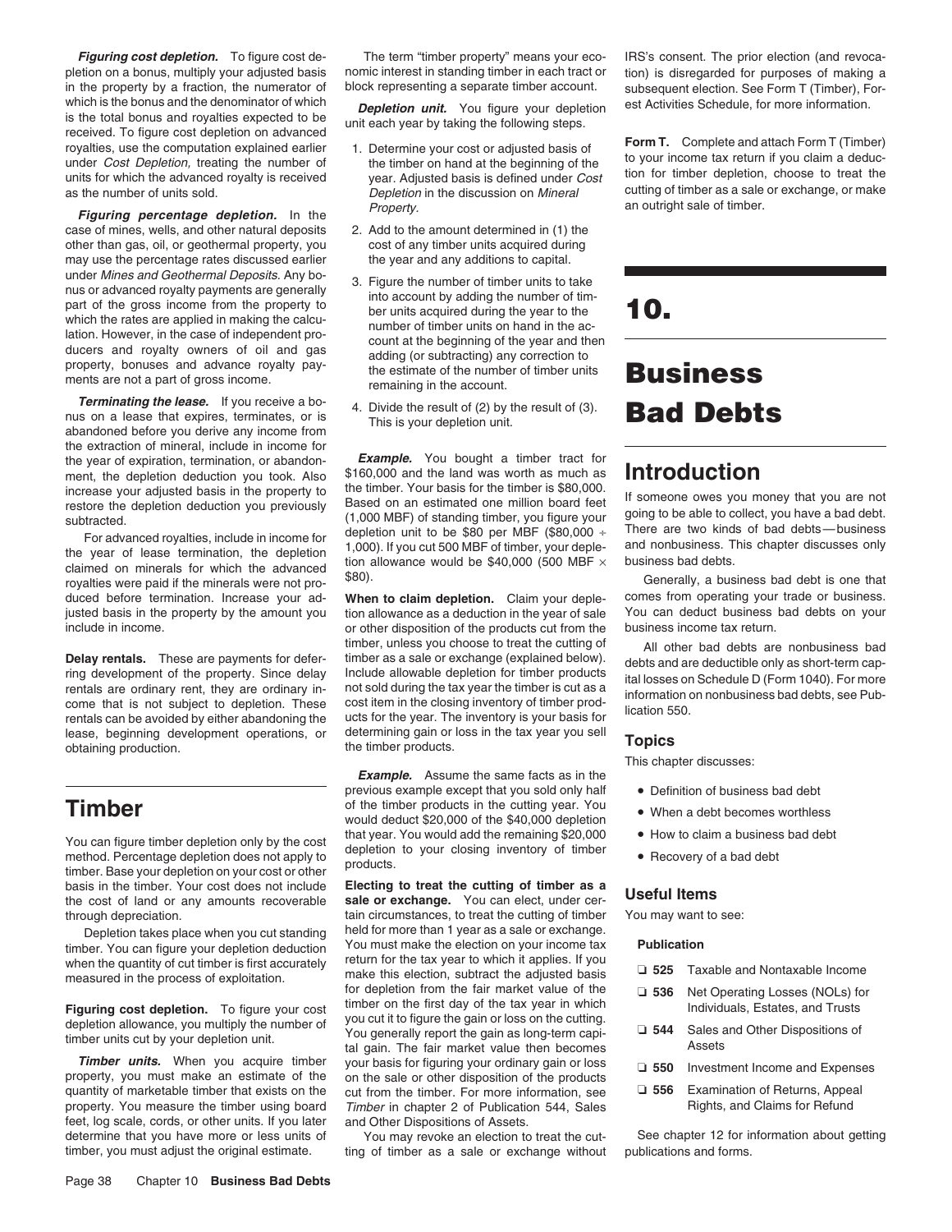***Figuring cost depletion.*** To figure cost depletion on a bonus, multiply your adjusted basis in the property by a fraction, the numerator of which is the bonus and the denominator of which is the total bonus and royalties expected to be received. To figure cost depletion on advanced royalties, use the computation explained earlier under *Cost Depletion,* treating the number of units for which the advanced royalty is received as the number of units sold.

***Figuring percentage depletion.*** In the case of mines, wells, and other natural deposits other than gas, oil, or geothermal property, you may use the percentage rates discussed earlier under *Mines and Geothermal Deposits.* Any bonus or advanced royalty payments are generally part of the gross income from the property to which the rates are applied in making the calculation. However, in the case of independent producers and royalty owners of oil and gas property, bonuses and advance royalty payments are not a part of gross income.

***Terminating the lease.*** If you receive a bonus on a lease that expires, terminates, or is abandoned before you derive any income from the extraction of mineral, include in income for the year of expiration, termination, or abandonment, the depletion deduction you took. Also increase your adjusted basis in the property to restore the depletion deduction you previously subtracted.

For advanced royalties, include in income for the year of lease termination, the depletion claimed on minerals for which the advanced royalties were paid if the minerals were not produced before termination. Increase your adjusted basis in the property by the amount you include in income.

**Delay rentals.** These are payments for deferring development of the property. Since delay rentals are ordinary rent, they are ordinary income that is not subject to depletion. These rentals can be avoided by either abandoning the lease, beginning development operations, or obtaining production.

## Timber

You can figure timber depletion only by the cost method. Percentage depletion does not apply to timber. Base your depletion on your cost or other basis in the timber. Your cost does not include the cost of land or any amounts recoverable through depreciation.

Depletion takes place when you cut standing timber. You can figure your depletion deduction when the quantity of cut timber is first accurately measured in the process of exploitation.

**Figuring cost depletion.** To figure your cost depletion allowance, you multiply the number of timber units cut by your depletion unit.

***Timber units.*** When you acquire timber property, you must make an estimate of the quantity of marketable timber that exists on the property. You measure the timber using board feet, log scale, cords, or other units. If you later determine that you have more or less units of timber, you must adjust the original estimate.

The term "timber property" means your economic interest in standing timber in each tract or block representing a separate timber account.

***Depletion unit.*** You figure your depletion unit each year by taking the following steps.

1. Determine your cost or adjusted basis of the timber on hand at the beginning of the year. Adjusted basis is defined under *Cost Depletion* in the discussion on *Mineral Property.*
2. Add to the amount determined in (1) the cost of any timber units acquired during the year and any additions to capital.
3. Figure the number of timber units to take into account by adding the number of timber units acquired during the year to the number of timber units on hand in the account at the beginning of the year and then adding (or subtracting) any correction to the estimate of the number of timber units remaining in the account.
4. Divide the result of (2) by the result of (3). This is your depletion unit.

***Example.*** You bought a timber tract for \$160,000 and the land was worth as much as the timber. Your basis for the timber is \$80,000. Based on an estimated one million board feet (1,000 MBF) of standing timber, you figure your depletion unit to be \$80 per MBF (\$80,000 ÷ 1,000). If you cut 500 MBF of timber, your depletion allowance would be \$40,000 (500 MBF × \$80).

**When to claim depletion.** Claim your depletion allowance as a deduction in the year of sale or other disposition of the products cut from the timber, unless you choose to treat the cutting of timber as a sale or exchange (explained below). Include allowable depletion for timber products not sold during the tax year the timber is cut as a cost item in the closing inventory of timber products for the year. The inventory is your basis for determining gain or loss in the tax year you sell the timber products.

***Example.*** Assume the same facts as in the previous example except that you sold only half of the timber products in the cutting year. You would deduct \$20,000 of the \$40,000 depletion that year. You would add the remaining \$20,000 depletion to your closing inventory of timber products.

**Electing to treat the cutting of timber as a sale or exchange.** You can elect, under certain circumstances, to treat the cutting of timber held for more than 1 year as a sale or exchange. You must make the election on your income tax return for the tax year to which it applies. If you make this election, subtract the adjusted basis for depletion from the fair market value of the timber on the first day of the tax year in which you cut it to figure the gain or loss on the cutting. You generally report the gain as long-term capital gain. The fair market value then becomes your basis for figuring your ordinary gain or loss on the sale or other disposition of the products cut from the timber. For more information, see *Timber* in chapter 2 of Publication 544, Sales and Other Dispositions of Assets.

You may revoke an election to treat the cutting of timber as a sale or exchange without IRS's consent. The prior election (and revocation) is disregarded for purposes of making a subsequent election. See Form T (Timber), Forest Activities Schedule, for more information.

**Form T.** Complete and attach Form T (Timber) to your income tax return if you claim a deduction for timber depletion, choose to treat the cutting of timber as a sale or exchange, or make an outright sale of timber.

# 10. Business Bad Debts

## Introduction

If someone owes you money that you are not going to be able to collect, you have a bad debt. There are two kinds of bad debts—business and nonbusiness. This chapter discusses only business bad debts.

Generally, a business bad debt is one that comes from operating your trade or business. You can deduct business bad debts on your business income tax return.

All other bad debts are nonbusiness bad debts and are deductible only as short-term capital losses on Schedule D (Form 1040). For more information on nonbusiness bad debts, see Publication 550.

### Topics

This chapter discusses:

- Definition of business bad debt
- When a debt becomes worthless
- How to claim a business bad debt
- Recovery of a bad debt

### Useful Items

You may want to see:

**Publication**

- ❑ **525** Taxable and Nontaxable Income
- ❑ **536** Net Operating Losses (NOLs) for Individuals, Estates, and Trusts
- ❑ **544** Sales and Other Dispositions of Assets
- ❑ **550** Investment Income and Expenses
- ❑ **556** Examination of Returns, Appeal Rights, and Claims for Refund

See chapter 12 for information about getting publications and forms.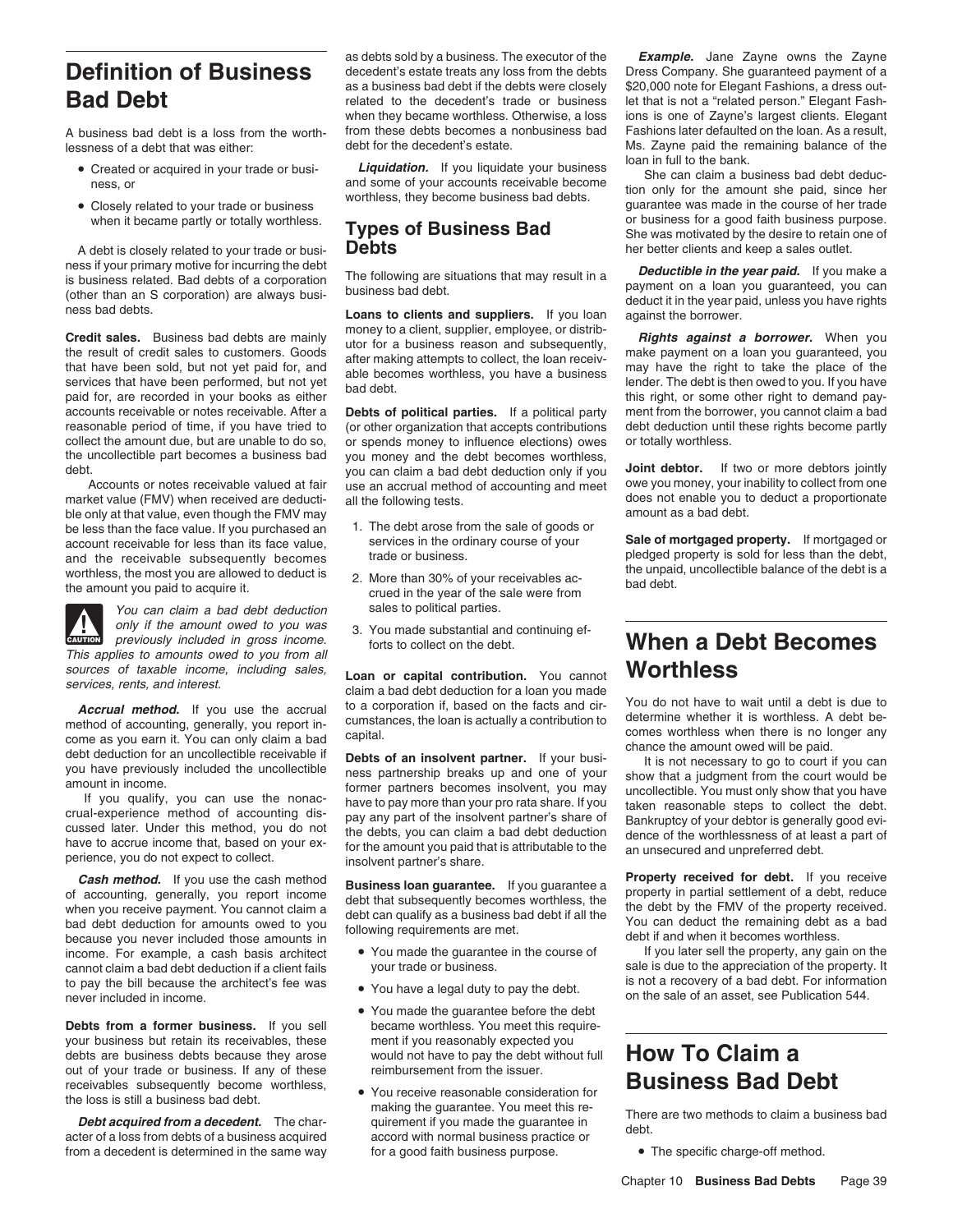## Definition of Business Bad Debt

A business bad debt is a loss from the worthlessness of a debt that was either:

- Created or acquired in your trade or business, or
- Closely related to your trade or business when it became partly or totally worthless.

A debt is closely related to your trade or business if your primary motive for incurring the debt is business related. Bad debts of a corporation (other than an S corporation) are always business bad debts.

**Credit sales.** Business bad debts are mainly the result of credit sales to customers. Goods that have been sold, but not yet paid for, and services that have been performed, but not yet paid for, are recorded in your books as either accounts receivable or notes receivable. After a reasonable period of time, if you have tried to collect the amount due, but are unable to do so, the uncollectible part becomes a business bad debt.

Accounts or notes receivable valued at fair market value (FMV) when received are deductible only at that value, even though the FMV may be less than the face value. If you purchased an account receivable for less than its face value, and the receivable subsequently becomes worthless, the most you are allowed to deduct is the amount you paid to acquire it.

**CAUTION:** *You can claim a bad debt deduction only if the amount owed to you was previously included in gross income. This applies to amounts owed to you from all sources of taxable income, including sales, services, rents, and interest.*

***Accrual method.*** If you use the accrual method of accounting, generally, you report income as you earn it. You can only claim a bad debt deduction for an uncollectible receivable if you have previously included the uncollectible amount in income.

If you qualify, you can use the nonaccrual-experience method of accounting discussed later. Under this method, you do not have to accrue income that, based on your experience, you do not expect to collect.

***Cash method.*** If you use the cash method of accounting, generally, you report income when you receive payment. You cannot claim a bad debt deduction for amounts owed to you because you never included those amounts in income. For example, a cash basis architect cannot claim a bad debt deduction if a client fails to pay the bill because the architect's fee was never included in income.

**Debts from a former business.** If you sell your business but retain its receivables, these debts are business debts because they arose out of your trade or business. If any of these receivables subsequently become worthless, the loss is still a business bad debt.

***Debt acquired from a decedent.*** The character of a loss from debts of a business acquired from a decedent is determined in the same way as debts sold by a business. The executor of the decedent's estate treats any loss from the debts as a business bad debt if the debts were closely related to the decedent's trade or business when they became worthless. Otherwise, a loss from these debts becomes a nonbusiness bad debt for the decedent's estate.

***Liquidation.*** If you liquidate your business and some of your accounts receivable become worthless, they become business bad debts.

## Types of Business Bad Debts

The following are situations that may result in a business bad debt.

**Loans to clients and suppliers.** If you loan money to a client, supplier, employee, or distributor for a business reason and subsequently, after making attempts to collect, the loan receivable becomes worthless, you have a business bad debt.

**Debts of political parties.** If a political party (or other organization that accepts contributions or spends money to influence elections) owes you money and the debt becomes worthless, you can claim a bad debt deduction only if you use an accrual method of accounting and meet all the following tests.

1. The debt arose from the sale of goods or services in the ordinary course of your trade or business.
2. More than 30% of your receivables accrued in the year of the sale were from sales to political parties.
3. You made substantial and continuing efforts to collect on the debt.

**Loan or capital contribution.** You cannot claim a bad debt deduction for a loan you made to a corporation if, based on the facts and circumstances, the loan is actually a contribution to capital.

**Debts of an insolvent partner.** If your business partnership breaks up and one of your former partners becomes insolvent, you may have to pay more than your pro rata share. If you pay any part of the insolvent partner's share of the debts, you can claim a bad debt deduction for the amount you paid that is attributable to the insolvent partner's share.

**Business loan guarantee.** If you guarantee a debt that subsequently becomes worthless, the debt can qualify as a business bad debt if all the following requirements are met.

- You made the guarantee in the course of your trade or business.
- You have a legal duty to pay the debt.
- You made the guarantee before the debt became worthless. You meet this requirement if you reasonably expected you would not have to pay the debt without full reimbursement from the issuer.
- You receive reasonable consideration for making the guarantee. You meet this requirement if you made the guarantee in accord with normal business practice or for a good faith business purpose.

***Example.*** Jane Zayne owns the Zayne Dress Company. She guaranteed payment of a $20,000 note for Elegant Fashions, a dress outlet that is not a “related person.” Elegant Fashions is one of Zayne's largest clients. Elegant Fashions later defaulted on the loan. As a result, Ms. Zayne paid the remaining balance of the loan in full to the bank.

She can claim a business bad debt deduction only for the amount she paid, since her guarantee was made in the course of her trade or business for a good faith business purpose. She was motivated by the desire to retain one of her better clients and keep a sales outlet.

***Deductible in the year paid.*** If you make a payment on a loan you guaranteed, you can deduct it in the year paid, unless you have rights against the borrower.

***Rights against a borrower.*** When you make payment on a loan you guaranteed, you may have the right to take the place of the lender. The debt is then owed to you. If you have this right, or some other right to demand payment from the borrower, you cannot claim a bad debt deduction until these rights become partly or totally worthless.

**Joint debtor.** If two or more debtors jointly owe you money, your inability to collect from one does not enable you to deduct a proportionate amount as a bad debt.

**Sale of mortgaged property.** If mortgaged or pledged property is sold for less than the debt, the unpaid, uncollectible balance of the debt is a bad debt.

## When a Debt Becomes Worthless

You do not have to wait until a debt is due to determine whether it is worthless. A debt becomes worthless when there is no longer any chance the amount owed will be paid.

It is not necessary to go to court if you can show that a judgment from the court would be uncollectible. You must only show that you have taken reasonable steps to collect the debt. Bankruptcy of your debtor is generally good evidence of the worthlessness of at least a part of an unsecured and unpreferred debt.

**Property received for debt.** If you receive property in partial settlement of a debt, reduce the debt by the FMV of the property received. You can deduct the remaining debt as a bad debt if and when it becomes worthless.

If you later sell the property, any gain on the sale is due to the appreciation of the property. It is not a recovery of a bad debt. For information on the sale of an asset, see Publication 544.

## How To Claim a Business Bad Debt

There are two methods to claim a business bad debt.

- The specific charge-off method.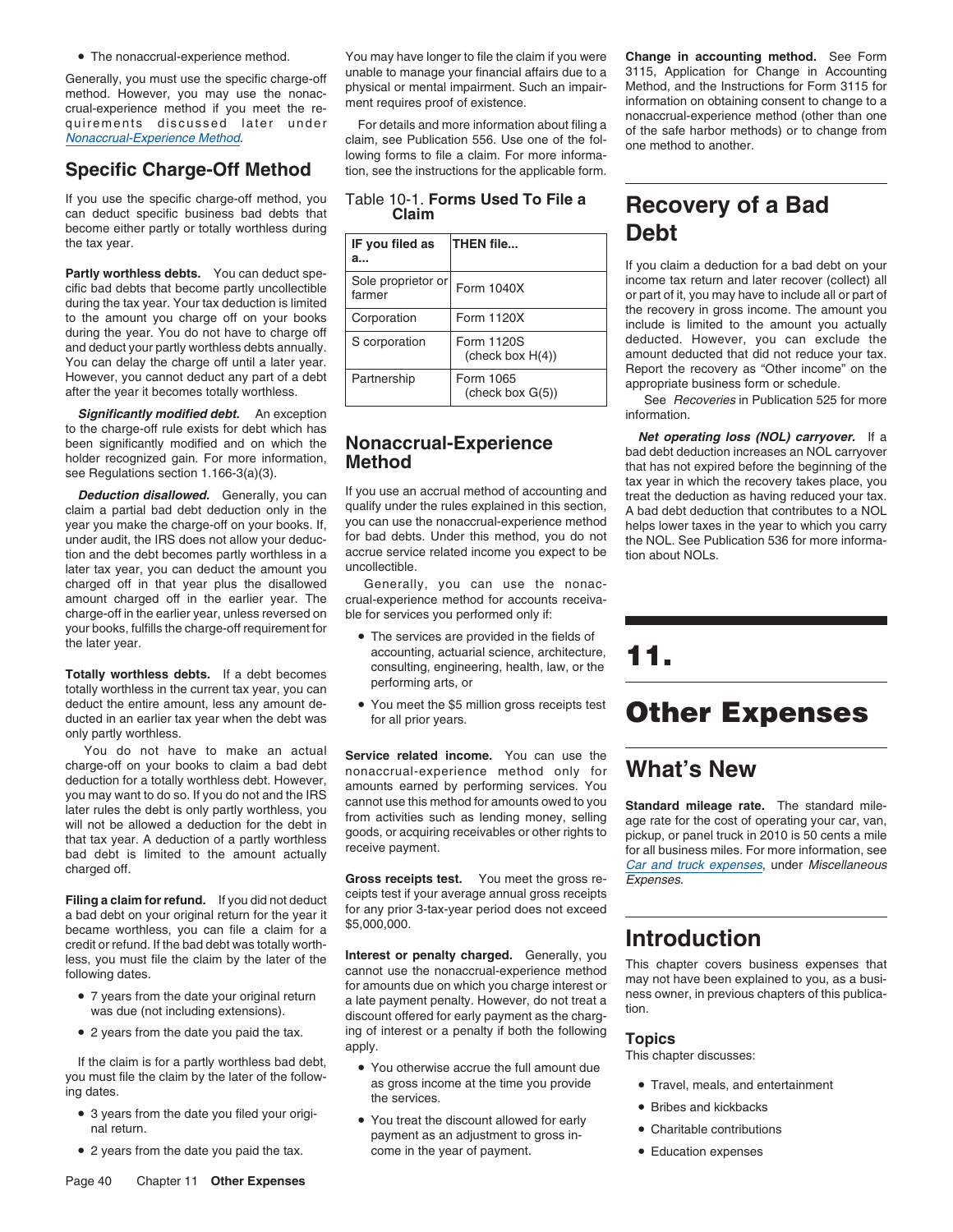- The nonaccrual-experience method.

Generally, you must use the specific charge-off method. However, you may use the nonaccrual-experience method if you meet the requirements discussed later under *Nonaccrual-Experience Method*.

## Specific Charge-Off Method

If you use the specific charge-off method, you can deduct specific business bad debts that become either partly or totally worthless during the tax year.

**Partly worthless debts.** You can deduct specific bad debts that become partly uncollectible during the tax year. Your tax deduction is limited to the amount you charge off on your books during the year. You do not have to charge off and deduct your partly worthless debts annually. You can delay the charge off until a later year. However, you cannot deduct any part of a debt after the year it becomes totally worthless.

***Significantly modified debt.*** An exception to the charge-off rule exists for debt which has been significantly modified and on which the holder recognized gain. For more information, see Regulations section 1.166-3(a)(3).

***Deduction disallowed.*** Generally, you can claim a partial bad debt deduction only in the year you make the charge-off on your books. If, under audit, the IRS does not allow your deduction and the debt becomes partly worthless in a later tax year, you can deduct the amount you charged off in that year plus the disallowed amount charged off in the earlier year. The charge-off in the earlier year, unless reversed on your books, fulfills the charge-off requirement for the later year.

**Totally worthless debts.** If a debt becomes totally worthless in the current tax year, you can deduct the entire amount, less any amount deducted in an earlier tax year when the debt was only partly worthless.

You do not have to make an actual charge-off on your books to claim a bad debt deduction for a totally worthless debt. However, you may want to do so. If you do not and the IRS later rules the debt is only partly worthless, you will not be allowed a deduction for the debt in that tax year. A deduction of a partly worthless bad debt is limited to the amount actually charged off.

**Filing a claim for refund.** If you did not deduct a bad debt on your original return for the year it became worthless, you can file a claim for a credit or refund. If the bad debt was totally worthless, you must file the claim by the later of the following dates.

- 7 years from the date your original return was due (not including extensions).
- 2 years from the date you paid the tax.

If the claim is for a partly worthless bad debt, you must file the claim by the later of the following dates.

- 3 years from the date you filed your original return.
- 2 years from the date you paid the tax.

You may have longer to file the claim if you were unable to manage your financial affairs due to a physical or mental impairment. Such an impairment requires proof of existence.

For details and more information about filing a claim, see Publication 556. Use one of the following forms to file a claim. For more information, see the instructions for the applicable form.

Table 10-1. **Forms Used To File a Claim**

| IF you filed as a... | THEN file... |
|---|---|
| Sole proprietor or farmer | Form 1040X |
| Corporation | Form 1120X |
| S corporation | Form 1120S (check box H(4)) |
| Partnership | Form 1065 (check box G(5)) |

## Nonaccrual-Experience Method

If you use an accrual method of accounting and qualify under the rules explained in this section, you can use the nonaccrual-experience method for bad debts. Under this method, you do not accrue service related income you expect to be uncollectible.

Generally, you can use the nonaccrual-experience method for accounts receivable for services you performed only if:

- The services are provided in the fields of accounting, actuarial science, architecture, consulting, engineering, health, law, or the performing arts, or
- You meet the $5 million gross receipts test for all prior years.

**Service related income.** You can use the nonaccrual-experience method only for amounts earned by performing services. You cannot use this method for amounts owed to you from activities such as lending money, selling goods, or acquiring receivables or other rights to receive payment.

**Gross receipts test.** You meet the gross receipts test if your average annual gross receipts for any prior 3-tax-year period does not exceed $5,000,000.

**Interest or penalty charged.** Generally, you cannot use the nonaccrual-experience method for amounts due on which you charge interest or a late payment penalty. However, do not treat a discount offered for early payment as the charging of interest or a penalty if both the following apply.

- You otherwise accrue the full amount due as gross income at the time you provide the services.
- You treat the discount allowed for early payment as an adjustment to gross income in the year of payment.

**Change in accounting method.** See Form 3115, Application for Change in Accounting Method, and the Instructions for Form 3115 for information on obtaining consent to change to a nonaccrual-experience method (other than one of the safe harbor methods) or to change from one method to another.

# Recovery of a Bad Debt

If you claim a deduction for a bad debt on your income tax return and later recover (collect) all or part of it, you may have to include all or part of the recovery in gross income. The amount you include is limited to the amount you actually deducted. However, you can exclude the amount deducted that did not reduce your tax. Report the recovery as "Other income" on the appropriate business form or schedule.

See *Recoveries* in Publication 525 for more information.

***Net operating loss (NOL) carryover.*** If a bad debt deduction increases an NOL carryover that has not expired before the beginning of the tax year in which the recovery takes place, you treat the deduction as having reduced your tax. A bad debt deduction that contributes to a NOL helps lower taxes in the year to which you carry the NOL. See Publication 536 for more information about NOLs.

# 11. Other Expenses

## What's New

**Standard mileage rate.** The standard mileage rate for the cost of operating your car, van, pickup, or panel truck in 2010 is 50 cents a mile for all business miles. For more information, see *Car and truck expenses*, under *Miscellaneous Expenses*.

## Introduction

This chapter covers business expenses that may not have been explained to you, as a business owner, in previous chapters of this publication.

### Topics

This chapter discusses:

- Travel, meals, and entertainment
- Bribes and kickbacks
- Charitable contributions
- Education expenses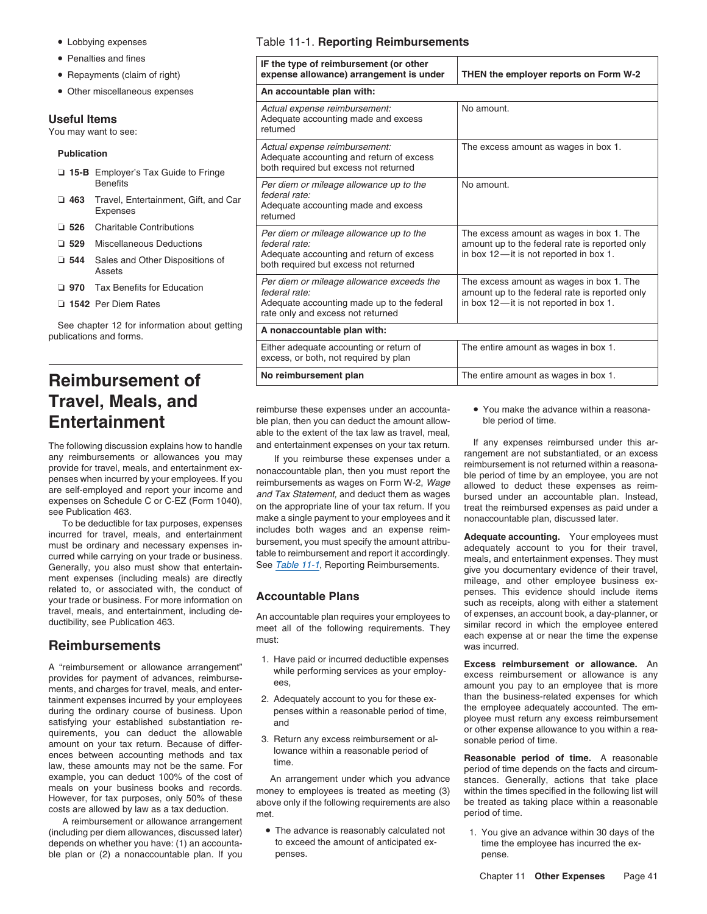- Lobbying expenses
- Penalties and fines
- Repayments (claim of right)
- Other miscellaneous expenses

**Useful Items**
You may want to see:

**Publication**

- ❑ **15-B** Employer's Tax Guide to Fringe Benefits
- ❑ **463** Travel, Entertainment, Gift, and Car Expenses
- ❑ **526** Charitable Contributions
- ❑ **529** Miscellaneous Deductions
- ❑ **544** Sales and Other Dispositions of Assets
- ❑ **970** Tax Benefits for Education
- ❑ **1542** Per Diem Rates

See chapter 12 for information about getting publications and forms.

Table 11-1. **Reporting Reimbursements**

| IF the type of reimbursement (or other expense allowance) arrangement is under | THEN the employer reports on Form W-2 |
|---|---|
| **An accountable plan with:** | |
| *Actual expense reimbursement:* Adequate accounting made and excess returned | No amount. |
| *Actual expense reimbursement:* Adequate accounting and return of excess both required but excess not returned | The excess amount as wages in box 1. |
| *Per diem or mileage allowance up to the federal rate:* Adequate accounting made and excess returned | No amount. |
| *Per diem or mileage allowance up to the federal rate:* Adequate accounting and return of excess both required but excess not returned | The excess amount as wages in box 1. The amount up to the federal rate is reported only in box 12—it is not reported in box 1. |
| *Per diem or mileage allowance exceeds the federal rate:* Adequate accounting made up to the federal rate only and excess not returned | The excess amount as wages in box 1. The amount up to the federal rate is reported only in box 12—it is not reported in box 1. |
| **A nonaccountable plan with:** | |
| Either adequate accounting or return of excess, or both, not required by plan | The entire amount as wages in box 1. |
| **No reimbursement plan** | The entire amount as wages in box 1. |

# Reimbursement of Travel, Meals, and Entertainment

The following discussion explains how to handle any reimbursements or allowances you may provide for travel, meals, and entertainment expenses when incurred by your employees. If you are self-employed and report your income and expenses on Schedule C or C-EZ (Form 1040), see Publication 463.

To be deductible for tax purposes, expenses incurred for travel, meals, and entertainment must be ordinary and necessary expenses incurred while carrying on your trade or business. Generally, you also must show that entertainment expenses (including meals) are directly related to, or associated with, the conduct of your trade or business. For more information on travel, meals, and entertainment, including deductibility, see Publication 463.

## Reimbursements

A "reimbursement or allowance arrangement" provides for payment of advances, reimbursements, and charges for travel, meals, and entertainment expenses incurred by your employees during the ordinary course of business. Upon satisfying your established substantiation requirements, you can deduct the allowable amount on your tax return. Because of differences between accounting methods and tax law, these amounts may not be the same. For example, you can deduct 100% of the cost of meals on your business books and records. However, for tax purposes, only 50% of these costs are allowed by law as a tax deduction.

A reimbursement or allowance arrangement (including per diem allowances, discussed later) depends on whether you have: (1) an accountable plan or (2) a nonaccountable plan. If you reimburse these expenses under an accountable plan, then you can deduct the amount allowable to the extent of the tax law as travel, meal, and entertainment expenses on your tax return.

If you reimburse these expenses under a nonaccountable plan, then you must report the reimbursements as wages on Form W-2, *Wage and Tax Statement,* and deduct them as wages on the appropriate line of your tax return. If you make a single payment to your employees and it includes both wages and an expense reimbursement, you must specify the amount attributable to reimbursement and report it accordingly. See *Table 11-1*, Reporting Reimbursements.

## Accountable Plans

An accountable plan requires your employees to meet all of the following requirements. They must:

1. Have paid or incurred deductible expenses while performing services as your employees,
2. Adequately account to you for these expenses within a reasonable period of time, and
3. Return any excess reimbursement or allowance within a reasonable period of time.

An arrangement under which you advance money to employees is treated as meeting (3) above only if the following requirements are also met.

- The advance is reasonably calculated not to exceed the amount of anticipated expenses.
- You make the advance within a reasonable period of time.

If any expenses reimbursed under this arrangement are not substantiated, or an excess reimbursement is not returned within a reasonable period of time by an employee, you are not allowed to deduct these expenses as reimbursed under an accountable plan. Instead, treat the reimbursed expenses as paid under a nonaccountable plan, discussed later.

**Adequate accounting.** Your employees must adequately account to you for their travel, meals, and entertainment expenses. They must give you documentary evidence of their travel, mileage, and other employee business expenses. This evidence should include items such as receipts, along with either a statement of expenses, an account book, a day-planner, or similar record in which the employee entered each expense at or near the time the expense was incurred.

**Excess reimbursement or allowance.** An excess reimbursement or allowance is any amount you pay to an employee that is more than the business-related expenses for which the employee adequately accounted. The employee must return any excess reimbursement or other expense allowance to you within a reasonable period of time.

**Reasonable period of time.** A reasonable period of time depends on the facts and circumstances. Generally, actions that take place within the times specified in the following list will be treated as taking place within a reasonable period of time.

1. You give an advance within 30 days of the time the employee has incurred the expense.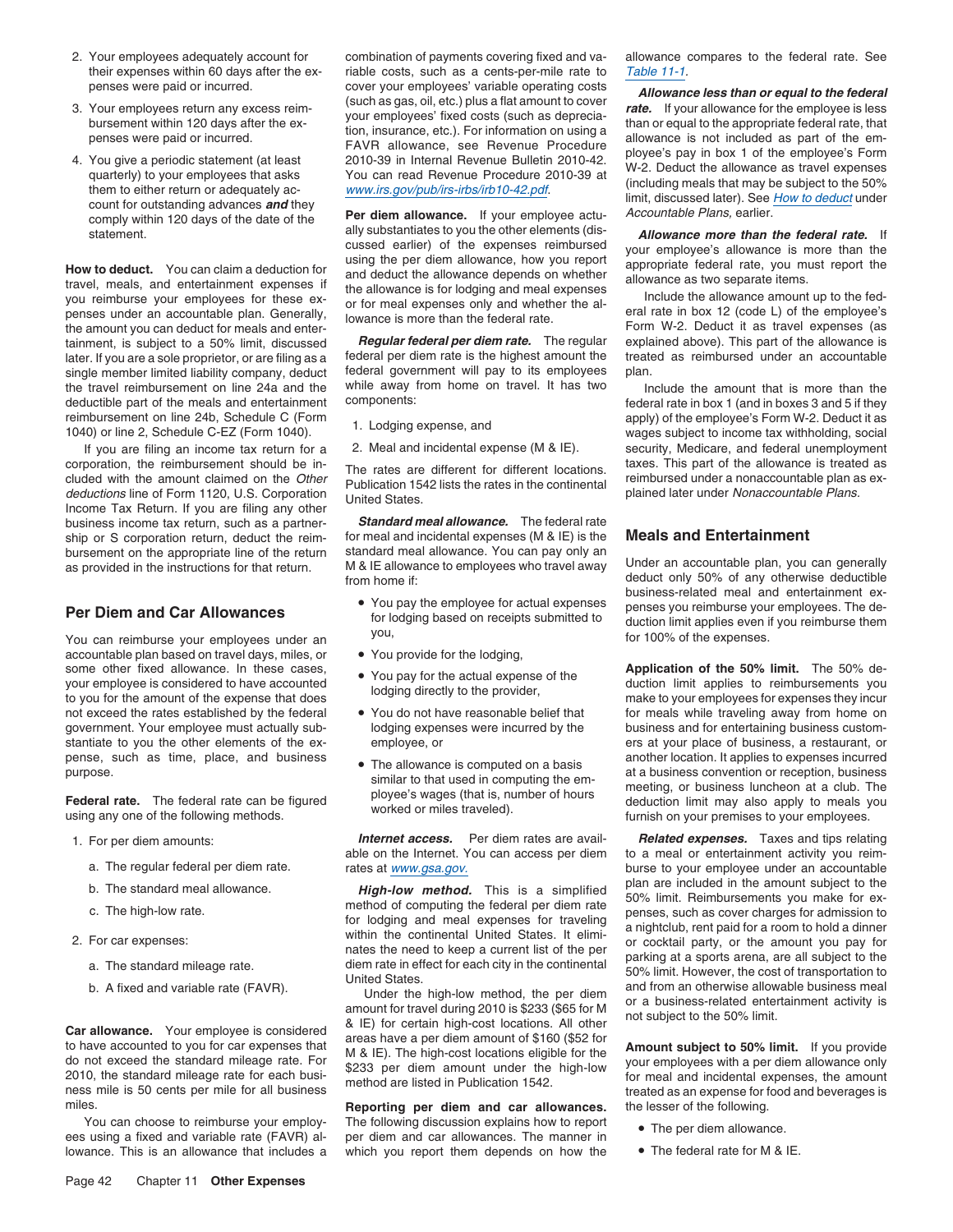2. Your employees adequately account for their expenses within 60 days after the expenses were paid or incurred.
3. Your employees return any excess reimbursement within 120 days after the expenses were paid or incurred.
4. You give a periodic statement (at least quarterly) to your employees that asks them to either return or adequately account for outstanding advances ***and*** they comply within 120 days of the date of the statement.

**How to deduct.** You can claim a deduction for travel, meals, and entertainment expenses if you reimburse your employees for these expenses under an accountable plan. Generally, the amount you can deduct for meals and entertainment, is subject to a 50% limit, discussed later. If you are a sole proprietor, or are filing as a single member limited liability company, deduct the travel reimbursement on line 24a and the deductible part of the meals and entertainment reimbursement on line 24b, Schedule C (Form 1040) or line 2, Schedule C-EZ (Form 1040).

If you are filing an income tax return for a corporation, the reimbursement should be included with the amount claimed on the *Other deductions* line of Form 1120, U.S. Corporation Income Tax Return. If you are filing any other business income tax return, such as a partnership or S corporation return, deduct the reimbursement on the appropriate line of the return as provided in the instructions for that return.

## Per Diem and Car Allowances

You can reimburse your employees under an accountable plan based on travel days, miles, or some other fixed allowance. In these cases, your employee is considered to have accounted to you for the amount of the expense that does not exceed the rates established by the federal government. Your employee must actually substantiate to you the other elements of the expense, such as time, place, and business purpose.

**Federal rate.** The federal rate can be figured using any one of the following methods.

1. For per diem amounts:
   a. The regular federal per diem rate.
   b. The standard meal allowance.
   c. The high-low rate.
2. For car expenses:
   a. The standard mileage rate.
   b. A fixed and variable rate (FAVR).

**Car allowance.** Your employee is considered to have accounted to you for car expenses that do not exceed the standard mileage rate. For 2010, the standard mileage rate for each business mile is 50 cents per mile for all business miles.

You can choose to reimburse your employees using a fixed and variable rate (FAVR) allowance. This is an allowance that includes a combination of payments covering fixed and variable costs, such as a cents-per-mile rate to cover your employees' variable operating costs (such as gas, oil, etc.) plus a flat amount to cover your employees' fixed costs (such as depreciation, insurance, etc.). For information on using a FAVR allowance, see Revenue Procedure 2010-39 in Internal Revenue Bulletin 2010-42. You can read Revenue Procedure 2010-39 at www.irs.gov/pub/irs-irbs/irb10-42.pdf.

**Per diem allowance.** If your employee actually substantiates to you the other elements (discussed earlier) of the expenses reimbursed using the per diem allowance, how you report and deduct the allowance depends on whether the allowance is for lodging and meal expenses or for meal expenses only and whether the allowance is more than the federal rate.

***Regular federal per diem rate.*** The regular federal per diem rate is the highest amount the federal government will pay to its employees while away from home on travel. It has two components:

1. Lodging expense, and
2. Meal and incidental expense (M & IE).

The rates are different for different locations. Publication 1542 lists the rates in the continental United States.

***Standard meal allowance.*** The federal rate for meal and incidental expenses (M & IE) is the standard meal allowance. You can pay only an M & IE allowance to employees who travel away from home if:

- You pay the employee for actual expenses for lodging based on receipts submitted to you,
- You provide for the lodging,
- You pay for the actual expense of the lodging directly to the provider,
- You do not have reasonable belief that lodging expenses were incurred by the employee, or
- The allowance is computed on a basis similar to that used in computing the employee's wages (that is, number of hours worked or miles traveled).

***Internet access.*** Per diem rates are available on the Internet. You can access per diem rates at www.gsa.gov.

***High-low method.*** This is a simplified method of computing the federal per diem rate for lodging and meal expenses for traveling within the continental United States. It eliminates the need to keep a current list of the per diem rate in effect for each city in the continental United States.

Under the high-low method, the per diem amount for travel during 2010 is $233 ($65 for M & IE) for certain high-cost locations. All other areas have a per diem amount of $160 ($52 for M & IE). The high-cost locations eligible for the $233 per diem amount under the high-low method are listed in Publication 1542.

**Reporting per diem and car allowances.** The following discussion explains how to report per diem and car allowances. The manner in which you report them depends on how the allowance compares to the federal rate. See *Table 11-1*.

***Allowance less than or equal to the federal rate.*** If your allowance for the employee is less than or equal to the appropriate federal rate, that allowance is not included as part of the employee's pay in box 1 of the employee's Form W-2. Deduct the allowance as travel expenses (including meals that may be subject to the 50% limit, discussed later). See *How to deduct* under *Accountable Plans*, earlier.

***Allowance more than the federal rate.*** If your employee's allowance is more than the appropriate federal rate, you must report the allowance as two separate items.

Include the allowance amount up to the federal rate in box 12 (code L) of the employee's Form W-2. Deduct it as travel expenses (as explained above). This part of the allowance is treated as reimbursed under an accountable plan.

Include the amount that is more than the federal rate in box 1 (and in boxes 3 and 5 if they apply) of the employee's Form W-2. Deduct it as wages subject to income tax withholding, social security, Medicare, and federal unemployment taxes. This part of the allowance is treated as reimbursed under a nonaccountable plan as explained later under *Nonaccountable Plans*.

## Meals and Entertainment

Under an accountable plan, you can generally deduct only 50% of any otherwise deductible business-related meal and entertainment expenses you reimburse your employees. The deduction limit applies even if you reimburse them for 100% of the expenses.

**Application of the 50% limit.** The 50% deduction limit applies to reimbursements you make to your employees for expenses they incur for meals while traveling away from home on business and for entertaining business customers at your place of business, a restaurant, or another location. It applies to expenses incurred at a business convention or reception, business meeting, or business luncheon at a club. The deduction limit may also apply to meals you furnish on your premises to your employees.

***Related expenses.*** Taxes and tips relating to a meal or entertainment activity you reimburse to your employee under an accountable plan are included in the amount subject to the 50% limit. Reimbursements you make for expenses, such as cover charges for admission to a nightclub, rent paid for a room to hold a dinner or cocktail party, or the amount you pay for parking at a sports arena, are all subject to the 50% limit. However, the cost of transportation to and from an otherwise allowable business meal or a business-related entertainment activity is not subject to the 50% limit.

**Amount subject to 50% limit.** If you provide your employees with a per diem allowance only for meal and incidental expenses, the amount treated as an expense for food and beverages is the lesser of the following.

- The per diem allowance.
- The federal rate for M & IE.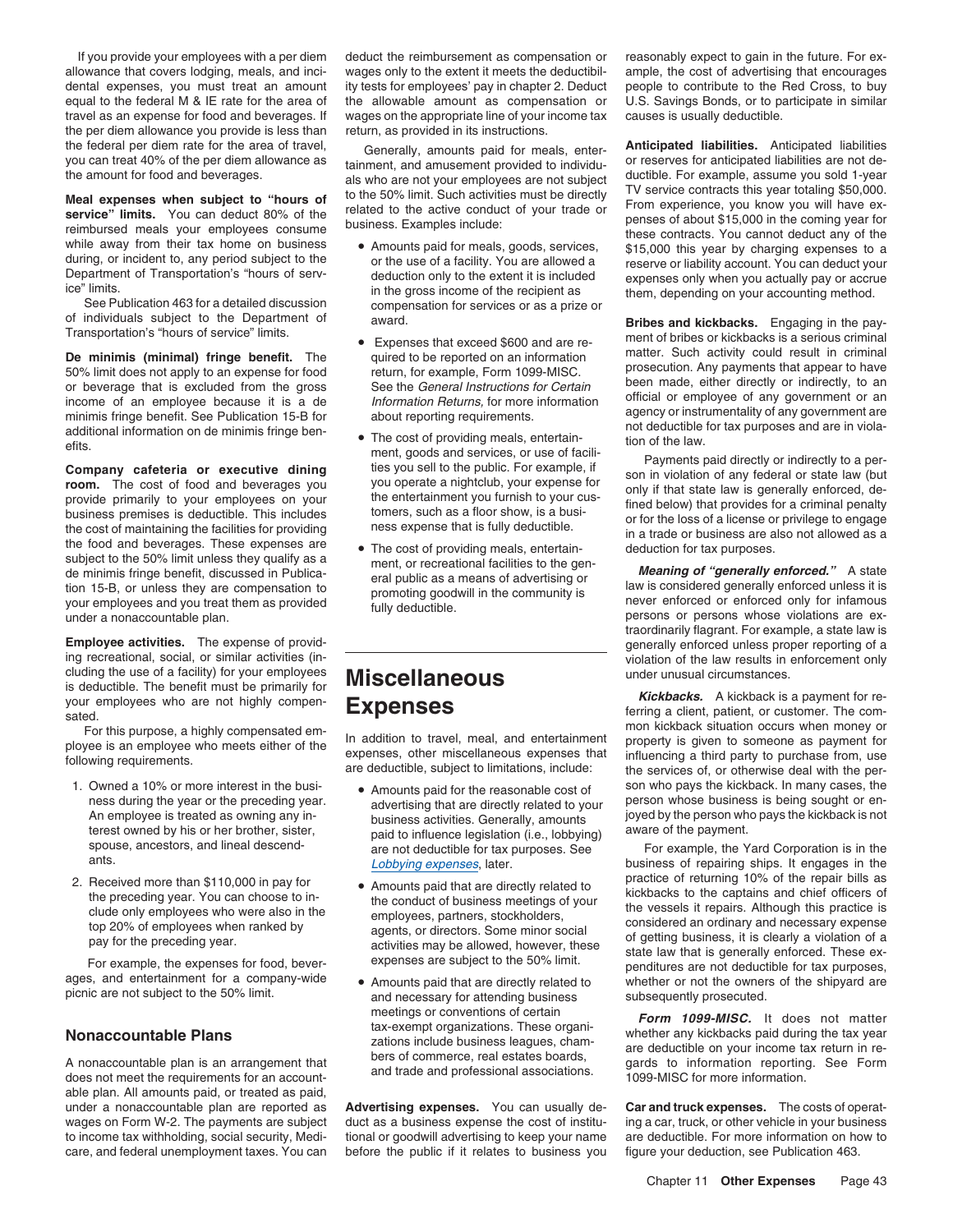If you provide your employees with a per diem allowance that covers lodging, meals, and incidental expenses, you must treat an amount equal to the federal M & IE rate for the area of travel as an expense for food and beverages. If the per diem allowance you provide is less than the federal per diem rate for the area of travel, you can treat 40% of the per diem allowance as the amount for food and beverages.

**Meal expenses when subject to "hours of service" limits.** You can deduct 80% of the reimbursed meals your employees consume while away from their tax home on business during, or incident to, any period subject to the Department of Transportation's "hours of service" limits.

See Publication 463 for a detailed discussion of individuals subject to the Department of Transportation's "hours of service" limits.

**De minimis (minimal) fringe benefit.** The 50% limit does not apply to an expense for food or beverage that is excluded from the gross income of an employee because it is a de minimis fringe benefit. See Publication 15-B for additional information on de minimis fringe benefits.

**Company cafeteria or executive dining room.** The cost of food and beverages you provide primarily to your employees on your business premises is deductible. This includes the cost of maintaining the facilities for providing the food and beverages. These expenses are subject to the 50% limit unless they qualify as a de minimis fringe benefit, discussed in Publication 15-B, or unless they are compensation to your employees and you treat them as provided under a nonaccountable plan.

**Employee activities.** The expense of providing recreational, social, or similar activities (including the use of a facility) for your employees is deductible. The benefit must be primarily for your employees who are not highly compensated.

For this purpose, a highly compensated employee is an employee who meets either of the following requirements.

1. Owned a 10% or more interest in the business during the year or the preceding year. An employee is treated as owning any interest owned by his or her brother, sister, spouse, ancestors, and lineal descendants.
2. Received more than $110,000 in pay for the preceding year. You can choose to include only employees who were also in the top 20% of employees when ranked by pay for the preceding year.

For example, the expenses for food, beverages, and entertainment for a company-wide picnic are not subject to the 50% limit.

## Nonaccountable Plans

A nonaccountable plan is an arrangement that does not meet the requirements for an accountable plan. All amounts paid, or treated as paid, under a nonaccountable plan are reported as wages on Form W-2. The payments are subject to income tax withholding, social security, Medicare, and federal unemployment taxes. You can deduct the reimbursement as compensation or wages only to the extent it meets the deductibility tests for employees' pay in chapter 2. Deduct the allowable amount as compensation or wages on the appropriate line of your income tax return, as provided in its instructions.

Generally, amounts paid for meals, entertainment, and amusement provided to individuals who are not your employees are not subject to the 50% limit. Such activities must be directly related to the active conduct of your trade or business. Examples include:

- Amounts paid for meals, goods, services, or the use of a facility. You are allowed a deduction only to the extent it is included in the gross income of the recipient as compensation for services or as a prize or award.
- Expenses that exceed $600 and are required to be reported on an information return, for example, Form 1099-MISC. See the *General Instructions for Certain Information Returns,* for more information about reporting requirements.
- The cost of providing meals, entertainment, goods and services, or use of facilities you sell to the public. For example, if you operate a nightclub, your expense for the entertainment you furnish to your customers, such as a floor show, is a business expense that is fully deductible.
- The cost of providing meals, entertainment, or recreational facilities to the general public as a means of advertising or promoting goodwill in the community is fully deductible.

# Miscellaneous Expenses

In addition to travel, meal, and entertainment expenses, other miscellaneous expenses that are deductible, subject to limitations, include:

- Amounts paid for the reasonable cost of advertising that are directly related to your business activities. Generally, amounts paid to influence legislation (i.e., lobbying) are not deductible for tax purposes. See Lobbying expenses, later.
- Amounts paid that are directly related to the conduct of business meetings of your employees, partners, stockholders, agents, or directors. Some minor social activities may be allowed, however, these expenses are subject to the 50% limit.
- Amounts paid that are directly related to and necessary for attending business meetings or conventions of certain tax-exempt organizations. These organizations include business leagues, chambers of commerce, real estates boards, and trade and professional associations.

**Advertising expenses.** You can usually deduct as a business expense the cost of institutional or goodwill advertising to keep your name before the public if it relates to business you reasonably expect to gain in the future. For example, the cost of advertising that encourages people to contribute to the Red Cross, to buy U.S. Savings Bonds, or to participate in similar causes is usually deductible.

**Anticipated liabilities.** Anticipated liabilities or reserves for anticipated liabilities are not deductible. For example, assume you sold 1-year TV service contracts this year totaling $50,000. From experience, you know you will have expenses of about $15,000 in the coming year for these contracts. You cannot deduct any of the $15,000 this year by charging expenses to a reserve or liability account. You can deduct your expenses only when you actually pay or accrue them, depending on your accounting method.

**Bribes and kickbacks.** Engaging in the payment of bribes or kickbacks is a serious criminal matter. Such activity could result in criminal prosecution. Any payments that appear to have been made, either directly or indirectly, to an official or employee of any government or an agency or instrumentality of any government are not deductible for tax purposes and are in violation of the law.

Payments paid directly or indirectly to a person in violation of any federal or state law (but only if that state law is generally enforced, defined below) that provides for a criminal penalty or for the loss of a license or privilege to engage in a trade or business are also not allowed as a deduction for tax purposes.

***Meaning of "generally enforced."*** A state law is considered generally enforced unless it is never enforced or enforced only for infamous persons or persons whose violations are extraordinarily flagrant. For example, a state law is generally enforced unless proper reporting of a violation of the law results in enforcement only under unusual circumstances.

***Kickbacks.*** A kickback is a payment for referring a client, patient, or customer. The common kickback situation occurs when money or property is given to someone as payment for influencing a third party to purchase from, use the services of, or otherwise deal with the person who pays the kickback. In many cases, the person whose business is being sought or enjoyed by the person who pays the kickback is not aware of the payment.

For example, the Yard Corporation is in the business of repairing ships. It engages in the practice of returning 10% of the repair bills as kickbacks to the captains and chief officers of the vessels it repairs. Although this practice is considered an ordinary and necessary expense of getting business, it is clearly a violation of a state law that is generally enforced. These expenditures are not deductible for tax purposes, whether or not the owners of the shipyard are subsequently prosecuted.

***Form 1099-MISC.*** It does not matter whether any kickbacks paid during the tax year are deductible on your income tax return in regards to information reporting. See Form 1099-MISC for more information.

**Car and truck expenses.** The costs of operating a car, truck, or other vehicle in your business are deductible. For more information on how to figure your deduction, see Publication 463.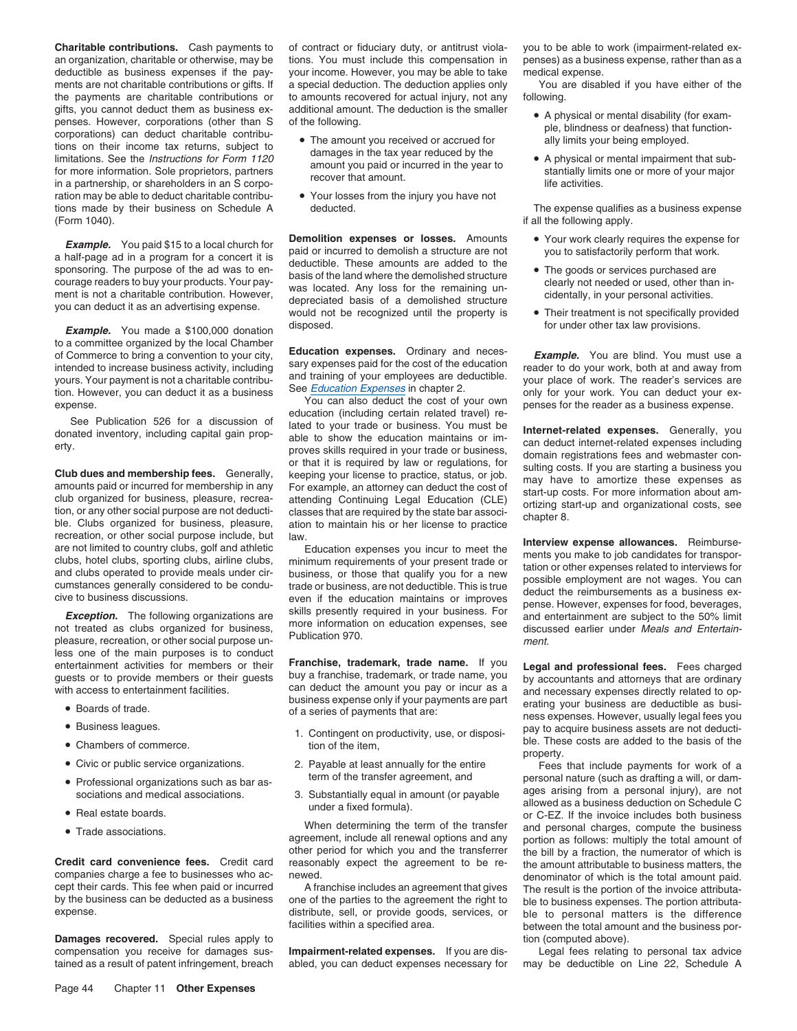**Charitable contributions.** Cash payments to an organization, charitable or otherwise, may be deductible as business expenses if the payments are not charitable contributions or gifts. If the payments are charitable contributions or gifts, you cannot deduct them as business expenses. However, corporations (other than S corporations) can deduct charitable contributions on their income tax returns, subject to limitations. See the *Instructions for Form 1120* for more information. Sole proprietors, partners in a partnership, or shareholders in an S corporation may be able to deduct charitable contributions made by their business on Schedule A (Form 1040).

***Example.*** You paid $15 to a local church for a half-page ad in a program for a concert it is sponsoring. The purpose of the ad was to encourage readers to buy your products. Your payment is not a charitable contribution. However, you can deduct it as an advertising expense.

***Example.*** You made a $100,000 donation to a committee organized by the local Chamber of Commerce to bring a convention to your city, intended to increase business activity, including yours. Your payment is not a charitable contribution. However, you can deduct it as a business expense.

See Publication 526 for a discussion of donated inventory, including capital gain property.

**Club dues and membership fees.** Generally, amounts paid or incurred for membership in any club organized for business, pleasure, recreation, or any other social purpose are not deductible. Clubs organized for business, pleasure, recreation, or other social purpose include, but are not limited to country clubs, golf and athletic clubs, hotel clubs, sporting clubs, airline clubs, and clubs operated to provide meals under circumstances generally considered to be conducive to business discussions.

***Exception.*** The following organizations are not treated as clubs organized for business, pleasure, recreation, or other social purpose unless one of the main purposes is to conduct entertainment activities for members or their guests or to provide members or their guests with access to entertainment facilities.

- Boards of trade.
- Business leagues.
- Chambers of commerce.
- Civic or public service organizations.
- Professional organizations such as bar associations and medical associations.
- Real estate boards.
- Trade associations.

**Credit card convenience fees.** Credit card companies charge a fee to businesses who accept their cards. This fee when paid or incurred by the business can be deducted as a business expense.

**Damages recovered.** Special rules apply to compensation you receive for damages sustained as a result of patent infringement, breach of contract or fiduciary duty, or antitrust violations. You must include this compensation in your income. However, you may be able to take a special deduction. The deduction applies only to amounts recovered for actual injury, not any additional amount. The deduction is the smaller of the following.

- The amount you received or accrued for damages in the tax year reduced by the amount you paid or incurred in the year to recover that amount.
- Your losses from the injury you have not deducted.

**Demolition expenses or losses.** Amounts paid or incurred to demolish a structure are not deductible. These amounts are added to the basis of the land where the demolished structure was located. Any loss for the remaining undepreciated basis of a demolished structure would not be recognized until the property is disposed.

**Education expenses.** Ordinary and necessary expenses paid for the cost of the education and training of your employees are deductible. See *Education Expenses* in chapter 2.

You can also deduct the cost of your own education (including certain related travel) related to your trade or business. You must be able to show the education maintains or improves skills required in your trade or business, or that it is required by law or regulations, for keeping your license to practice, status, or job. For example, an attorney can deduct the cost of attending Continuing Legal Education (CLE) classes that are required by the state bar association to maintain his or her license to practice law.

Education expenses you incur to meet the minimum requirements of your present trade or business, or those that qualify you for a new trade or business, are not deductible. This is true even if the education maintains or improves skills presently required in your business. For more information on education expenses, see Publication 970.

**Franchise, trademark, trade name.** If you buy a franchise, trademark, or trade name, you can deduct the amount you pay or incur as a business expense only if your payments are part of a series of payments that are:

1. Contingent on productivity, use, or disposition of the item,
2. Payable at least annually for the entire term of the transfer agreement, and
3. Substantially equal in amount (or payable under a fixed formula).

When determining the term of the transfer agreement, include all renewal options and any other period for which you and the transferrer reasonably expect the agreement to be renewed.

A franchise includes an agreement that gives one of the parties to the agreement the right to distribute, sell, or provide goods, services, or facilities within a specified area.

**Impairment-related expenses.** If you are disabled, you can deduct expenses necessary for you to be able to work (impairment-related expenses) as a business expense, rather than as a medical expense.

You are disabled if you have either of the following.

- A physical or mental disability (for example, blindness or deafness) that functionally limits your being employed.
- A physical or mental impairment that substantially limits one or more of your major life activities.

The expense qualifies as a business expense if all the following apply.

- Your work clearly requires the expense for you to satisfactorily perform that work.
- The goods or services purchased are clearly not needed or used, other than incidentally, in your personal activities.
- Their treatment is not specifically provided for under other tax law provisions.

***Example.*** You are blind. You must use a reader to do your work, both at and away from your place of work. The reader's services are only for your work. You can deduct your expenses for the reader as a business expense.

**Internet-related expenses.** Generally, you can deduct internet-related expenses including domain registrations fees and webmaster consulting costs. If you are starting a business you may have to amortize these expenses as start-up costs. For more information about amortizing start-up and organizational costs, see chapter 8.

**Interview expense allowances.** Reimbursements you make to job candidates for transportation or other expenses related to interviews for possible employment are not wages. You can deduct the reimbursements as a business expense. However, expenses for food, beverages, and entertainment are subject to the 50% limit discussed earlier under *Meals and Entertainment*.

**Legal and professional fees.** Fees charged by accountants and attorneys that are ordinary and necessary expenses directly related to operating your business are deductible as business expenses. However, usually legal fees you pay to acquire business assets are not deductible. These costs are added to the basis of the property.

Fees that include payments for work of a personal nature (such as drafting a will, or damages arising from a personal injury), are not allowed as a business deduction on Schedule C or C-EZ. If the invoice includes both business and personal charges, compute the business portion as follows: multiply the total amount of the bill by a fraction, the numerator of which is the amount attributable to business matters, the denominator of which is the total amount paid. The result is the portion of the invoice attributable to business expenses. The portion attributable to personal matters is the difference between the total amount and the business portion (computed above).

Legal fees relating to personal tax advice may be deductible on Line 22, Schedule A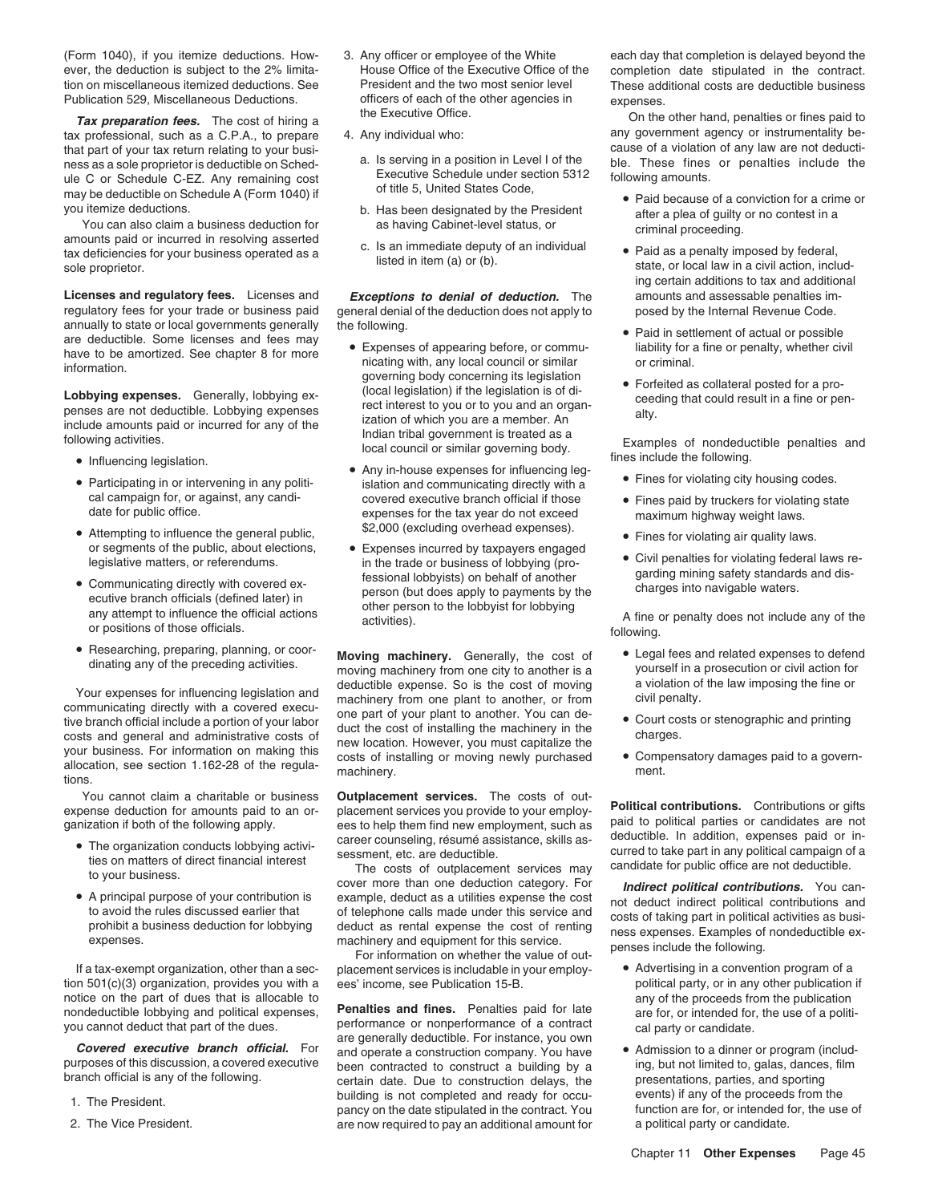(Form 1040), if you itemize deductions. However, the deduction is subject to the 2% limitation on miscellaneous itemized deductions. See Publication 529, Miscellaneous Deductions.

***Tax preparation fees.*** The cost of hiring a tax professional, such as a C.P.A., to prepare that part of your tax return relating to your business as a sole proprietor is deductible on Schedule C or Schedule C-EZ. Any remaining cost may be deductible on Schedule A (Form 1040) if you itemize deductions.

You can also claim a business deduction for amounts paid or incurred in resolving asserted tax deficiencies for your business operated as a sole proprietor.

**Licenses and regulatory fees.** Licenses and regulatory fees for your trade or business paid annually to state or local governments generally are deductible. Some licenses and fees may have to be amortized. See chapter 8 for more information.

**Lobbying expenses.** Generally, lobbying expenses are not deductible. Lobbying expenses include amounts paid or incurred for any of the following activities.

- Influencing legislation.
- Participating in or intervening in any political campaign for, or against, any candidate for public office.
- Attempting to influence the general public, or segments of the public, about elections, legislative matters, or referendums.
- Communicating directly with covered executive branch officials (defined later) in any attempt to influence the official actions or positions of those officials.
- Researching, preparing, planning, or coordinating any of the preceding activities.

Your expenses for influencing legislation and communicating directly with a covered executive branch official include a portion of your labor costs and general and administrative costs of your business. For information on making this allocation, see section 1.162-28 of the regulations.

You cannot claim a charitable or business expense deduction for amounts paid to an organization if both of the following apply.

- The organization conducts lobbying activities on matters of direct financial interest to your business.
- A principal purpose of your contribution is to avoid the rules discussed earlier that prohibit a business deduction for lobbying expenses.

If a tax-exempt organization, other than a section 501(c)(3) organization, provides you with a notice on the part of dues that is allocable to nondeductible lobbying and political expenses, you cannot deduct that part of the dues.

***Covered executive branch official.*** For purposes of this discussion, a covered executive branch official is any of the following.

1. The President.
2. The Vice President.
3. Any officer or employee of the White House Office of the Executive Office of the President and the two most senior level officers of each of the other agencies in the Executive Office.
4. Any individual who:
   a. Is serving in a position in Level I of the Executive Schedule under section 5312 of title 5, United States Code,
   b. Has been designated by the President as having Cabinet-level status, or
   c. Is an immediate deputy of an individual listed in item (a) or (b).

***Exceptions to denial of deduction.*** The general denial of the deduction does not apply to the following.

- Expenses of appearing before, or communicating with, any local council or similar governing body concerning its legislation (local legislation) if the legislation is of direct interest to you or to you and an organization of which you are a member. An Indian tribal government is treated as a local council or similar governing body.
- Any in-house expenses for influencing legislation and communicating directly with a covered executive branch official if those expenses for the tax year do not exceed $2,000 (excluding overhead expenses).
- Expenses incurred by taxpayers engaged in the trade or business of lobbying (professional lobbyists) on behalf of another person (but does apply to payments by the other person to the lobbyist for lobbying activities).

**Moving machinery.** Generally, the cost of moving machinery from one city to another is a deductible expense. So is the cost of moving machinery from one plant to another, or from one part of your plant to another. You can deduct the cost of installing the machinery in the new location. However, you must capitalize the costs of installing or moving newly purchased machinery.

**Outplacement services.** The costs of outplacement services you provide to your employees to help them find new employment, such as career counseling, résumé assistance, skills assessment, etc. are deductible.

The costs of outplacement services may cover more than one deduction category. For example, deduct as a utilities expense the cost of telephone calls made under this service and deduct as rental expense the cost of renting machinery and equipment for this service.

For information on whether the value of outplacement services is includable in your employees' income, see Publication 15-B.

**Penalties and fines.** Penalties paid for late performance or nonperformance of a contract are generally deductible. For instance, you own and operate a construction company. You have been contracted to construct a building by a certain date. Due to construction delays, the building is not completed and ready for occupancy on the date stipulated in the contract. You are now required to pay an additional amount for each day that completion is delayed beyond the completion date stipulated in the contract. These additional costs are deductible business expenses.

On the other hand, penalties or fines paid to any government agency or instrumentality because of a violation of any law are not deductible. These fines or penalties include the following amounts.

- Paid because of a conviction for a crime or after a plea of guilty or no contest in a criminal proceeding.
- Paid as a penalty imposed by federal, state, or local law in a civil action, including certain additions to tax and additional amounts and assessable penalties imposed by the Internal Revenue Code.
- Paid in settlement of actual or possible liability for a fine or penalty, whether civil or criminal.
- Forfeited as collateral posted for a proceeding that could result in a fine or penalty.

Examples of nondeductible penalties and fines include the following.

- Fines for violating city housing codes.
- Fines paid by truckers for violating state maximum highway weight laws.
- Fines for violating air quality laws.
- Civil penalties for violating federal laws regarding mining safety standards and discharges into navigable waters.

A fine or penalty does not include any of the following.

- Legal fees and related expenses to defend yourself in a prosecution or civil action for a violation of the law imposing the fine or civil penalty.
- Court costs or stenographic and printing charges.
- Compensatory damages paid to a government.

**Political contributions.** Contributions or gifts paid to political parties or candidates are not deductible. In addition, expenses paid or incurred to take part in any political campaign of a candidate for public office are not deductible.

***Indirect political contributions.*** You cannot deduct indirect political contributions and costs of taking part in political activities as business expenses. Examples of nondeductible expenses include the following.

- Advertising in a convention program of a political party, or in any other publication if any of the proceeds from the publication are for, or intended for, the use of a political party or candidate.
- Admission to a dinner or program (including, but not limited to, galas, dances, film presentations, parties, and sporting events) if any of the proceeds from the function are for, or intended for, the use of a political party or candidate.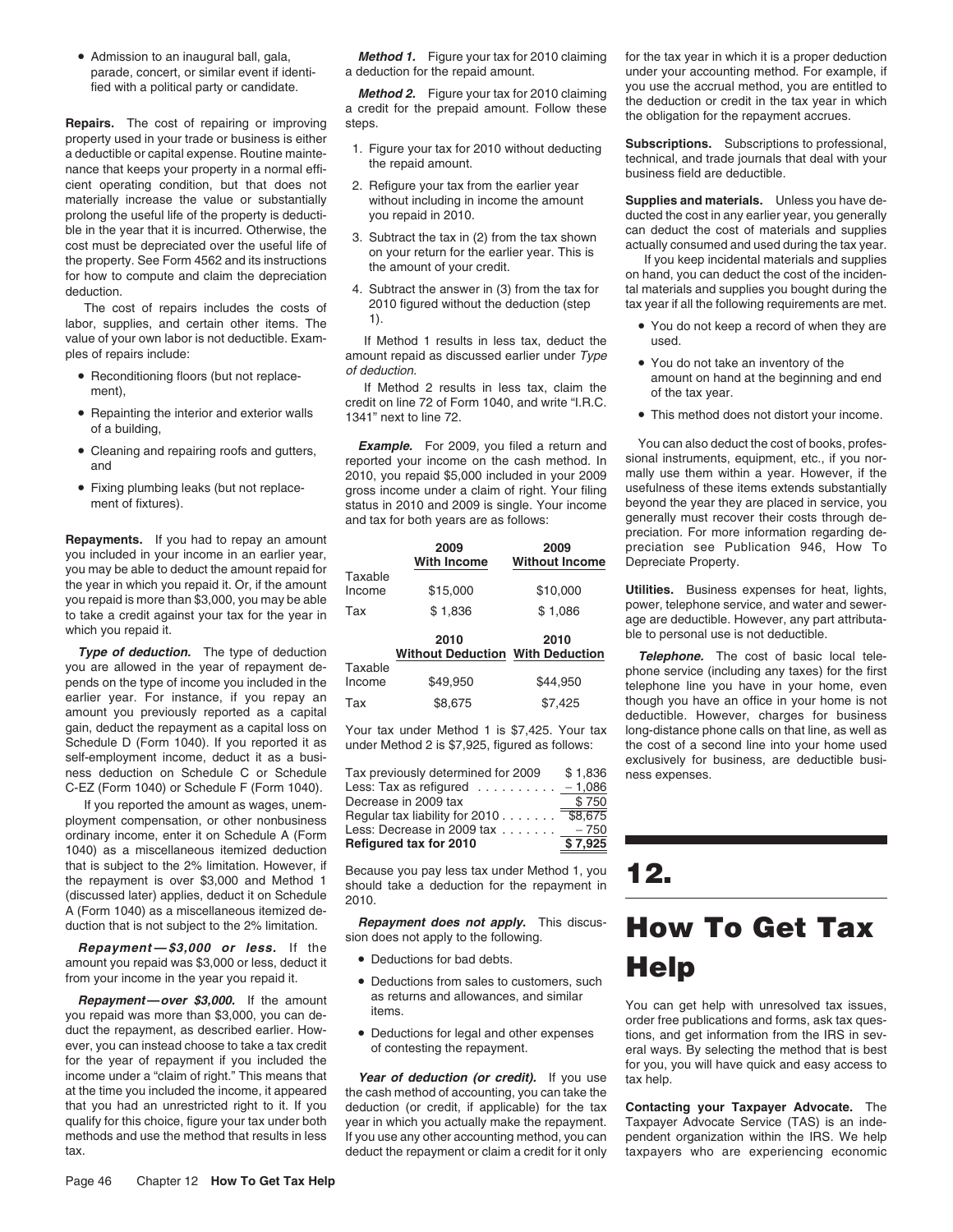- Admission to an inaugural ball, gala, parade, concert, or similar event if identified with a political party or candidate.

**Repairs.** The cost of repairing or improving property used in your trade or business is either a deductible or capital expense. Routine maintenance that keeps your property in a normal efficient operating condition, but that does not materially increase the value or substantially prolong the useful life of the property is deductible in the year that it is incurred. Otherwise, the cost must be depreciated over the useful life of the property. See Form 4562 and its instructions for how to compute and claim the depreciation deduction.

The cost of repairs includes the costs of labor, supplies, and certain other items. The value of your own labor is not deductible. Examples of repairs include:

- Reconditioning floors (but not replacement),
- Repainting the interior and exterior walls of a building,
- Cleaning and repairing roofs and gutters, and
- Fixing plumbing leaks (but not replacement of fixtures).

**Repayments.** If you had to repay an amount you included in your income in an earlier year, you may be able to deduct the amount repaid for the year in which you repaid it. Or, if the amount you repaid is more than $3,000, you may be able to take a credit against your tax for the year in which you repaid it.

***Type of deduction.*** The type of deduction you are allowed in the year of repayment depends on the type of income you included in the earlier year. For instance, if you repay an amount you previously reported as a capital gain, deduct the repayment as a capital loss on Schedule D (Form 1040). If you reported it as self-employment income, deduct it as a business deduction on Schedule C or Schedule C-EZ (Form 1040) or Schedule F (Form 1040).

If you reported the amount as wages, unemployment compensation, or other nonbusiness ordinary income, enter it on Schedule A (Form 1040) as a miscellaneous itemized deduction that is subject to the 2% limitation. However, if the repayment is over $3,000 and Method 1 (discussed later) applies, deduct it on Schedule A (Form 1040) as a miscellaneous itemized deduction that is not subject to the 2% limitation.

***Repayment—$3,000 or less.*** If the amount you repaid was $3,000 or less, deduct it from your income in the year you repaid it.

***Repayment—over $3,000.*** If the amount you repaid was more than $3,000, you can deduct the repayment, as described earlier. However, you can instead choose to take a tax credit for the year of repayment if you included the income under a "claim of right." This means that at the time you included the income, it appeared that you had an unrestricted right to it. If you qualify for this choice, figure your tax under both methods and use the method that results in less tax.

***Method 1.*** Figure your tax for 2010 claiming a deduction for the repaid amount.

***Method 2.*** Figure your tax for 2010 claiming a credit for the prepaid amount. Follow these steps.

1. Figure your tax for 2010 without deducting the repaid amount.
2. Refigure your tax from the earlier year without including in income the amount you repaid in 2010.
3. Subtract the tax in (2) from the tax shown on your return for the earlier year. This is the amount of your credit.
4. Subtract the answer in (3) from the tax for 2010 figured without the deduction (step 1).

If Method 1 results in less tax, deduct the amount repaid as discussed earlier under *Type of deduction.*

If Method 2 results in less tax, claim the credit on line 72 of Form 1040, and write "I.R.C. 1341" next to line 72.

***Example.*** For 2009, you filed a return and reported your income on the cash method. In 2010, you repaid $5,000 included in your 2009 gross income under a claim of right. Your filing status in 2010 and 2009 is single. Your income and tax for both years are as follows:

| | 2009 With Income | 2009 Without Income |
|---|---|---|
| Taxable Income | $15,000 | $10,000 |
| Tax | $ 1,836 | $ 1,086 |
| | **2010 Without Deduction** | **2010 With Deduction** |
| Taxable Income | $49,950 | $44,950 |
| Tax | $8,675 | $7,425 |

Your tax under Method 1 is $7,425. Your tax under Method 2 is $7,925, figured as follows:

| | |
|---|---|
| Tax previously determined for 2009 | $ 1,836 |
| Less: Tax as refigured | – 1,086 |
| Decrease in 2009 tax | $ 750 |
| Regular tax liability for 2010 | $8,675 |
| Less: Decrease in 2009 tax | – 750 |
| **Refigured tax for 2010** | **$ 7,925** |

Because you pay less tax under Method 1, you should take a deduction for the repayment in 2010.

***Repayment does not apply.*** This discussion does not apply to the following.

- Deductions for bad debts.
- Deductions from sales to customers, such as returns and allowances, and similar items.
- Deductions for legal and other expenses of contesting the repayment.

***Year of deduction (or credit).*** If you use the cash method of accounting, you can take the deduction (or credit, if applicable) for the tax year in which you actually make the repayment. If you use any other accounting method, you can deduct the repayment or claim a credit for it only for the tax year in which it is a proper deduction under your accounting method. For example, if you use the accrual method, you are entitled to the deduction or credit in the tax year in which the obligation for the repayment accrues.

**Subscriptions.** Subscriptions to professional, technical, and trade journals that deal with your business field are deductible.

**Supplies and materials.** Unless you have deducted the cost in any earlier year, you generally can deduct the cost of materials and supplies actually consumed and used during the tax year.

If you keep incidental materials and supplies on hand, you can deduct the cost of the incidental materials and supplies you bought during the tax year if all the following requirements are met.

- You do not keep a record of when they are used.
- You do not take an inventory of the amount on hand at the beginning and end of the tax year.
- This method does not distort your income.

You can also deduct the cost of books, professional instruments, equipment, etc., if you normally use them within a year. However, if the usefulness of these items extends substantially beyond the year they are placed in service, you generally must recover their costs through depreciation. For more information regarding depreciation see Publication 946, How To Depreciate Property.

**Utilities.** Business expenses for heat, lights, power, telephone service, and water and sewerage are deductible. However, any part attributable to personal use is not deductible.

***Telephone.*** The cost of basic local telephone service (including any taxes) for the first telephone line you have in your home, even though you have an office in your home is not deductible. However, charges for business long-distance phone calls on that line, as well as the cost of a second line into your home used exclusively for business, are deductible business expenses.

# 12. How To Get Tax Help

You can get help with unresolved tax issues, order free publications and forms, ask tax questions, and get information from the IRS in several ways. By selecting the method that is best for you, you will have quick and easy access to tax help.

**Contacting your Taxpayer Advocate.** The Taxpayer Advocate Service (TAS) is an independent organization within the IRS. We help taxpayers who are experiencing economic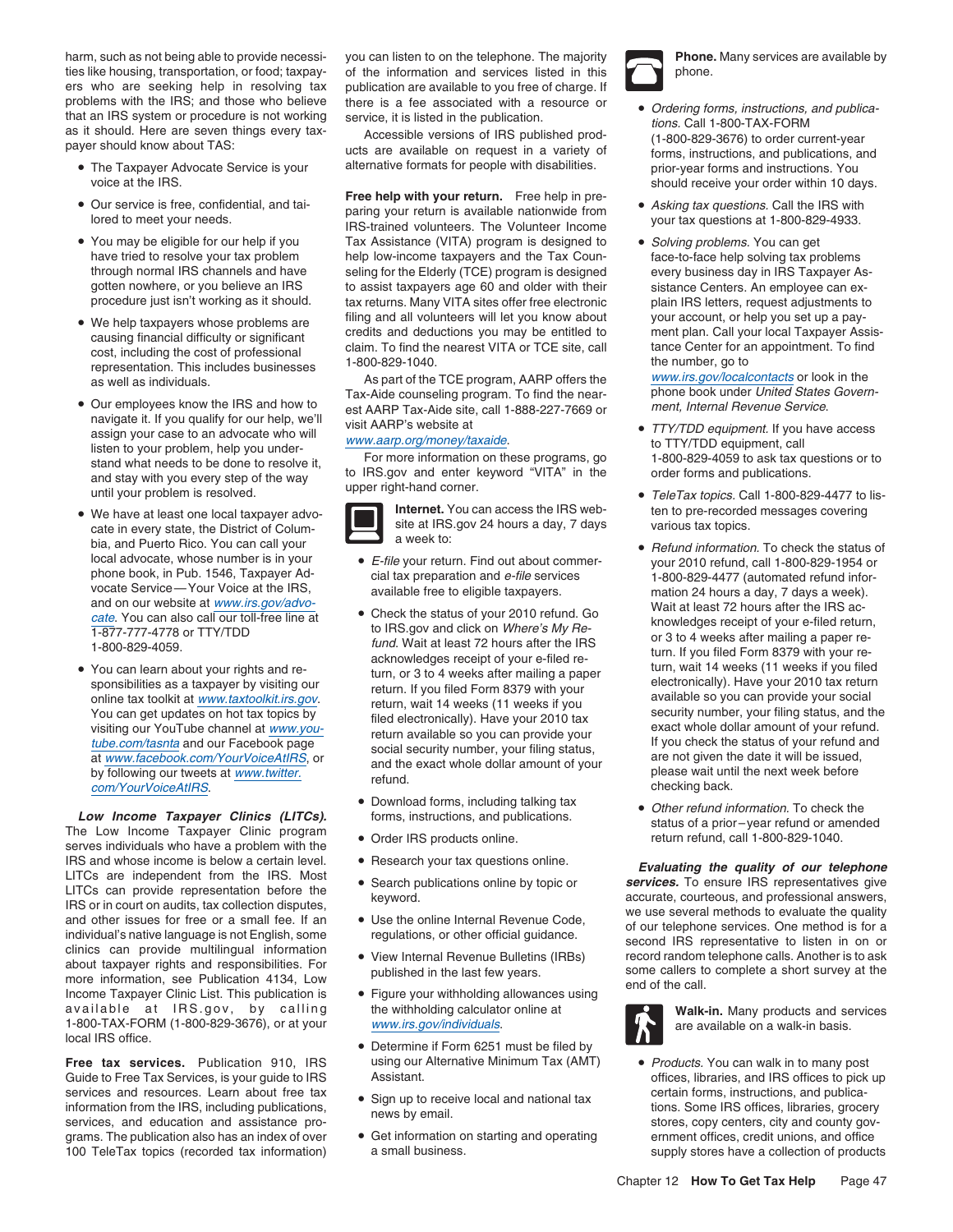harm, such as not being able to provide necessities like housing, transportation, or food; taxpayers who are seeking help in resolving tax problems with the IRS; and those who believe that an IRS system or procedure is not working as it should. Here are seven things every taxpayer should know about TAS:

- The Taxpayer Advocate Service is your voice at the IRS.
- Our service is free, confidential, and tailored to meet your needs.
- You may be eligible for our help if you have tried to resolve your tax problem through normal IRS channels and have gotten nowhere, or you believe an IRS procedure just isn't working as it should.
- We help taxpayers whose problems are causing financial difficulty or significant cost, including the cost of professional representation. This includes businesses as well as individuals.
- Our employees know the IRS and how to navigate it. If you qualify for our help, we'll assign your case to an advocate who will listen to your problem, help you understand what needs to be done to resolve it, and stay with you every step of the way until your problem is resolved.
- We have at least one local taxpayer advocate in every state, the District of Columbia, and Puerto Rico. You can call your local advocate, whose number is in your phone book, in Pub. 1546, Taxpayer Advocate Service—Your Voice at the IRS, and on our website at www.irs.gov/advocate. You can also call our toll-free line at 1-877-777-4778 or TTY/TDD 1-800-829-4059.
- You can learn about your rights and responsibilities as a taxpayer by visiting our online tax toolkit at www.taxtoolkit.irs.gov. You can get updates on hot tax topics by visiting our YouTube channel at www.youtube.com/tasnta and our Facebook page at www.facebook.com/YourVoiceAtIRS, or by following our tweets at www.twitter.com/YourVoiceAtIRS.

***Low Income Taxpayer Clinics (LITCs).*** The Low Income Taxpayer Clinic program serves individuals who have a problem with the IRS and whose income is below a certain level. LITCs are independent from the IRS. Most LITCs can provide representation before the IRS or in court on audits, tax collection disputes, and other issues for free or a small fee. If an individual's native language is not English, some clinics can provide multilingual information about taxpayer rights and responsibilities. For more information, see Publication 4134, Low Income Taxpayer Clinic List. This publication is available at IRS.gov, by calling 1-800-TAX-FORM (1-800-829-3676), or at your local IRS office.

**Free tax services.** Publication 910, IRS Guide to Free Tax Services, is your guide to IRS services and resources. Learn about free tax information from the IRS, including publications, services, and education and assistance programs. The publication also has an index of over 100 TeleTax topics (recorded tax information) you can listen to on the telephone. The majority of the information and services listed in this publication are available to you free of charge. If there is a fee associated with a resource or service, it is listed in the publication.

Accessible versions of IRS published products are available on request in a variety of alternative formats for people with disabilities.

**Free help with your return.** Free help in preparing your return is available nationwide from IRS-trained volunteers. The Volunteer Income Tax Assistance (VITA) program is designed to help low-income taxpayers and the Tax Counseling for the Elderly (TCE) program is designed to assist taxpayers age 60 and older with their tax returns. Many VITA sites offer free electronic filing and all volunteers will let you know about credits and deductions you may be entitled to claim. To find the nearest VITA or TCE site, call 1-800-829-1040.

As part of the TCE program, AARP offers the Tax-Aide counseling program. To find the nearest AARP Tax-Aide site, call 1-888-227-7669 or visit AARP's website at www.aarp.org/money/taxaide.

For more information on these programs, go to IRS.gov and enter keyword "VITA" in the upper right-hand corner.

**Internet.** You can access the IRS website at IRS.gov 24 hours a day, 7 days a week to:

- *E-file* your return. Find out about commercial tax preparation and *e-file* services available free to eligible taxpayers.
- Check the status of your 2010 refund. Go to IRS.gov and click on *Where's My Refund*. Wait at least 72 hours after the IRS acknowledges receipt of your e-filed return, or 3 to 4 weeks after mailing a paper return. If you filed Form 8379 with your return, wait 14 weeks (11 weeks if you filed electronically). Have your 2010 tax return available so you can provide your social security number, your filing status, and the exact whole dollar amount of your refund.
- Download forms, including talking tax forms, instructions, and publications.
- Order IRS products online.
- Research your tax questions online.
- Search publications online by topic or keyword.
- Use the online Internal Revenue Code, regulations, or other official guidance.
- View Internal Revenue Bulletins (IRBs) published in the last few years.
- Figure your withholding allowances using the withholding calculator online at www.irs.gov/individuals.
- Determine if Form 6251 must be filed by using our Alternative Minimum Tax (AMT) Assistant.
- Sign up to receive local and national tax news by email.
- Get information on starting and operating a small business.

**Phone.** Many services are available by phone.

- *Ordering forms, instructions, and publications.* Call 1-800-TAX-FORM (1-800-829-3676) to order current-year forms, instructions, and publications, and prior-year forms and instructions. You should receive your order within 10 days.
- *Asking tax questions.* Call the IRS with your tax questions at 1-800-829-4933.
- *Solving problems.* You can get face-to-face help solving tax problems every business day in IRS Taxpayer Assistance Centers. An employee can explain IRS letters, request adjustments to your account, or help you set up a payment plan. Call your local Taxpayer Assistance Center for an appointment. To find the number, go to www.irs.gov/localcontacts or look in the phone book under *United States Government, Internal Revenue Service.*
- *TTY/TDD equipment.* If you have access to TTY/TDD equipment, call 1-800-829-4059 to ask tax questions or to order forms and publications.
- *TeleTax topics.* Call 1-800-829-4477 to listen to pre-recorded messages covering various tax topics.
- *Refund information.* To check the status of your 2010 refund, call 1-800-829-1954 or 1-800-829-4477 (automated refund information 24 hours a day, 7 days a week). Wait at least 72 hours after the IRS acknowledges receipt of your e-filed return, or 3 to 4 weeks after mailing a paper return. If you filed Form 8379 with your return, wait 14 weeks (11 weeks if you filed electronically). Have your 2010 tax return available so you can provide your social security number, your filing status, and the exact whole dollar amount of your refund. If you check the status of your refund and are not given the date it will be issued, please wait until the next week before checking back.
- *Other refund information.* To check the status of a prior–year refund or amended return refund, call 1-800-829-1040.

***Evaluating the quality of our telephone services.*** To ensure IRS representatives give accurate, courteous, and professional answers, we use several methods to evaluate the quality of our telephone services. One method is for a second IRS representative to listen in on or record random telephone calls. Another is to ask some callers to complete a short survey at the end of the call.

**Walk-in.** Many products and services are available on a walk-in basis.

- *Products.* You can walk in to many post offices, libraries, and IRS offices to pick up certain forms, instructions, and publications. Some IRS offices, libraries, grocery stores, copy centers, city and county government offices, credit unions, and office supply stores have a collection of products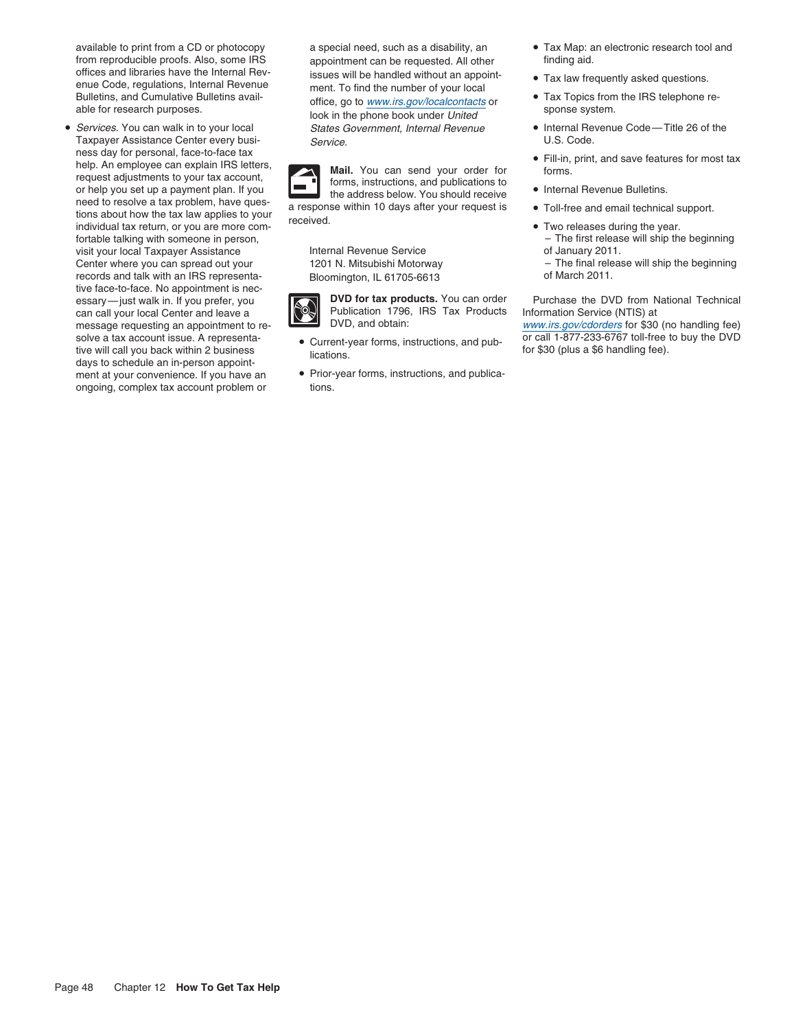available to print from a CD or photocopy from reproducible proofs. Also, some IRS offices and libraries have the Internal Revenue Code, regulations, Internal Revenue Bulletins, and Cumulative Bulletins available for research purposes.

- *Services.* You can walk in to your local Taxpayer Assistance Center every business day for personal, face-to-face tax help. An employee can explain IRS letters, request adjustments to your tax account, or help you set up a payment plan. If you need to resolve a tax problem, have questions about how the tax law applies to your individual tax return, or you are more comfortable talking with someone in person, visit your local Taxpayer Assistance Center where you can spread out your records and talk with an IRS representative face-to-face. No appointment is necessary—just walk in. If you prefer, you can call your local Center and leave a message requesting an appointment to resolve a tax account issue. A representative will call you back within 2 business days to schedule an in-person appointment at your convenience. If you have an ongoing, complex tax account problem or a special need, such as a disability, an appointment can be requested. All other issues will be handled without an appointment. To find the number of your local office, go to www.irs.gov/localcontacts or look in the phone book under *United States Government, Internal Revenue Service.*

**Mail.** You can send your order for forms, instructions, and publications to the address below. You should receive a response within 10 days after your request is received.

Internal Revenue Service
1201 N. Mitsubishi Motorway
Bloomington, IL 61705-6613

**DVD for tax products.** You can order Publication 1796, IRS Tax Products DVD, and obtain:

- Current-year forms, instructions, and publications.
- Prior-year forms, instructions, and publications.
- Tax Map: an electronic research tool and finding aid.
- Tax law frequently asked questions.
- Tax Topics from the IRS telephone response system.
- Internal Revenue Code—Title 26 of the U.S. Code.
- Fill-in, print, and save features for most tax forms.
- Internal Revenue Bulletins.
- Toll-free and email technical support.
- Two releases during the year.
  – The first release will ship the beginning of January 2011.
  – The final release will ship the beginning of March 2011.

Purchase the DVD from National Technical Information Service (NTIS) at www.irs.gov/cdorders for $30 (no handling fee) or call 1-877-233-6767 toll-free to buy the DVD for $30 (plus a $6 handling fee).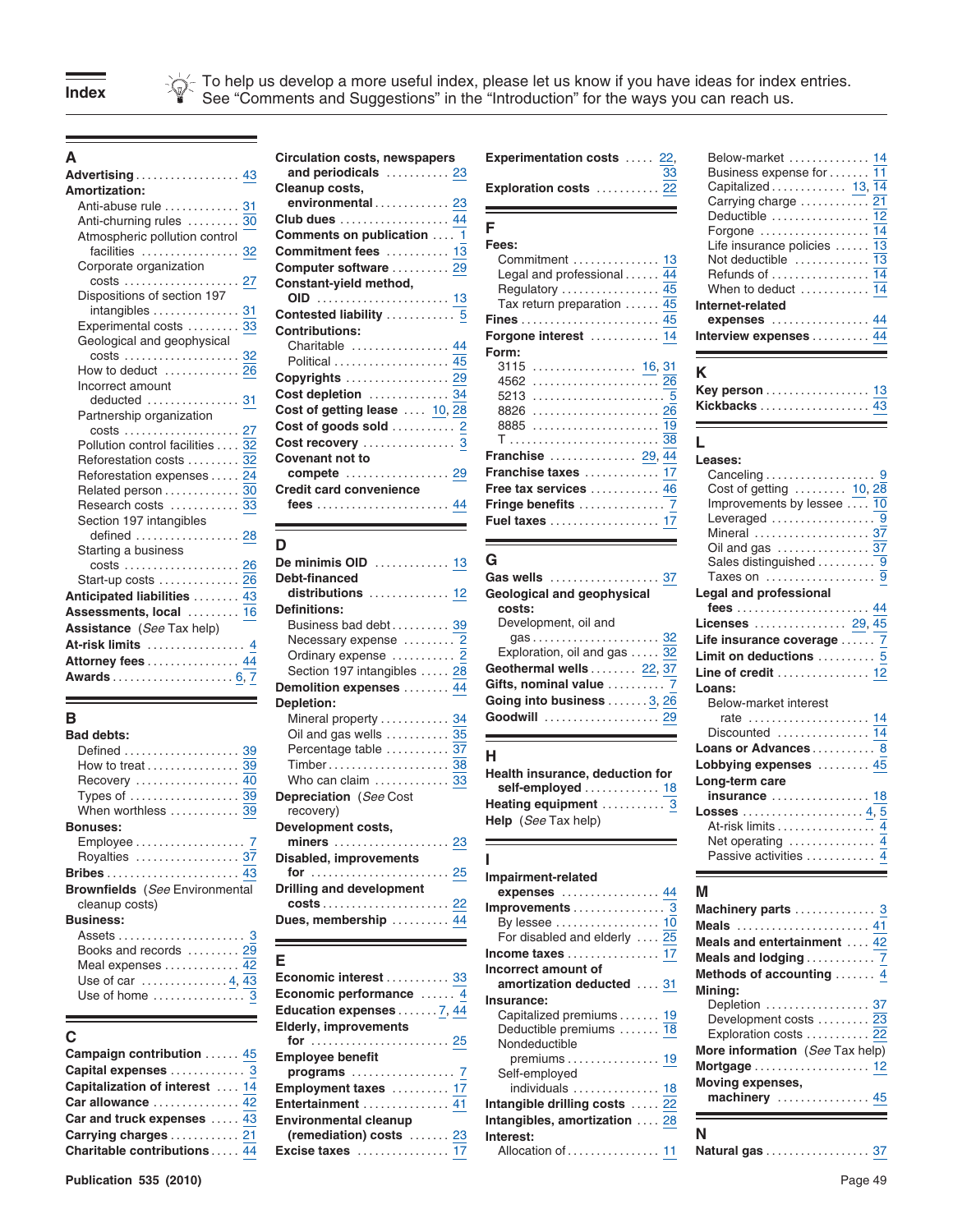# Index

To help us develop a more useful index, please let us know if you have ideas for index entries. See "Comments and Suggestions" in the "Introduction" for the ways you can reach us.

## A

**Advertising** .................. 43
**Amortization:**
- Anti-abuse rule .............. 31
- Anti-churning rules .......... 30
- Atmospheric pollution control facilities .............. 32
- Corporate organization costs .................. 27
- Dispositions of section 197 intangibles .............. 31
- Experimental costs .......... 33
- Geological and geophysical costs .................. 32
- How to deduct .............. 26
- Incorrect amount deducted .............. 31
- Partnership organization costs .................. 27
- Pollution control facilities .... 32
- Reforestation costs .......... 32
- Reforestation expenses ...... 24
- Related person .............. 30
- Research costs .............. 33
- Section 197 intangibles defined .............. 28
- Starting a business costs .................. 26
- Start-up costs .............. 26

**Anticipated liabilities** ........ 43
**Assessments, local** .......... 16
**Assistance** (*See* Tax help)
**At-risk limits** .............. 4
**Attorney fees** .............. 44
**Awards** .................. 6, 7

## B

**Bad debts:**
- Defined .................. 39
- How to treat .............. 39
- Recovery .................. 40
- Types of .................. 39
- When worthless .............. 39

**Bonuses:**
- Employee .................. 7
- Royalties .................. 37

**Bribes** .................. 43
**Brownfields** (*See* Environmental cleanup costs)
**Business:**
- Assets .................. 3
- Books and records .......... 29
- Meal expenses .............. 42
- Use of car .............. 4, 43
- Use of home .............. 3

## C

**Campaign contribution** ...... 45
**Capital expenses** .............. 3
**Capitalization of interest** .... 14
**Car allowance** .............. 42
**Car and truck expenses** ...... 43
**Carrying charges** .............. 21
**Charitable contributions** ...... 44
**Circulation costs, newspapers and periodicals** .............. 23
**Cleanup costs, environmental** .............. 23
**Club dues** .................. 44
**Comments on publication** .... 1
**Commitment fees** .............. 13
**Computer software** .......... 29
**Constant-yield method, OID** .................. 13
**Contested liability** .............. 5
**Contributions:**
- Charitable .................. 44
- Political .................. 45

**Copyrights** .................. 29
**Cost depletion** .............. 34
**Cost of getting lease** .... 10, 28
**Cost of goods sold** .......... 2
**Cost recovery** .............. 3
**Covenant not to compete** .................. 29
**Credit card convenience fees** .................. 44

## D

**De minimis OID** .............. 13
**Debt-financed distributions** .............. 12
**Definitions:**
- Business bad debt .......... 39
- Necessary expense .......... 2
- Ordinary expense .......... 2
- Section 197 intangibles .... 28

**Demolition expenses** .......... 44
**Depletion:**
- Mineral property .......... 34
- Oil and gas wells .......... 35
- Percentage table .......... 37
- Timber .................. 38
- Who can claim .............. 33

**Depreciation** (*See* Cost recovery)
**Development costs, miners** .................. 23
**Disabled, improvements for** .................. 25
**Drilling and development costs** .................. 22
**Dues, membership** .......... 44

## E

**Economic interest** .......... 33
**Economic performance** ...... 4
**Education expenses** ...... 7, 44
**Elderly, improvements for** .................. 25
**Employee benefit programs** .................. 7
**Employment taxes** .......... 17
**Entertainment** .............. 41
**Environmental cleanup (remediation) costs** ...... 23
**Excise taxes** .............. 17
**Experimentation costs** ...... 22, 33
**Exploration costs** .......... 22

## F

**Fees:**
- Commitment .............. 13
- Legal and professional ...... 44
- Regulatory .............. 45
- Tax return preparation ...... 45

**Fines** .................. 45
**Forgone interest** .......... 14
**Form:**
- 3115 .................. 16, 31
- 4562 .................. 26
- 5213 .................. 5
- 8826 .................. 26
- 8885 .................. 19
- T .................. 38

**Franchise** .............. 29, 44
**Franchise taxes** .......... 17
**Free tax services** .......... 46
**Fringe benefits** .............. 7
**Fuel taxes** .................. 17

## G

**Gas wells** .................. 37
**Geological and geophysical costs:**
- Development, oil and gas .................. 32
- Exploration, oil and gas .... 32

**Geothermal wells** ........ 22, 37
**Gifts, nominal value** .......... 7
**Going into business** ...... 3, 26
**Goodwill** .................. 29

## H

**Health insurance, deduction for self-employed** .......... 18
**Heating equipment** .......... 3
**Help** (*See* Tax help)

## I

**Impairment-related expenses** .............. 44
**Improvements** .............. 3
- By lessee .............. 10
- For disabled and elderly .... 25

**Income taxes** .............. 17
**Incorrect amount of amortization deducted** .... 31
**Insurance:**
- Capitalized premiums ...... 19
- Deductible premiums ...... 18
- Nondeductible premiums .............. 19
- Self-employed individuals .............. 18

**Intangible drilling costs** .... 22
**Intangibles, amortization** .... 28
**Interest:**
- Allocation of .............. 11
- Below-market .............. 14
- Business expense for ...... 11
- Capitalized .............. 13, 14
- Carrying charge .......... 21
- Deductible .............. 12
- Forgone .............. 14
- Life insurance policies ...... 13
- Not deductible .............. 13
- Refunds of .............. 14
- When to deduct .............. 14

**Internet-related expenses** .............. 44
**Interview expenses** .......... 44

## K

**Key person** .............. 13
**Kickbacks** .............. 43

## L

**Leases:**
- Canceling .............. 9
- Cost of getting .......... 10, 28
- Improvements by lessee .... 10
- Leveraged .............. 9
- Mineral .............. 37
- Oil and gas .............. 37
- Sales distinguished .......... 9
- Taxes on .............. 9

**Legal and professional fees** .............. 44
**Licenses** .............. 29, 45
**Life insurance coverage** ...... 7
**Limit on deductions** .......... 5
**Line of credit** .............. 12
**Loans:**
- Below-market interest rate .............. 14
- Discounted .............. 14

**Loans or Advances** .......... 8
**Lobbying expenses** .......... 45
**Long-term care insurance** .............. 18
**Losses** .............. 4, 5
- At-risk limits .............. 4
- Net operating .............. 4
- Passive activities .......... 4

## M

**Machinery parts** .............. 3
**Meals** .............. 41
**Meals and entertainment** .... 42
**Meals and lodging** .......... 7
**Methods of accounting** ...... 4
**Mining:**
- Depletion .............. 37
- Development costs .......... 23
- Exploration costs .......... 22

**More information** (*See* Tax help)
**Mortgage** .............. 12
**Moving expenses, machinery** .............. 45

## N

**Natural gas** .............. 37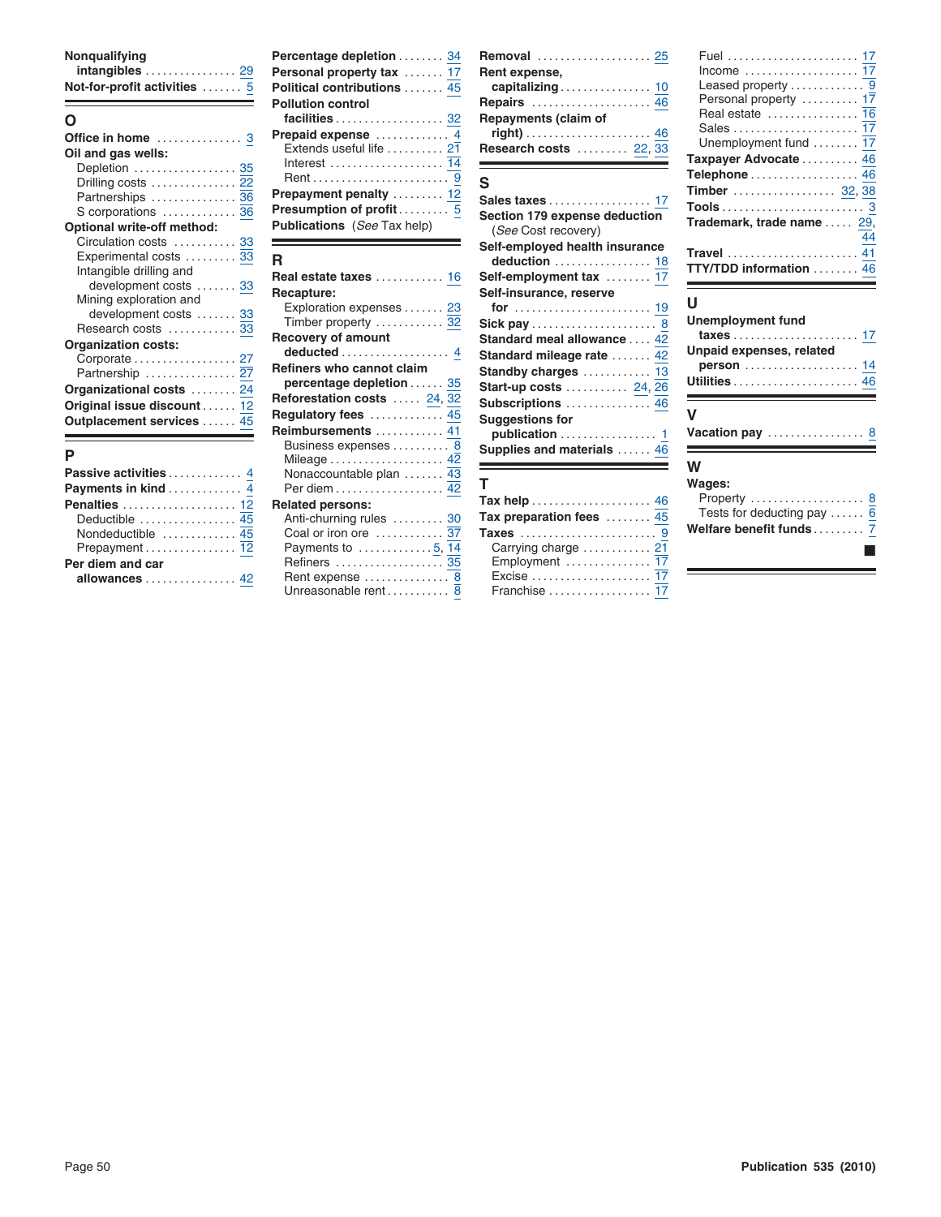**Nonqualifying intangibles** ........ 29
**Not-for-profit activities** ....... 5

## O

**Office in home** ........ 3
**Oil and gas wells:**
- Depletion ........ 35
- Drilling costs ........ 22
- Partnerships ........ 36
- S corporations ........ 36

**Optional write-off method:**
- Circulation costs ........ 33
- Experimental costs ........ 33
- Intangible drilling and development costs ........ 33
- Mining exploration and development costs ........ 33
- Research costs ........ 33

**Organization costs:**
- Corporate ........ 27
- Partnership ........ 27

**Organizational costs** ........ 24
**Original issue discount** ........ 12
**Outplacement services** ........ 45

## P

**Passive activities** ........ 4
**Payments in kind** ........ 4
**Penalties** ........ 12
- Deductible ........ 45
- Nondeductible ........ 45
- Prepayment ........ 12

**Per diem and car allowances** ........ 42
**Percentage depletion** ........ 34
**Personal property tax** ........ 17
**Political contributions** ........ 45
**Pollution control facilities** ........ 32
**Prepaid expense** ........ 4
- Extends useful life ........ 21
- Interest ........ 14
- Rent ........ 9

**Prepayment penalty** ........ 12
**Presumption of profit** ........ 5
**Publications** (*See* Tax help)

## R

**Real estate taxes** ........ 16
**Recapture:**
- Exploration expenses ........ 23
- Timber property ........ 32

**Recovery of amount deducted** ........ 4
**Refiners who cannot claim percentage depletion** ........ 35
**Reforestation costs** ........ 24, 32
**Regulatory fees** ........ 45
**Reimbursements** ........ 41
- Business expenses ........ 8
- Mileage ........ 42
- Nonaccountable plan ........ 43
- Per diem ........ 42

**Related persons:**
- Anti-churning rules ........ 30
- Coal or iron ore ........ 37
- Payments to ........ 5, 14
- Refiners ........ 35
- Rent expense ........ 8
- Unreasonable rent ........ 8

**Removal** ........ 25
**Rent expense, capitalizing** ........ 10
**Repairs** ........ 46
**Repayments (claim of right)** ........ 46
**Research costs** ........ 22, 33

## S

**Sales taxes** ........ 17
**Section 179 expense deduction** (*See* Cost recovery)
**Self-employed health insurance deduction** ........ 18
**Self-employment tax** ........ 17
**Self-insurance, reserve for** ........ 19
**Sick pay** ........ 8
**Standard meal allowance** ........ 42
**Standard mileage rate** ........ 42
**Standby charges** ........ 13
**Start-up costs** ........ 24, 26
**Subscriptions** ........ 46
**Suggestions for publication** ........ 1
**Supplies and materials** ........ 46

## T

**Tax help** ........ 46
**Tax preparation fees** ........ 45
**Taxes** ........ 9
- Carrying charge ........ 21
- Employment ........ 17
- Excise ........ 17
- Franchise ........ 17
- Fuel ........ 17
- Income ........ 17
- Leased property ........ 9
- Personal property ........ 17
- Real estate ........ 16
- Sales ........ 17
- Unemployment fund ........ 17

**Taxpayer Advocate** ........ 46
**Telephone** ........ 46
**Timber** ........ 32, 38
**Tools** ........ 3
**Trademark, trade name** ........ 29, 44
**Travel** ........ 41
**TTY/TDD information** ........ 46

## U

**Unemployment fund taxes** ........ 17
**Unpaid expenses, related person** ........ 14
**Utilities** ........ 46

## V

**Vacation pay** ........ 8

## W

**Wages:**
- Property ........ 8
- Tests for deducting pay ........ 6

**Welfare benefit funds** ........ 7

■